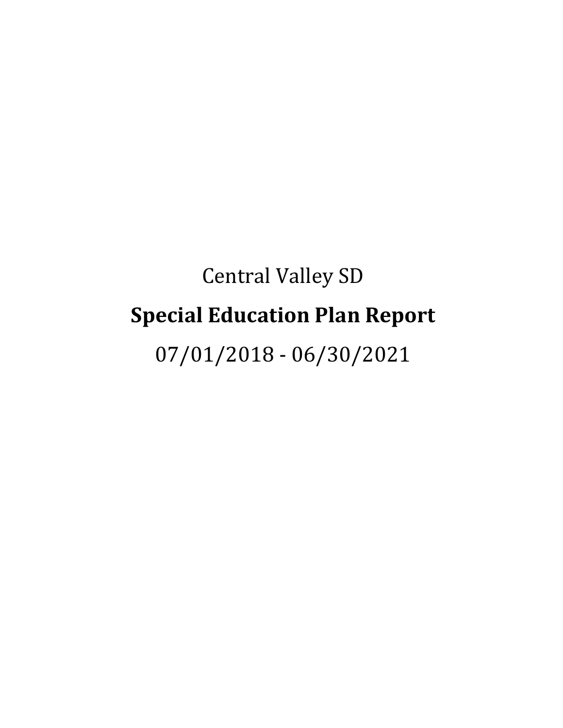Central Valley SD

# Special Education Plan Report

07/01/2018 - 06/30/2021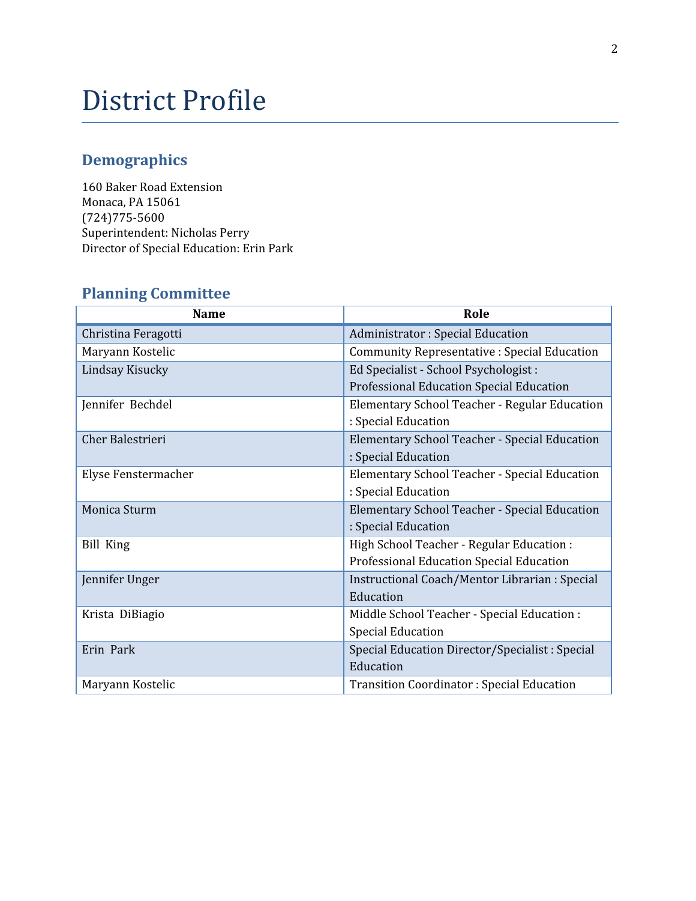# District Profile

## Demographics

160 Baker Road Extension
Monaca, PA 15061
(724)775-5600
Superintendent: Nicholas Perry
Director of Special Education: Erin Park

## Planning Committee

| Name | Role |
|---|---|
| Christina Feragotti | Administrator : Special Education |
| Maryann Kostelic | Community Representative : Special Education |
| Lindsay Kisucky | Ed Specialist - School Psychologist : Professional Education Special Education |
| Jennifer Bechdel | Elementary School Teacher - Regular Education : Special Education |
| Cher Balestrieri | Elementary School Teacher - Special Education : Special Education |
| Elyse Fenstermacher | Elementary School Teacher - Special Education : Special Education |
| Monica Sturm | Elementary School Teacher - Special Education : Special Education |
| Bill King | High School Teacher - Regular Education : Professional Education Special Education |
| Jennifer Unger | Instructional Coach/Mentor Librarian : Special Education |
| Krista DiBiagio | Middle School Teacher - Special Education : Special Education |
| Erin Park | Special Education Director/Specialist : Special Education |
| Maryann Kostelic | Transition Coordinator : Special Education |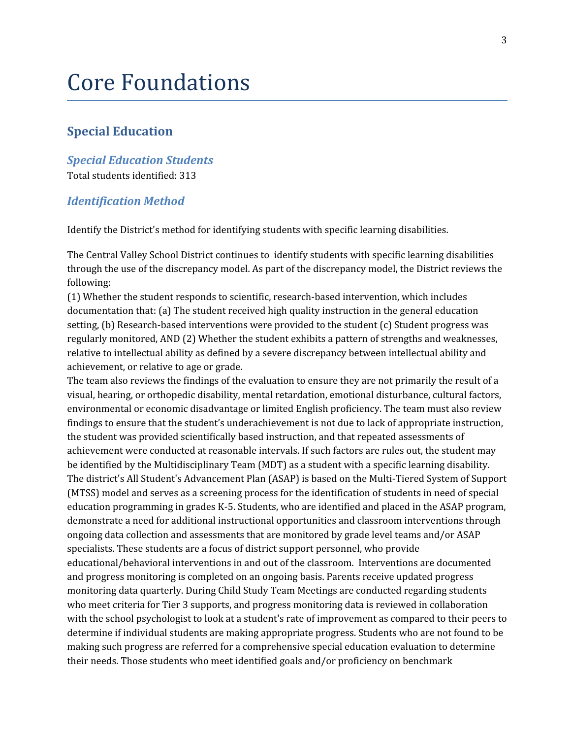# Core Foundations

## Special Education

### *Special Education Students*

Total students identified: 313

### *Identification Method*

Identify the District's method for identifying students with specific learning disabilities.

The Central Valley School District continues to identify students with specific learning disabilities through the use of the discrepancy model. As part of the discrepancy model, the District reviews the following:
(1) Whether the student responds to scientific, research-based intervention, which includes documentation that: (a) The student received high quality instruction in the general education setting, (b) Research-based interventions were provided to the student (c) Student progress was regularly monitored, AND (2) Whether the student exhibits a pattern of strengths and weaknesses, relative to intellectual ability as defined by a severe discrepancy between intellectual ability and achievement, or relative to age or grade.
The team also reviews the findings of the evaluation to ensure they are not primarily the result of a visual, hearing, or orthopedic disability, mental retardation, emotional disturbance, cultural factors, environmental or economic disadvantage or limited English proficiency. The team must also review findings to ensure that the student's underachievement is not due to lack of appropriate instruction, the student was provided scientifically based instruction, and that repeated assessments of achievement were conducted at reasonable intervals. If such factors are rules out, the student may be identified by the Multidisciplinary Team (MDT) as a student with a specific learning disability. The district's All Student's Advancement Plan (ASAP) is based on the Multi-Tiered System of Support (MTSS) model and serves as a screening process for the identification of students in need of special education programming in grades K-5. Students, who are identified and placed in the ASAP program, demonstrate a need for additional instructional opportunities and classroom interventions through ongoing data collection and assessments that are monitored by grade level teams and/or ASAP specialists. These students are a focus of district support personnel, who provide educational/behavioral interventions in and out of the classroom. Interventions are documented and progress monitoring is completed on an ongoing basis. Parents receive updated progress monitoring data quarterly. During Child Study Team Meetings are conducted regarding students who meet criteria for Tier 3 supports, and progress monitoring data is reviewed in collaboration with the school psychologist to look at a student's rate of improvement as compared to their peers to determine if individual students are making appropriate progress. Students who are not found to be making such progress are referred for a comprehensive special education evaluation to determine their needs. Those students who meet identified goals and/or proficiency on benchmark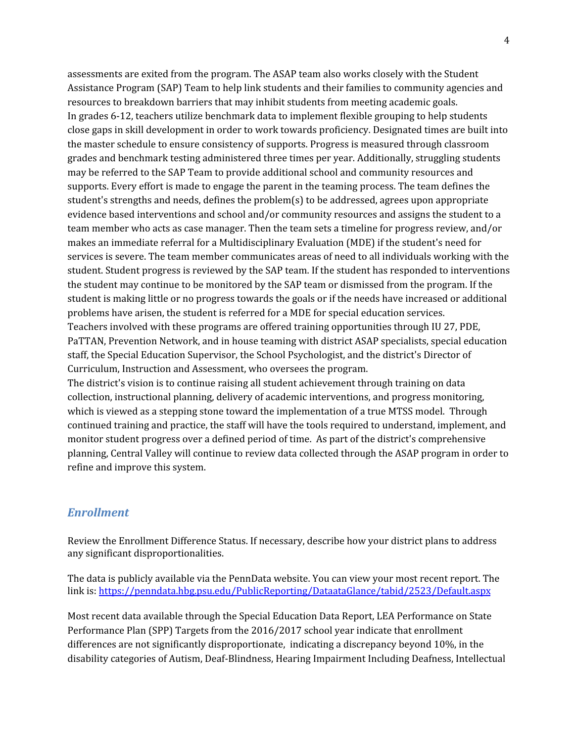assessments are exited from the program. The ASAP team also works closely with the Student Assistance Program (SAP) Team to help link students and their families to community agencies and resources to breakdown barriers that may inhibit students from meeting academic goals.

In grades 6-12, teachers utilize benchmark data to implement flexible grouping to help students close gaps in skill development in order to work towards proficiency. Designated times are built into the master schedule to ensure consistency of supports. Progress is measured through classroom grades and benchmark testing administered three times per year. Additionally, struggling students may be referred to the SAP Team to provide additional school and community resources and supports. Every effort is made to engage the parent in the teaming process. The team defines the student's strengths and needs, defines the problem(s) to be addressed, agrees upon appropriate evidence based interventions and school and/or community resources and assigns the student to a team member who acts as case manager. Then the team sets a timeline for progress review, and/or makes an immediate referral for a Multidisciplinary Evaluation (MDE) if the student's need for services is severe. The team member communicates areas of need to all individuals working with the student. Student progress is reviewed by the SAP team. If the student has responded to interventions the student may continue to be monitored by the SAP team or dismissed from the program. If the student is making little or no progress towards the goals or if the needs have increased or additional problems have arisen, the student is referred for a MDE for special education services.

Teachers involved with these programs are offered training opportunities through IU 27, PDE, PaTTAN, Prevention Network, and in house teaming with district ASAP specialists, special education staff, the Special Education Supervisor, the School Psychologist, and the district's Director of Curriculum, Instruction and Assessment, who oversees the program.

The district's vision is to continue raising all student achievement through training on data collection, instructional planning, delivery of academic interventions, and progress monitoring, which is viewed as a stepping stone toward the implementation of a true MTSS model. Through continued training and practice, the staff will have the tools required to understand, implement, and monitor student progress over a defined period of time. As part of the district's comprehensive planning, Central Valley will continue to review data collected through the ASAP program in order to refine and improve this system.

## *Enrollment*

Review the Enrollment Difference Status. If necessary, describe how your district plans to address any significant disproportionalities.

The data is publicly available via the PennData website. You can view your most recent report. The link is: [https://penndata.hbg.psu.edu/PublicReporting/DataataGlance/tabid/2523/Default.aspx](https://penndata.hbg.psu.edu/PublicReporting/DataataGlance/tabid/2523/Default.aspx)

Most recent data available through the Special Education Data Report, LEA Performance on State Performance Plan (SPP) Targets from the 2016/2017 school year indicate that enrollment differences are not significantly disproportionate, indicating a discrepancy beyond 10%, in the disability categories of Autism, Deaf-Blindness, Hearing Impairment Including Deafness, Intellectual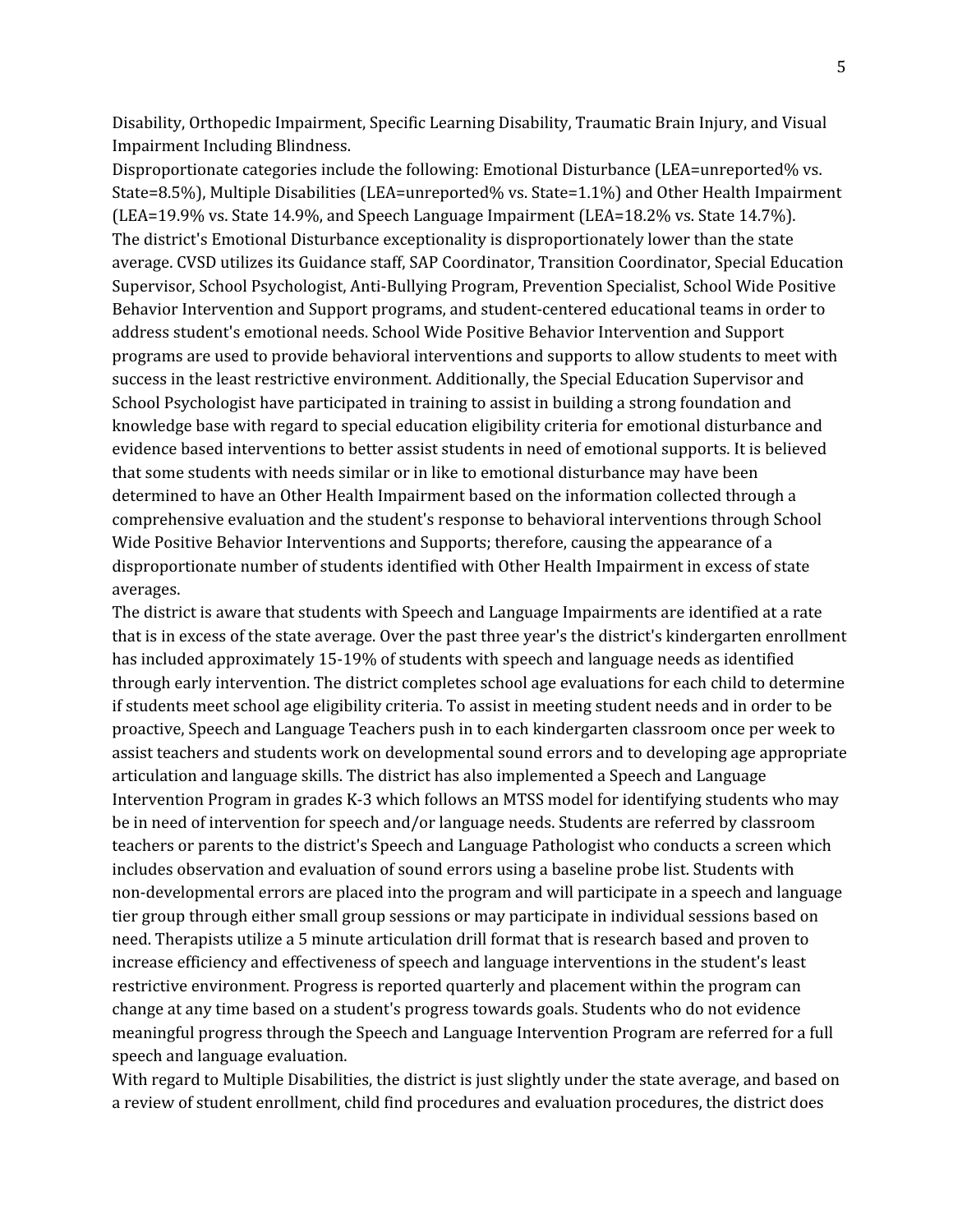Disability, Orthopedic Impairment, Specific Learning Disability, Traumatic Brain Injury, and Visual Impairment Including Blindness.

Disproportionate categories include the following: Emotional Disturbance (LEA=unreported% vs. State=8.5%), Multiple Disabilities (LEA=unreported% vs. State=1.1%) and Other Health Impairment (LEA=19.9% vs. State 14.9%, and Speech Language Impairment (LEA=18.2% vs. State 14.7%).

The district's Emotional Disturbance exceptionality is disproportionately lower than the state average. CVSD utilizes its Guidance staff, SAP Coordinator, Transition Coordinator, Special Education Supervisor, School Psychologist, Anti-Bullying Program, Prevention Specialist, School Wide Positive Behavior Intervention and Support programs, and student-centered educational teams in order to address student's emotional needs. School Wide Positive Behavior Intervention and Support programs are used to provide behavioral interventions and supports to allow students to meet with success in the least restrictive environment. Additionally, the Special Education Supervisor and School Psychologist have participated in training to assist in building a strong foundation and knowledge base with regard to special education eligibility criteria for emotional disturbance and evidence based interventions to better assist students in need of emotional supports. It is believed that some students with needs similar or in like to emotional disturbance may have been determined to have an Other Health Impairment based on the information collected through a comprehensive evaluation and the student's response to behavioral interventions through School Wide Positive Behavior Interventions and Supports; therefore, causing the appearance of a disproportionate number of students identified with Other Health Impairment in excess of state averages.

The district is aware that students with Speech and Language Impairments are identified at a rate that is in excess of the state average. Over the past three year's the district's kindergarten enrollment has included approximately 15-19% of students with speech and language needs as identified through early intervention. The district completes school age evaluations for each child to determine if students meet school age eligibility criteria. To assist in meeting student needs and in order to be proactive, Speech and Language Teachers push in to each kindergarten classroom once per week to assist teachers and students work on developmental sound errors and to developing age appropriate articulation and language skills. The district has also implemented a Speech and Language Intervention Program in grades K-3 which follows an MTSS model for identifying students who may be in need of intervention for speech and/or language needs. Students are referred by classroom teachers or parents to the district's Speech and Language Pathologist who conducts a screen which includes observation and evaluation of sound errors using a baseline probe list. Students with non-developmental errors are placed into the program and will participate in a speech and language tier group through either small group sessions or may participate in individual sessions based on need. Therapists utilize a 5 minute articulation drill format that is research based and proven to increase efficiency and effectiveness of speech and language interventions in the student's least restrictive environment. Progress is reported quarterly and placement within the program can change at any time based on a student's progress towards goals. Students who do not evidence meaningful progress through the Speech and Language Intervention Program are referred for a full speech and language evaluation.

With regard to Multiple Disabilities, the district is just slightly under the state average, and based on a review of student enrollment, child find procedures and evaluation procedures, the district does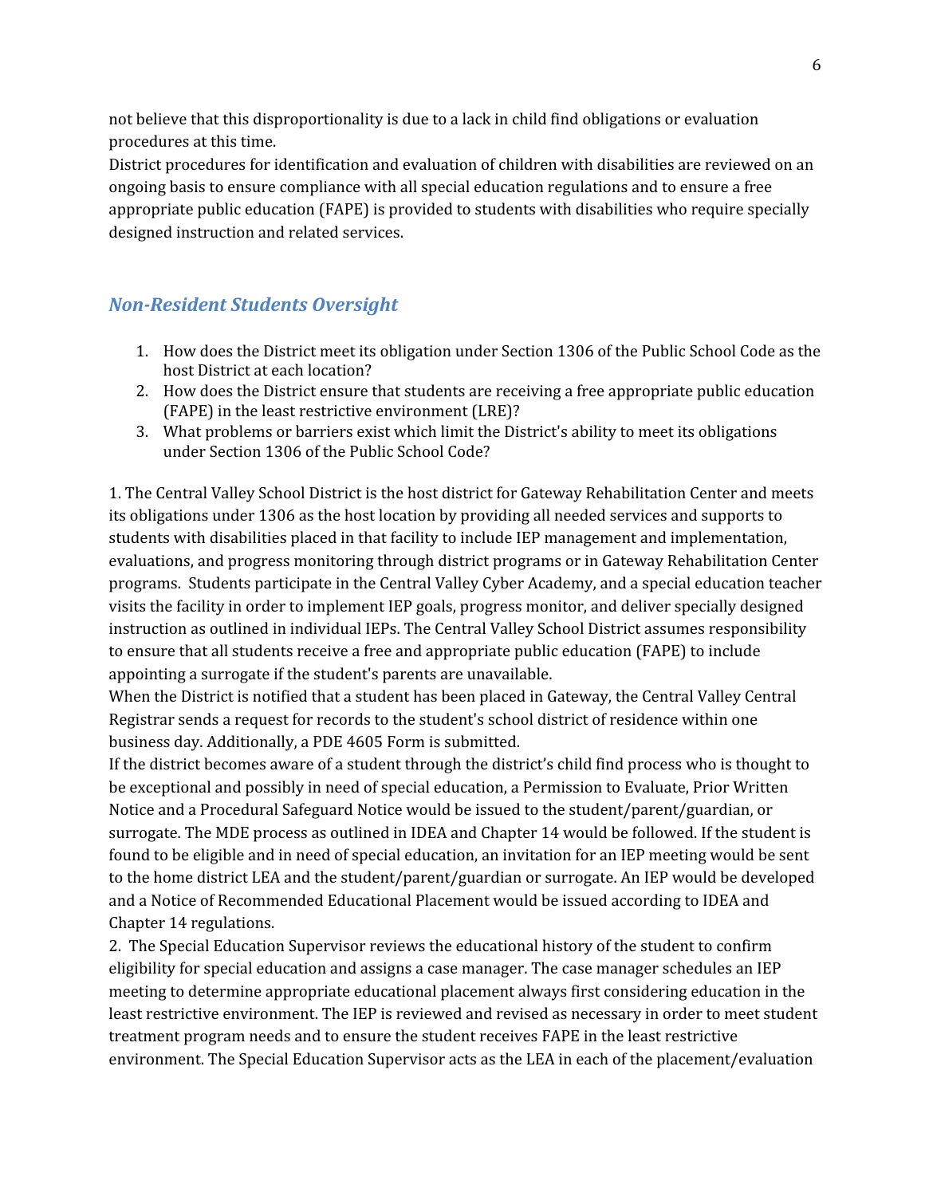not believe that this disproportionality is due to a lack in child find obligations or evaluation procedures at this time.

District procedures for identification and evaluation of children with disabilities are reviewed on an ongoing basis to ensure compliance with all special education regulations and to ensure a free appropriate public education (FAPE) is provided to students with disabilities who require specially designed instruction and related services.

## *Non-Resident Students Oversight*

1. How does the District meet its obligation under Section 1306 of the Public School Code as the host District at each location?
2. How does the District ensure that students are receiving a free appropriate public education (FAPE) in the least restrictive environment (LRE)?
3. What problems or barriers exist which limit the District's ability to meet its obligations under Section 1306 of the Public School Code?

1. The Central Valley School District is the host district for Gateway Rehabilitation Center and meets its obligations under 1306 as the host location by providing all needed services and supports to students with disabilities placed in that facility to include IEP management and implementation, evaluations, and progress monitoring through district programs or in Gateway Rehabilitation Center programs. Students participate in the Central Valley Cyber Academy, and a special education teacher visits the facility in order to implement IEP goals, progress monitor, and deliver specially designed instruction as outlined in individual IEPs. The Central Valley School District assumes responsibility to ensure that all students receive a free and appropriate public education (FAPE) to include appointing a surrogate if the student's parents are unavailable.

When the District is notified that a student has been placed in Gateway, the Central Valley Central Registrar sends a request for records to the student's school district of residence within one business day. Additionally, a PDE 4605 Form is submitted.

If the district becomes aware of a student through the district's child find process who is thought to be exceptional and possibly in need of special education, a Permission to Evaluate, Prior Written Notice and a Procedural Safeguard Notice would be issued to the student/parent/guardian, or surrogate. The MDE process as outlined in IDEA and Chapter 14 would be followed. If the student is found to be eligible and in need of special education, an invitation for an IEP meeting would be sent to the home district LEA and the student/parent/guardian or surrogate. An IEP would be developed and a Notice of Recommended Educational Placement would be issued according to IDEA and Chapter 14 regulations.

2. The Special Education Supervisor reviews the educational history of the student to confirm eligibility for special education and assigns a case manager. The case manager schedules an IEP meeting to determine appropriate educational placement always first considering education in the least restrictive environment. The IEP is reviewed and revised as necessary in order to meet student treatment program needs and to ensure the student receives FAPE in the least restrictive environment. The Special Education Supervisor acts as the LEA in each of the placement/evaluation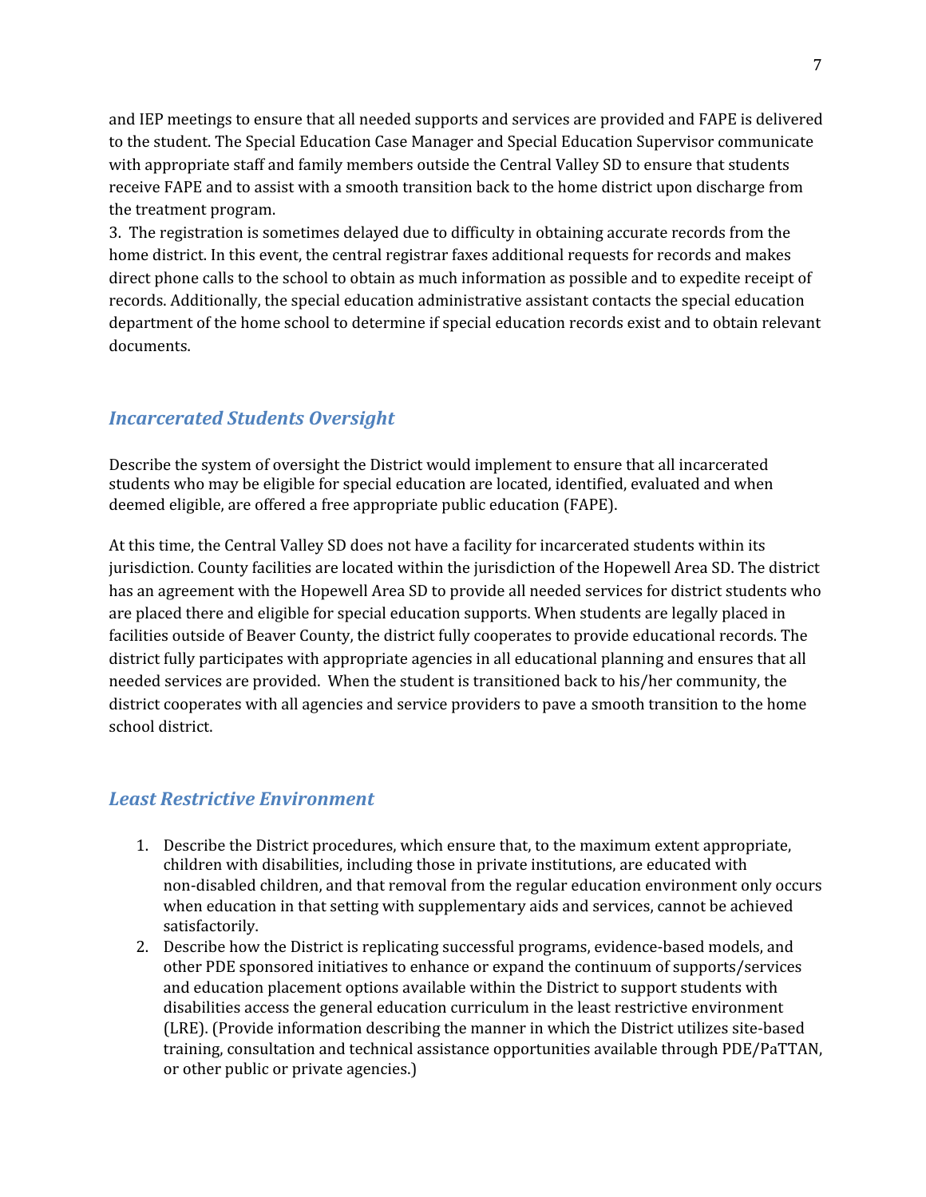and IEP meetings to ensure that all needed supports and services are provided and FAPE is delivered to the student. The Special Education Case Manager and Special Education Supervisor communicate with appropriate staff and family members outside the Central Valley SD to ensure that students receive FAPE and to assist with a smooth transition back to the home district upon discharge from the treatment program.

3. The registration is sometimes delayed due to difficulty in obtaining accurate records from the home district. In this event, the central registrar faxes additional requests for records and makes direct phone calls to the school to obtain as much information as possible and to expedite receipt of records. Additionally, the special education administrative assistant contacts the special education department of the home school to determine if special education records exist and to obtain relevant documents.

## *Incarcerated Students Oversight*

Describe the system of oversight the District would implement to ensure that all incarcerated students who may be eligible for special education are located, identified, evaluated and when deemed eligible, are offered a free appropriate public education (FAPE).

At this time, the Central Valley SD does not have a facility for incarcerated students within its jurisdiction. County facilities are located within the jurisdiction of the Hopewell Area SD. The district has an agreement with the Hopewell Area SD to provide all needed services for district students who are placed there and eligible for special education supports. When students are legally placed in facilities outside of Beaver County, the district fully cooperates to provide educational records. The district fully participates with appropriate agencies in all educational planning and ensures that all needed services are provided. When the student is transitioned back to his/her community, the district cooperates with all agencies and service providers to pave a smooth transition to the home school district.

## *Least Restrictive Environment*

1. Describe the District procedures, which ensure that, to the maximum extent appropriate, children with disabilities, including those in private institutions, are educated with non-disabled children, and that removal from the regular education environment only occurs when education in that setting with supplementary aids and services, cannot be achieved satisfactorily.
2. Describe how the District is replicating successful programs, evidence-based models, and other PDE sponsored initiatives to enhance or expand the continuum of supports/services and education placement options available within the District to support students with disabilities access the general education curriculum in the least restrictive environment (LRE). (Provide information describing the manner in which the District utilizes site-based training, consultation and technical assistance opportunities available through PDE/PaTTAN, or other public or private agencies.)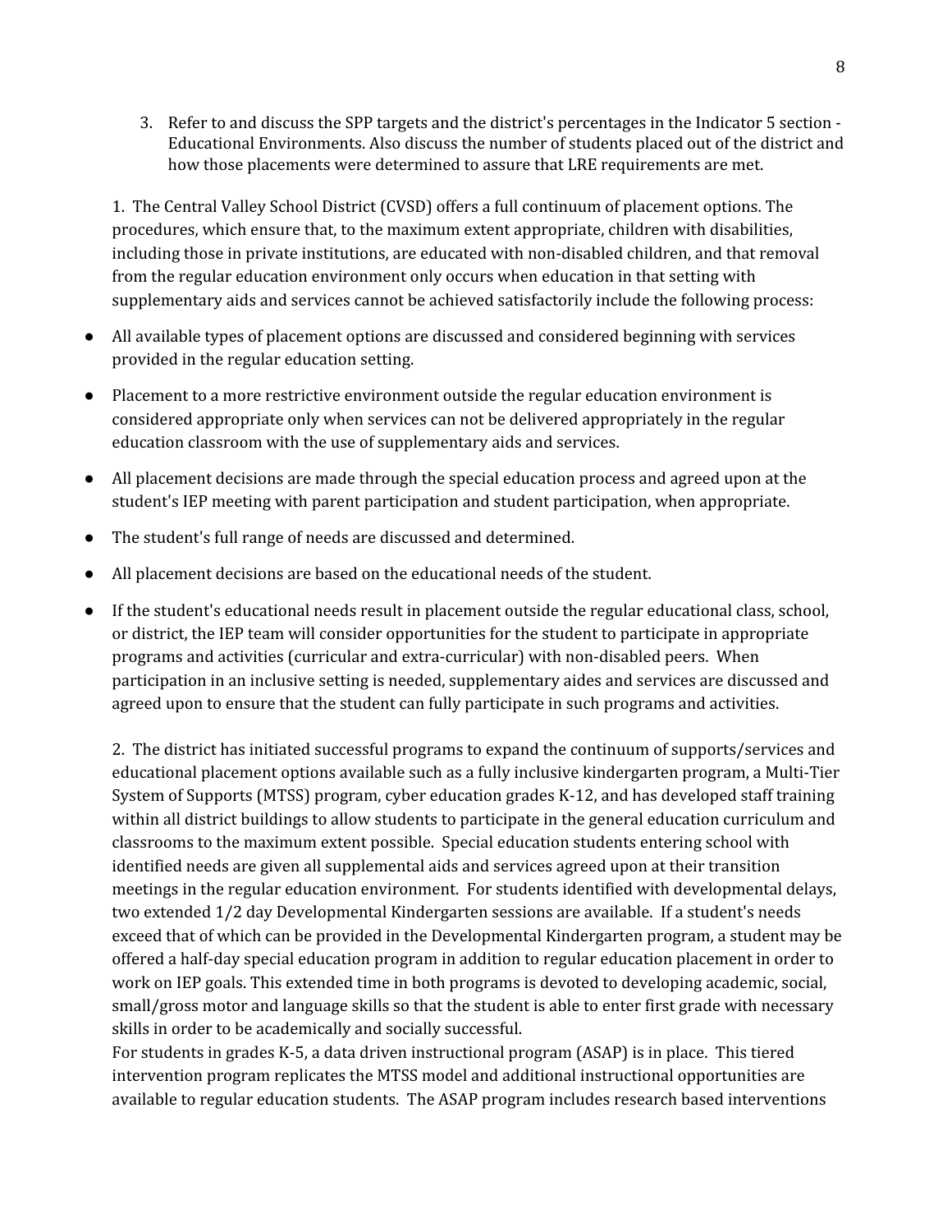3. Refer to and discuss the SPP targets and the district's percentages in the Indicator 5 section - Educational Environments. Also discuss the number of students placed out of the district and how those placements were determined to assure that LRE requirements are met.

1. The Central Valley School District (CVSD) offers a full continuum of placement options. The procedures, which ensure that, to the maximum extent appropriate, children with disabilities, including those in private institutions, are educated with non-disabled children, and that removal from the regular education environment only occurs when education in that setting with supplementary aids and services cannot be achieved satisfactorily include the following process:

- All available types of placement options are discussed and considered beginning with services provided in the regular education setting.
- Placement to a more restrictive environment outside the regular education environment is considered appropriate only when services can not be delivered appropriately in the regular education classroom with the use of supplementary aids and services.
- All placement decisions are made through the special education process and agreed upon at the student's IEP meeting with parent participation and student participation, when appropriate.
- The student's full range of needs are discussed and determined.
- All placement decisions are based on the educational needs of the student.
- If the student's educational needs result in placement outside the regular educational class, school, or district, the IEP team will consider opportunities for the student to participate in appropriate programs and activities (curricular and extra-curricular) with non-disabled peers. When participation in an inclusive setting is needed, supplementary aides and services are discussed and agreed upon to ensure that the student can fully participate in such programs and activities.

2. The district has initiated successful programs to expand the continuum of supports/services and educational placement options available such as a fully inclusive kindergarten program, a Multi-Tier System of Supports (MTSS) program, cyber education grades K-12, and has developed staff training within all district buildings to allow students to participate in the general education curriculum and classrooms to the maximum extent possible. Special education students entering school with identified needs are given all supplemental aids and services agreed upon at their transition meetings in the regular education environment. For students identified with developmental delays, two extended 1/2 day Developmental Kindergarten sessions are available. If a student's needs exceed that of which can be provided in the Developmental Kindergarten program, a student may be offered a half-day special education program in addition to regular education placement in order to work on IEP goals. This extended time in both programs is devoted to developing academic, social, small/gross motor and language skills so that the student is able to enter first grade with necessary skills in order to be academically and socially successful.
For students in grades K-5, a data driven instructional program (ASAP) is in place. This tiered intervention program replicates the MTSS model and additional instructional opportunities are available to regular education students. The ASAP program includes research based interventions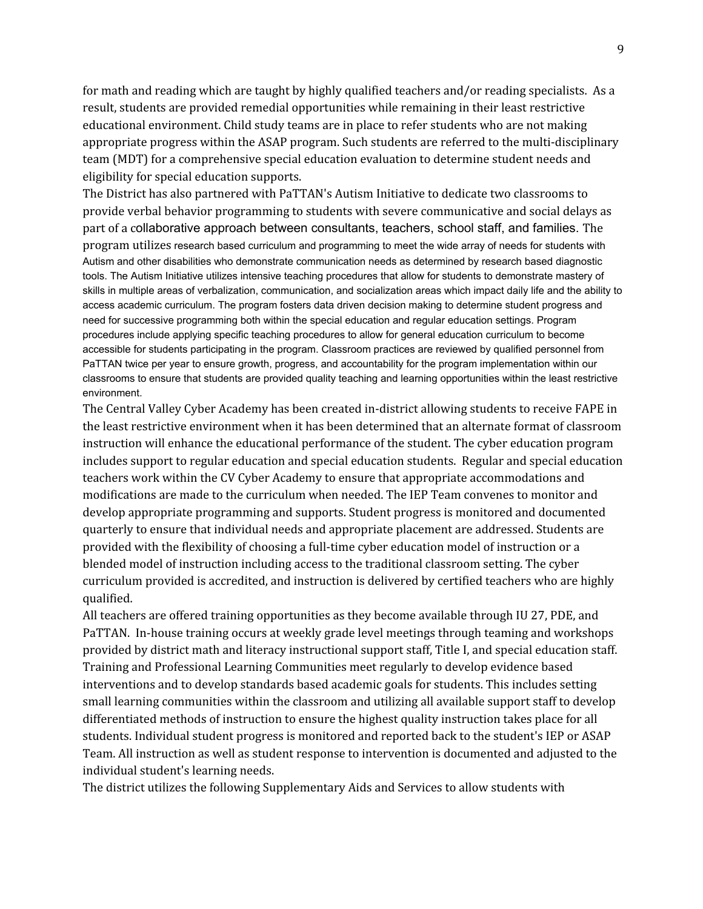for math and reading which are taught by highly qualified teachers and/or reading specialists. As a result, students are provided remedial opportunities while remaining in their least restrictive educational environment. Child study teams are in place to refer students who are not making appropriate progress within the ASAP program. Such students are referred to the multi-disciplinary team (MDT) for a comprehensive special education evaluation to determine student needs and eligibility for special education supports.

The District has also partnered with PaTTAN's Autism Initiative to dedicate two classrooms to provide verbal behavior programming to students with severe communicative and social delays as part of a collaborative approach between consultants, teachers, school staff, and families. The program utilizes research based curriculum and programming to meet the wide array of needs for students with Autism and other disabilities who demonstrate communication needs as determined by research based diagnostic tools. The Autism Initiative utilizes intensive teaching procedures that allow for students to demonstrate mastery of skills in multiple areas of verbalization, communication, and socialization areas which impact daily life and the ability to access academic curriculum. The program fosters data driven decision making to determine student progress and need for successive programming both within the special education and regular education settings. Program procedures include applying specific teaching procedures to allow for general education curriculum to become accessible for students participating in the program. Classroom practices are reviewed by qualified personnel from PaTTAN twice per year to ensure growth, progress, and accountability for the program implementation within our classrooms to ensure that students are provided quality teaching and learning opportunities within the least restrictive environment.

The Central Valley Cyber Academy has been created in-district allowing students to receive FAPE in the least restrictive environment when it has been determined that an alternate format of classroom instruction will enhance the educational performance of the student. The cyber education program includes support to regular education and special education students. Regular and special education teachers work within the CV Cyber Academy to ensure that appropriate accommodations and modifications are made to the curriculum when needed. The IEP Team convenes to monitor and develop appropriate programming and supports. Student progress is monitored and documented quarterly to ensure that individual needs and appropriate placement are addressed. Students are provided with the flexibility of choosing a full-time cyber education model of instruction or a blended model of instruction including access to the traditional classroom setting. The cyber curriculum provided is accredited, and instruction is delivered by certified teachers who are highly qualified.

All teachers are offered training opportunities as they become available through IU 27, PDE, and PaTTAN. In-house training occurs at weekly grade level meetings through teaming and workshops provided by district math and literacy instructional support staff, Title I, and special education staff. Training and Professional Learning Communities meet regularly to develop evidence based interventions and to develop standards based academic goals for students. This includes setting small learning communities within the classroom and utilizing all available support staff to develop differentiated methods of instruction to ensure the highest quality instruction takes place for all students. Individual student progress is monitored and reported back to the student's IEP or ASAP Team. All instruction as well as student response to intervention is documented and adjusted to the individual student's learning needs.

The district utilizes the following Supplementary Aids and Services to allow students with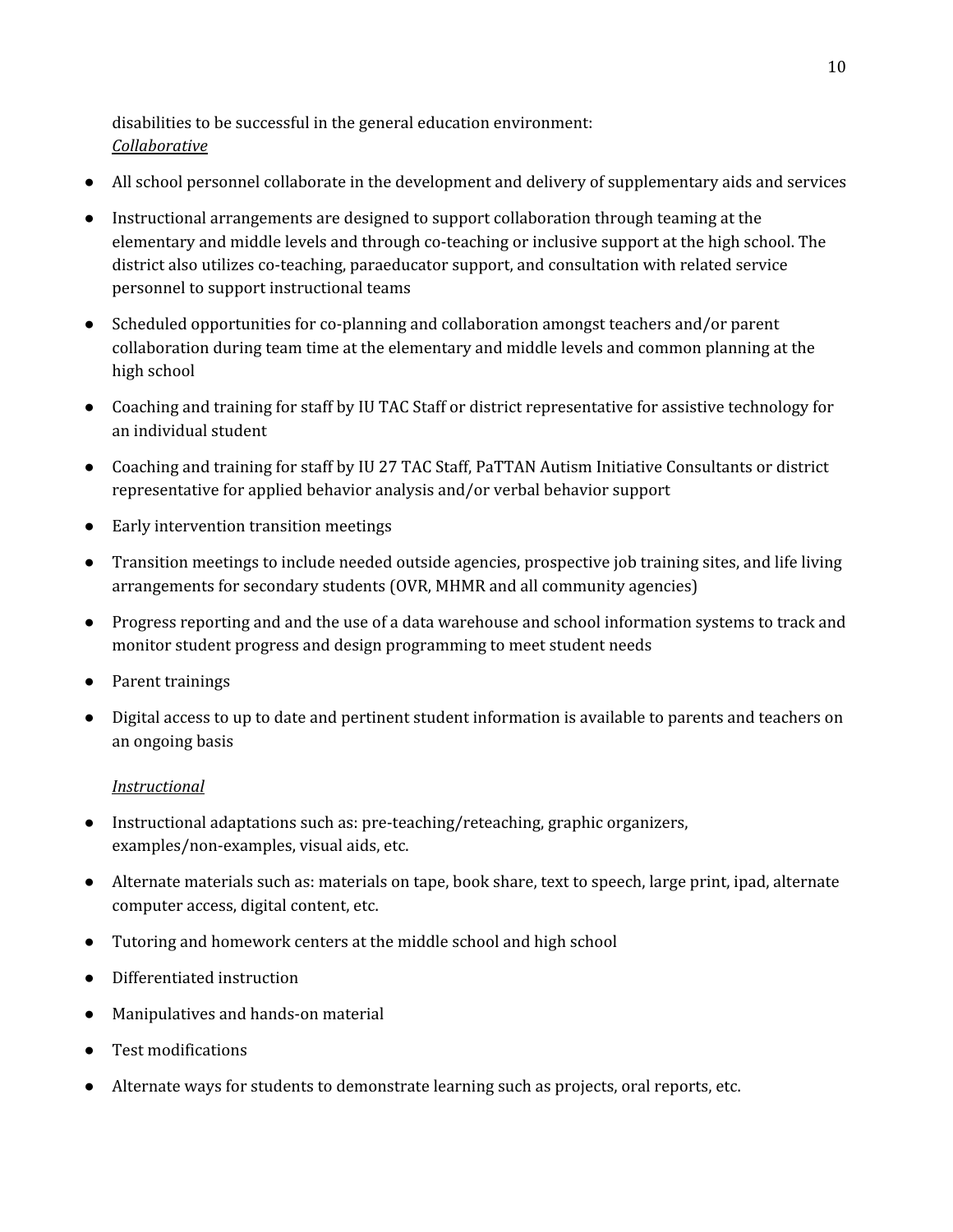disabilities to be successful in the general education environment:
*Collaborative*

- All school personnel collaborate in the development and delivery of supplementary aids and services
- Instructional arrangements are designed to support collaboration through teaming at the elementary and middle levels and through co-teaching or inclusive support at the high school. The district also utilizes co-teaching, paraeducator support, and consultation with related service personnel to support instructional teams
- Scheduled opportunities for co-planning and collaboration amongst teachers and/or parent collaboration during team time at the elementary and middle levels and common planning at the high school
- Coaching and training for staff by IU TAC Staff or district representative for assistive technology for an individual student
- Coaching and training for staff by IU 27 TAC Staff, PaTTAN Autism Initiative Consultants or district representative for applied behavior analysis and/or verbal behavior support
- Early intervention transition meetings
- Transition meetings to include needed outside agencies, prospective job training sites, and life living arrangements for secondary students (OVR, MHMR and all community agencies)
- Progress reporting and and the use of a data warehouse and school information systems to track and monitor student progress and design programming to meet student needs
- Parent trainings
- Digital access to up to date and pertinent student information is available to parents and teachers on an ongoing basis

*Instructional*

- Instructional adaptations such as: pre-teaching/reteaching, graphic organizers, examples/non-examples, visual aids, etc.
- Alternate materials such as: materials on tape, book share, text to speech, large print, ipad, alternate computer access, digital content, etc.
- Tutoring and homework centers at the middle school and high school
- Differentiated instruction
- Manipulatives and hands-on material
- Test modifications
- Alternate ways for students to demonstrate learning such as projects, oral reports, etc.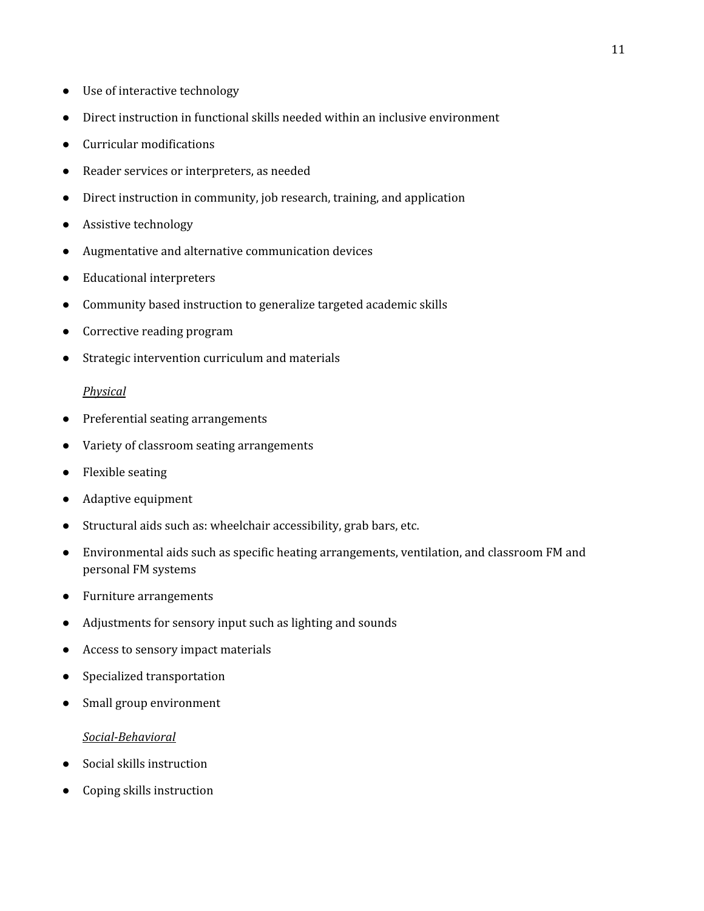- Use of interactive technology
- Direct instruction in functional skills needed within an inclusive environment
- Curricular modifications
- Reader services or interpreters, as needed
- Direct instruction in community, job research, training, and application
- Assistive technology
- Augmentative and alternative communication devices
- Educational interpreters
- Community based instruction to generalize targeted academic skills
- Corrective reading program
- Strategic intervention curriculum and materials

*Physical*

- Preferential seating arrangements
- Variety of classroom seating arrangements
- Flexible seating
- Adaptive equipment
- Structural aids such as: wheelchair accessibility, grab bars, etc.
- Environmental aids such as specific heating arrangements, ventilation, and classroom FM and personal FM systems
- Furniture arrangements
- Adjustments for sensory input such as lighting and sounds
- Access to sensory impact materials
- Specialized transportation
- Small group environment

*Social-Behavioral*

- Social skills instruction
- Coping skills instruction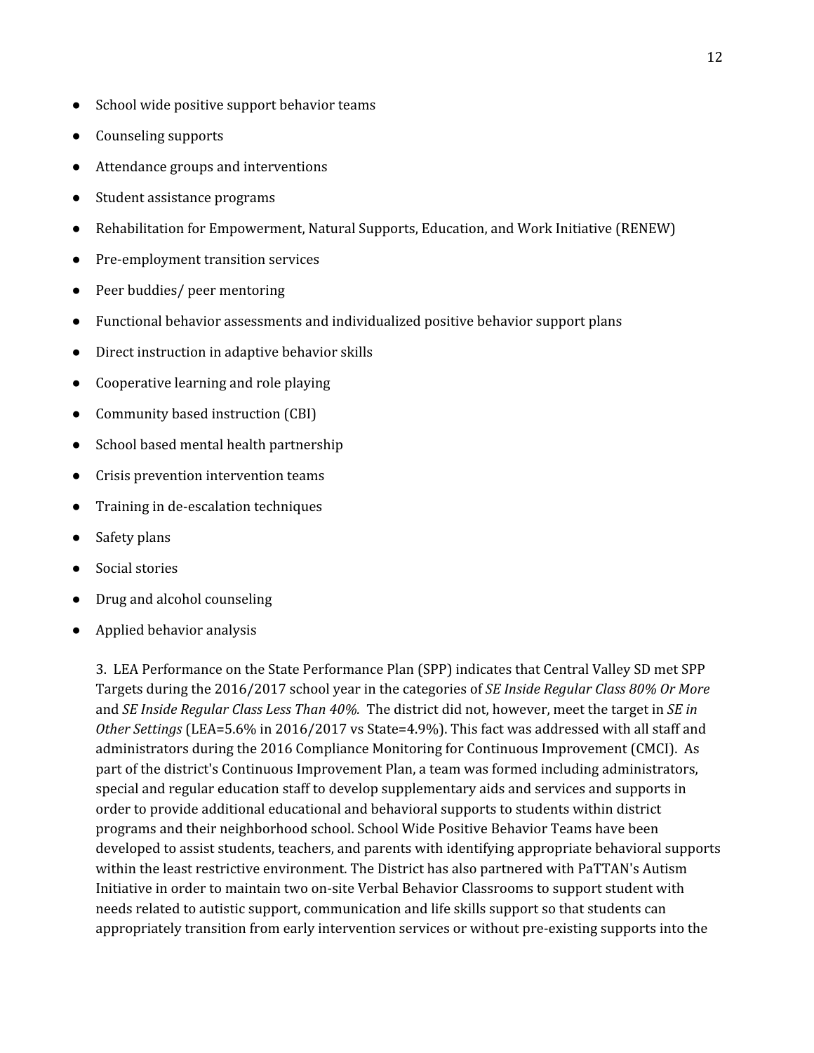- School wide positive support behavior teams
- Counseling supports
- Attendance groups and interventions
- Student assistance programs
- Rehabilitation for Empowerment, Natural Supports, Education, and Work Initiative (RENEW)
- Pre-employment transition services
- Peer buddies/ peer mentoring
- Functional behavior assessments and individualized positive behavior support plans
- Direct instruction in adaptive behavior skills
- Cooperative learning and role playing
- Community based instruction (CBI)
- School based mental health partnership
- Crisis prevention intervention teams
- Training in de-escalation techniques
- Safety plans
- Social stories
- Drug and alcohol counseling
- Applied behavior analysis

3. LEA Performance on the State Performance Plan (SPP) indicates that Central Valley SD met SPP Targets during the 2016/2017 school year in the categories of *SE Inside Regular Class 80% Or More* and *SE Inside Regular Class Less Than 40%.* The district did not, however, meet the target in *SE in Other Settings* (LEA=5.6% in 2016/2017 vs State=4.9%). This fact was addressed with all staff and administrators during the 2016 Compliance Monitoring for Continuous Improvement (CMCI). As part of the district's Continuous Improvement Plan, a team was formed including administrators, special and regular education staff to develop supplementary aids and services and supports in order to provide additional educational and behavioral supports to students within district programs and their neighborhood school. School Wide Positive Behavior Teams have been developed to assist students, teachers, and parents with identifying appropriate behavioral supports within the least restrictive environment. The District has also partnered with PaTTAN's Autism Initiative in order to maintain two on-site Verbal Behavior Classrooms to support student with needs related to autistic support, communication and life skills support so that students can appropriately transition from early intervention services or without pre-existing supports into the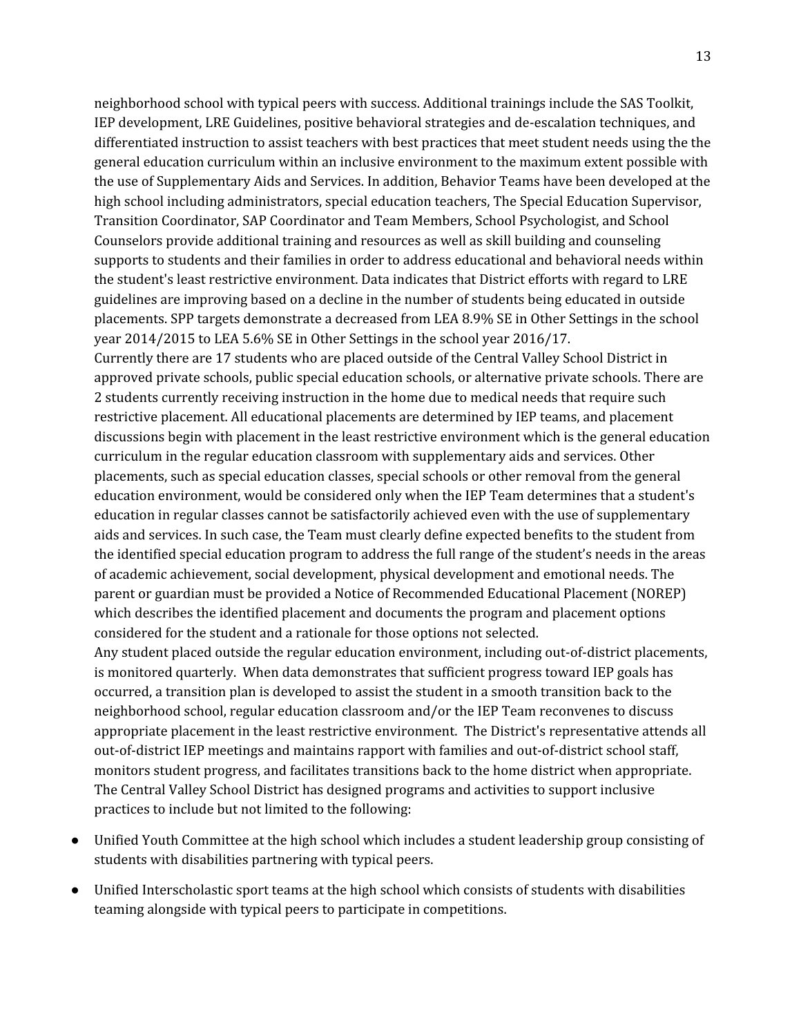neighborhood school with typical peers with success. Additional trainings include the SAS Toolkit, IEP development, LRE Guidelines, positive behavioral strategies and de-escalation techniques, and differentiated instruction to assist teachers with best practices that meet student needs using the the general education curriculum within an inclusive environment to the maximum extent possible with the use of Supplementary Aids and Services. In addition, Behavior Teams have been developed at the high school including administrators, special education teachers, The Special Education Supervisor, Transition Coordinator, SAP Coordinator and Team Members, School Psychologist, and School Counselors provide additional training and resources as well as skill building and counseling supports to students and their families in order to address educational and behavioral needs within the student's least restrictive environment. Data indicates that District efforts with regard to LRE guidelines are improving based on a decline in the number of students being educated in outside placements. SPP targets demonstrate a decreased from LEA 8.9% SE in Other Settings in the school year 2014/2015 to LEA 5.6% SE in Other Settings in the school year 2016/17.

Currently there are 17 students who are placed outside of the Central Valley School District in approved private schools, public special education schools, or alternative private schools. There are 2 students currently receiving instruction in the home due to medical needs that require such restrictive placement. All educational placements are determined by IEP teams, and placement discussions begin with placement in the least restrictive environment which is the general education curriculum in the regular education classroom with supplementary aids and services. Other placements, such as special education classes, special schools or other removal from the general education environment, would be considered only when the IEP Team determines that a student's education in regular classes cannot be satisfactorily achieved even with the use of supplementary aids and services. In such case, the Team must clearly define expected benefits to the student from the identified special education program to address the full range of the student's needs in the areas of academic achievement, social development, physical development and emotional needs. The parent or guardian must be provided a Notice of Recommended Educational Placement (NOREP) which describes the identified placement and documents the program and placement options considered for the student and a rationale for those options not selected.

Any student placed outside the regular education environment, including out-of-district placements, is monitored quarterly. When data demonstrates that sufficient progress toward IEP goals has occurred, a transition plan is developed to assist the student in a smooth transition back to the neighborhood school, regular education classroom and/or the IEP Team reconvenes to discuss appropriate placement in the least restrictive environment. The District's representative attends all out-of-district IEP meetings and maintains rapport with families and out-of-district school staff, monitors student progress, and facilitates transitions back to the home district when appropriate.

The Central Valley School District has designed programs and activities to support inclusive practices to include but not limited to the following:

- Unified Youth Committee at the high school which includes a student leadership group consisting of students with disabilities partnering with typical peers.
- Unified Interscholastic sport teams at the high school which consists of students with disabilities teaming alongside with typical peers to participate in competitions.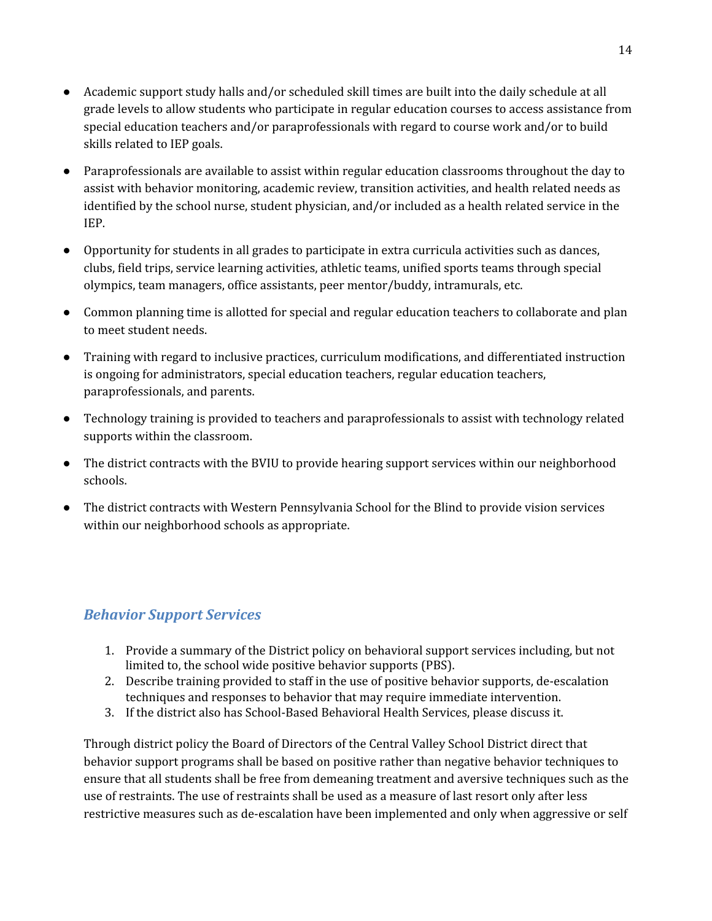- Academic support study halls and/or scheduled skill times are built into the daily schedule at all grade levels to allow students who participate in regular education courses to access assistance from special education teachers and/or paraprofessionals with regard to course work and/or to build skills related to IEP goals.

- Paraprofessionals are available to assist within regular education classrooms throughout the day to assist with behavior monitoring, academic review, transition activities, and health related needs as identified by the school nurse, student physician, and/or included as a health related service in the IEP.

- Opportunity for students in all grades to participate in extra curricula activities such as dances, clubs, field trips, service learning activities, athletic teams, unified sports teams through special olympics, team managers, office assistants, peer mentor/buddy, intramurals, etc.

- Common planning time is allotted for special and regular education teachers to collaborate and plan to meet student needs.

- Training with regard to inclusive practices, curriculum modifications, and differentiated instruction is ongoing for administrators, special education teachers, regular education teachers, paraprofessionals, and parents.

- Technology training is provided to teachers and paraprofessionals to assist with technology related supports within the classroom.

- The district contracts with the BVIU to provide hearing support services within our neighborhood schools.

- The district contracts with Western Pennsylvania School for the Blind to provide vision services within our neighborhood schools as appropriate.

## *Behavior Support Services*

1. Provide a summary of the District policy on behavioral support services including, but not limited to, the school wide positive behavior supports (PBS).
2. Describe training provided to staff in the use of positive behavior supports, de-escalation techniques and responses to behavior that may require immediate intervention.
3. If the district also has School-Based Behavioral Health Services, please discuss it.

Through district policy the Board of Directors of the Central Valley School District direct that behavior support programs shall be based on positive rather than negative behavior techniques to ensure that all students shall be free from demeaning treatment and aversive techniques such as the use of restraints. The use of restraints shall be used as a measure of last resort only after less restrictive measures such as de-escalation have been implemented and only when aggressive or self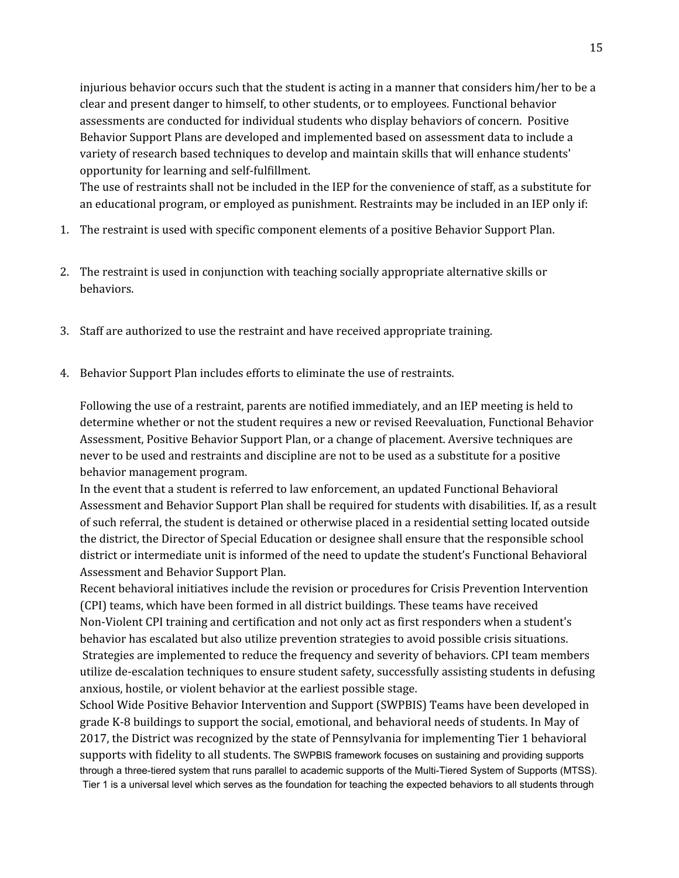injurious behavior occurs such that the student is acting in a manner that considers him/her to be a clear and present danger to himself, to other students, or to employees. Functional behavior assessments are conducted for individual students who display behaviors of concern. Positive Behavior Support Plans are developed and implemented based on assessment data to include a variety of research based techniques to develop and maintain skills that will enhance students' opportunity for learning and self-fulfillment.

The use of restraints shall not be included in the IEP for the convenience of staff, as a substitute for an educational program, or employed as punishment. Restraints may be included in an IEP only if:

1. The restraint is used with specific component elements of a positive Behavior Support Plan.
2. The restraint is used in conjunction with teaching socially appropriate alternative skills or behaviors.
3. Staff are authorized to use the restraint and have received appropriate training.
4. Behavior Support Plan includes efforts to eliminate the use of restraints.

Following the use of a restraint, parents are notified immediately, and an IEP meeting is held to determine whether or not the student requires a new or revised Reevaluation, Functional Behavior Assessment, Positive Behavior Support Plan, or a change of placement. Aversive techniques are never to be used and restraints and discipline are not to be used as a substitute for a positive behavior management program.

In the event that a student is referred to law enforcement, an updated Functional Behavioral Assessment and Behavior Support Plan shall be required for students with disabilities. If, as a result of such referral, the student is detained or otherwise placed in a residential setting located outside the district, the Director of Special Education or designee shall ensure that the responsible school district or intermediate unit is informed of the need to update the student's Functional Behavioral Assessment and Behavior Support Plan.

Recent behavioral initiatives include the revision or procedures for Crisis Prevention Intervention (CPI) teams, which have been formed in all district buildings. These teams have received Non-Violent CPI training and certification and not only act as first responders when a student's behavior has escalated but also utilize prevention strategies to avoid possible crisis situations. Strategies are implemented to reduce the frequency and severity of behaviors. CPI team members utilize de-escalation techniques to ensure student safety, successfully assisting students in defusing anxious, hostile, or violent behavior at the earliest possible stage.

School Wide Positive Behavior Intervention and Support (SWPBIS) Teams have been developed in grade K-8 buildings to support the social, emotional, and behavioral needs of students. In May of 2017, the District was recognized by the state of Pennsylvania for implementing Tier 1 behavioral supports with fidelity to all students. The SWPBIS framework focuses on sustaining and providing supports through a three-tiered system that runs parallel to academic supports of the Multi-Tiered System of Supports (MTSS). Tier 1 is a universal level which serves as the foundation for teaching the expected behaviors to all students through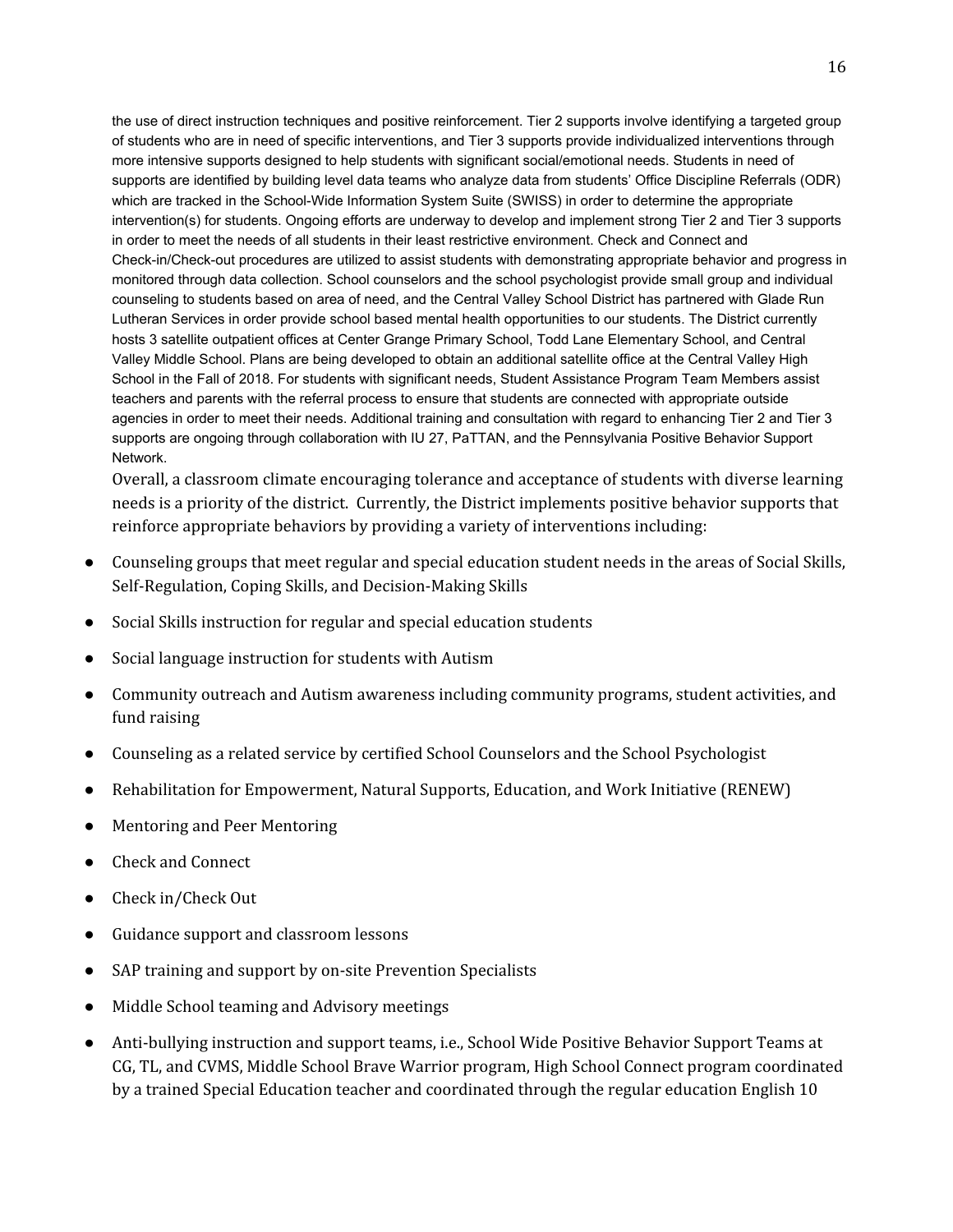the use of direct instruction techniques and positive reinforcement. Tier 2 supports involve identifying a targeted group of students who are in need of specific interventions, and Tier 3 supports provide individualized interventions through more intensive supports designed to help students with significant social/emotional needs. Students in need of supports are identified by building level data teams who analyze data from students' Office Discipline Referrals (ODR) which are tracked in the School-Wide Information System Suite (SWISS) in order to determine the appropriate intervention(s) for students. Ongoing efforts are underway to develop and implement strong Tier 2 and Tier 3 supports in order to meet the needs of all students in their least restrictive environment. Check and Connect and Check-in/Check-out procedures are utilized to assist students with demonstrating appropriate behavior and progress in monitored through data collection. School counselors and the school psychologist provide small group and individual counseling to students based on area of need, and the Central Valley School District has partnered with Glade Run Lutheran Services in order provide school based mental health opportunities to our students. The District currently hosts 3 satellite outpatient offices at Center Grange Primary School, Todd Lane Elementary School, and Central Valley Middle School. Plans are being developed to obtain an additional satellite office at the Central Valley High School in the Fall of 2018. For students with significant needs, Student Assistance Program Team Members assist teachers and parents with the referral process to ensure that students are connected with appropriate outside agencies in order to meet their needs. Additional training and consultation with regard to enhancing Tier 2 and Tier 3 supports are ongoing through collaboration with IU 27, PaTTAN, and the Pennsylvania Positive Behavior Support Network.

Overall, a classroom climate encouraging tolerance and acceptance of students with diverse learning needs is a priority of the district. Currently, the District implements positive behavior supports that reinforce appropriate behaviors by providing a variety of interventions including:

- Counseling groups that meet regular and special education student needs in the areas of Social Skills, Self-Regulation, Coping Skills, and Decision-Making Skills
- Social Skills instruction for regular and special education students
- Social language instruction for students with Autism
- Community outreach and Autism awareness including community programs, student activities, and fund raising
- Counseling as a related service by certified School Counselors and the School Psychologist
- Rehabilitation for Empowerment, Natural Supports, Education, and Work Initiative (RENEW)
- Mentoring and Peer Mentoring
- Check and Connect
- Check in/Check Out
- Guidance support and classroom lessons
- SAP training and support by on-site Prevention Specialists
- Middle School teaming and Advisory meetings
- Anti-bullying instruction and support teams, i.e., School Wide Positive Behavior Support Teams at CG, TL, and CVMS, Middle School Brave Warrior program, High School Connect program coordinated by a trained Special Education teacher and coordinated through the regular education English 10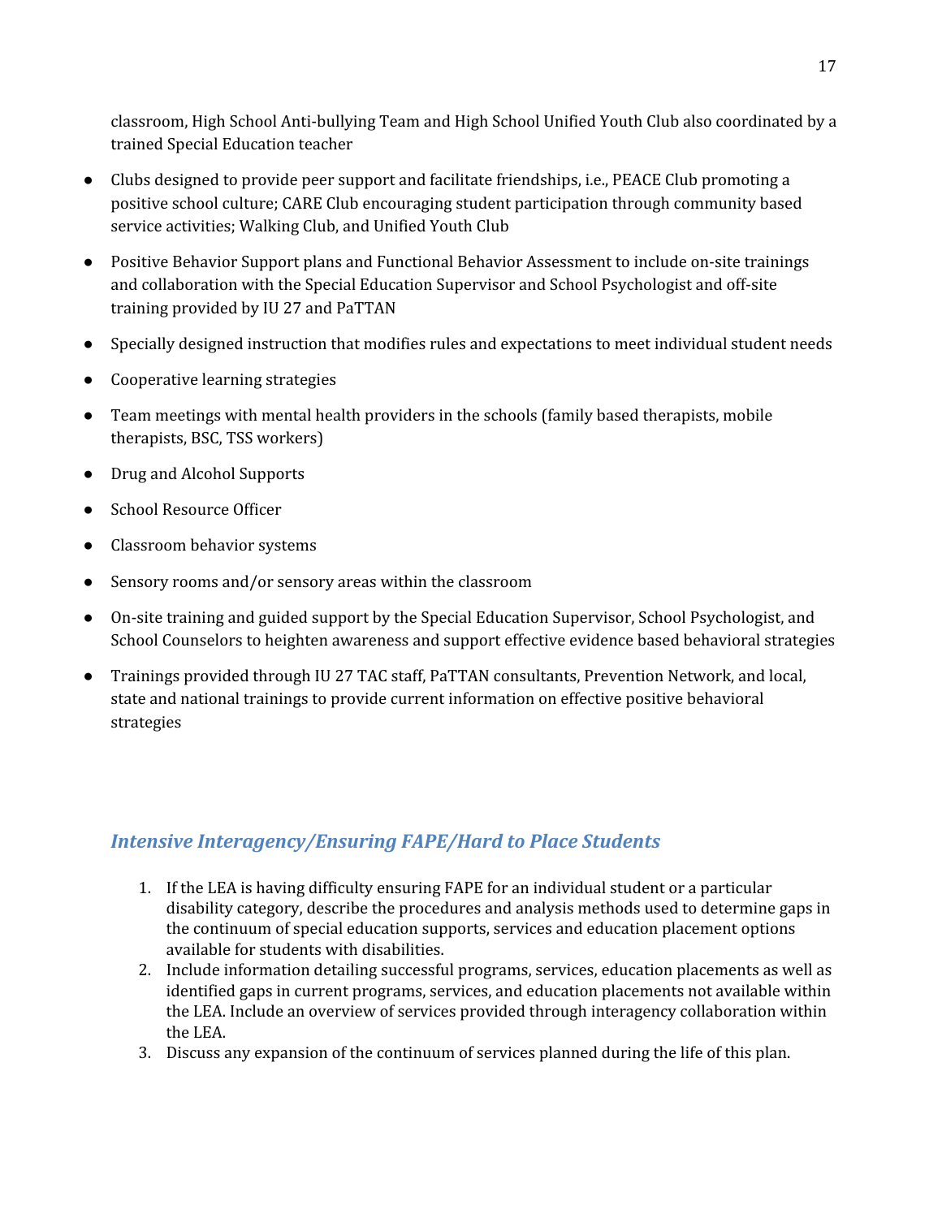classroom, High School Anti-bullying Team and High School Unified Youth Club also coordinated by a trained Special Education teacher

- Clubs designed to provide peer support and facilitate friendships, i.e., PEACE Club promoting a positive school culture; CARE Club encouraging student participation through community based service activities; Walking Club, and Unified Youth Club
- Positive Behavior Support plans and Functional Behavior Assessment to include on-site trainings and collaboration with the Special Education Supervisor and School Psychologist and off-site training provided by IU 27 and PaTTAN
- Specially designed instruction that modifies rules and expectations to meet individual student needs
- Cooperative learning strategies
- Team meetings with mental health providers in the schools (family based therapists, mobile therapists, BSC, TSS workers)
- Drug and Alcohol Supports
- School Resource Officer
- Classroom behavior systems
- Sensory rooms and/or sensory areas within the classroom
- On-site training and guided support by the Special Education Supervisor, School Psychologist, and School Counselors to heighten awareness and support effective evidence based behavioral strategies
- Trainings provided through IU 27 TAC staff, PaTTAN consultants, Prevention Network, and local, state and national trainings to provide current information on effective positive behavioral strategies

## *Intensive Interagency/Ensuring FAPE/Hard to Place Students*

1. If the LEA is having difficulty ensuring FAPE for an individual student or a particular disability category, describe the procedures and analysis methods used to determine gaps in the continuum of special education supports, services and education placement options available for students with disabilities.
2. Include information detailing successful programs, services, education placements as well as identified gaps in current programs, services, and education placements not available within the LEA. Include an overview of services provided through interagency collaboration within the LEA.
3. Discuss any expansion of the continuum of services planned during the life of this plan.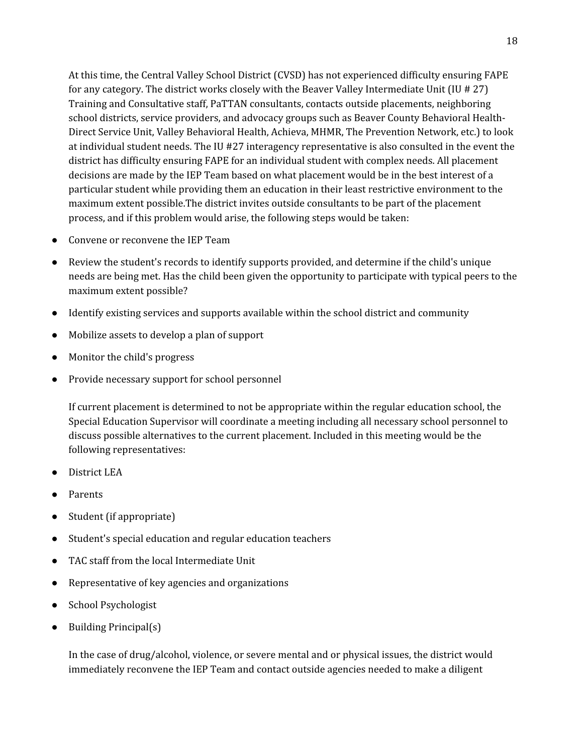At this time, the Central Valley School District (CVSD) has not experienced difficulty ensuring FAPE for any category. The district works closely with the Beaver Valley Intermediate Unit (IU # 27) Training and Consultative staff, PaTTAN consultants, contacts outside placements, neighboring school districts, service providers, and advocacy groups such as Beaver County Behavioral Health-Direct Service Unit, Valley Behavioral Health, Achieva, MHMR, The Prevention Network, etc.) to look at individual student needs. The IU #27 interagency representative is also consulted in the event the district has difficulty ensuring FAPE for an individual student with complex needs. All placement decisions are made by the IEP Team based on what placement would be in the best interest of a particular student while providing them an education in their least restrictive environment to the maximum extent possible.The district invites outside consultants to be part of the placement process, and if this problem would arise, the following steps would be taken:

- Convene or reconvene the IEP Team
- Review the student's records to identify supports provided, and determine if the child's unique needs are being met. Has the child been given the opportunity to participate with typical peers to the maximum extent possible?
- Identify existing services and supports available within the school district and community
- Mobilize assets to develop a plan of support
- Monitor the child's progress
- Provide necessary support for school personnel

If current placement is determined to not be appropriate within the regular education school, the Special Education Supervisor will coordinate a meeting including all necessary school personnel to discuss possible alternatives to the current placement. Included in this meeting would be the following representatives:

- District LEA
- Parents
- Student (if appropriate)
- Student's special education and regular education teachers
- TAC staff from the local Intermediate Unit
- Representative of key agencies and organizations
- School Psychologist
- Building Principal(s)

In the case of drug/alcohol, violence, or severe mental and or physical issues, the district would immediately reconvene the IEP Team and contact outside agencies needed to make a diligent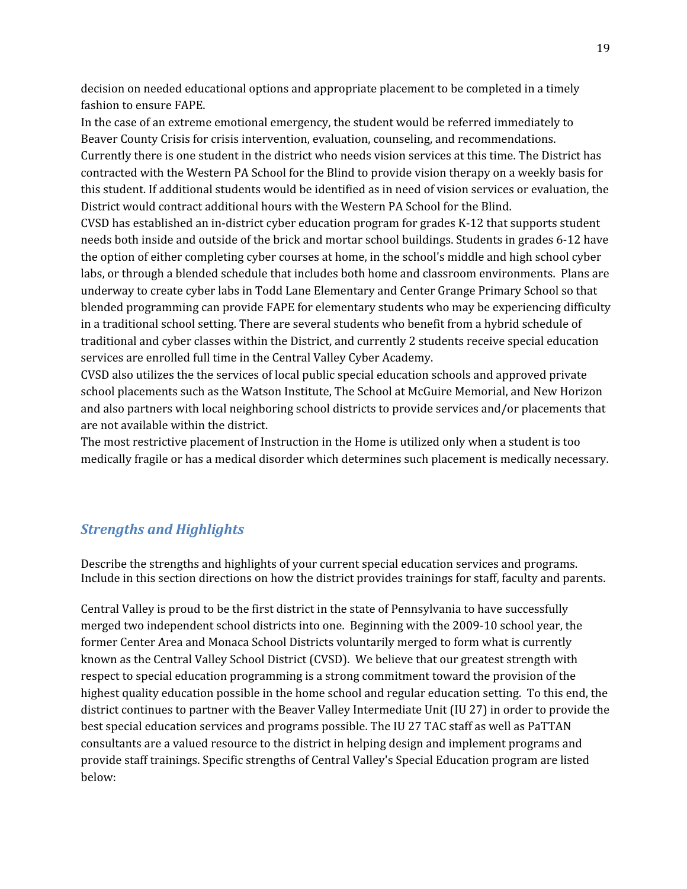decision on needed educational options and appropriate placement to be completed in a timely fashion to ensure FAPE.

In the case of an extreme emotional emergency, the student would be referred immediately to Beaver County Crisis for crisis intervention, evaluation, counseling, and recommendations.

Currently there is one student in the district who needs vision services at this time. The District has contracted with the Western PA School for the Blind to provide vision therapy on a weekly basis for this student. If additional students would be identified as in need of vision services or evaluation, the District would contract additional hours with the Western PA School for the Blind.

CVSD has established an in-district cyber education program for grades K-12 that supports student needs both inside and outside of the brick and mortar school buildings. Students in grades 6-12 have the option of either completing cyber courses at home, in the school's middle and high school cyber labs, or through a blended schedule that includes both home and classroom environments. Plans are underway to create cyber labs in Todd Lane Elementary and Center Grange Primary School so that blended programming can provide FAPE for elementary students who may be experiencing difficulty in a traditional school setting. There are several students who benefit from a hybrid schedule of traditional and cyber classes within the District, and currently 2 students receive special education services are enrolled full time in the Central Valley Cyber Academy.

CVSD also utilizes the the services of local public special education schools and approved private school placements such as the Watson Institute, The School at McGuire Memorial, and New Horizon and also partners with local neighboring school districts to provide services and/or placements that are not available within the district.

The most restrictive placement of Instruction in the Home is utilized only when a student is too medically fragile or has a medical disorder which determines such placement is medically necessary.

## *Strengths and Highlights*

Describe the strengths and highlights of your current special education services and programs. Include in this section directions on how the district provides trainings for staff, faculty and parents.

Central Valley is proud to be the first district in the state of Pennsylvania to have successfully merged two independent school districts into one. Beginning with the 2009-10 school year, the former Center Area and Monaca School Districts voluntarily merged to form what is currently known as the Central Valley School District (CVSD). We believe that our greatest strength with respect to special education programming is a strong commitment toward the provision of the highest quality education possible in the home school and regular education setting. To this end, the district continues to partner with the Beaver Valley Intermediate Unit (IU 27) in order to provide the best special education services and programs possible. The IU 27 TAC staff as well as PaTTAN consultants are a valued resource to the district in helping design and implement programs and provide staff trainings. Specific strengths of Central Valley's Special Education program are listed below: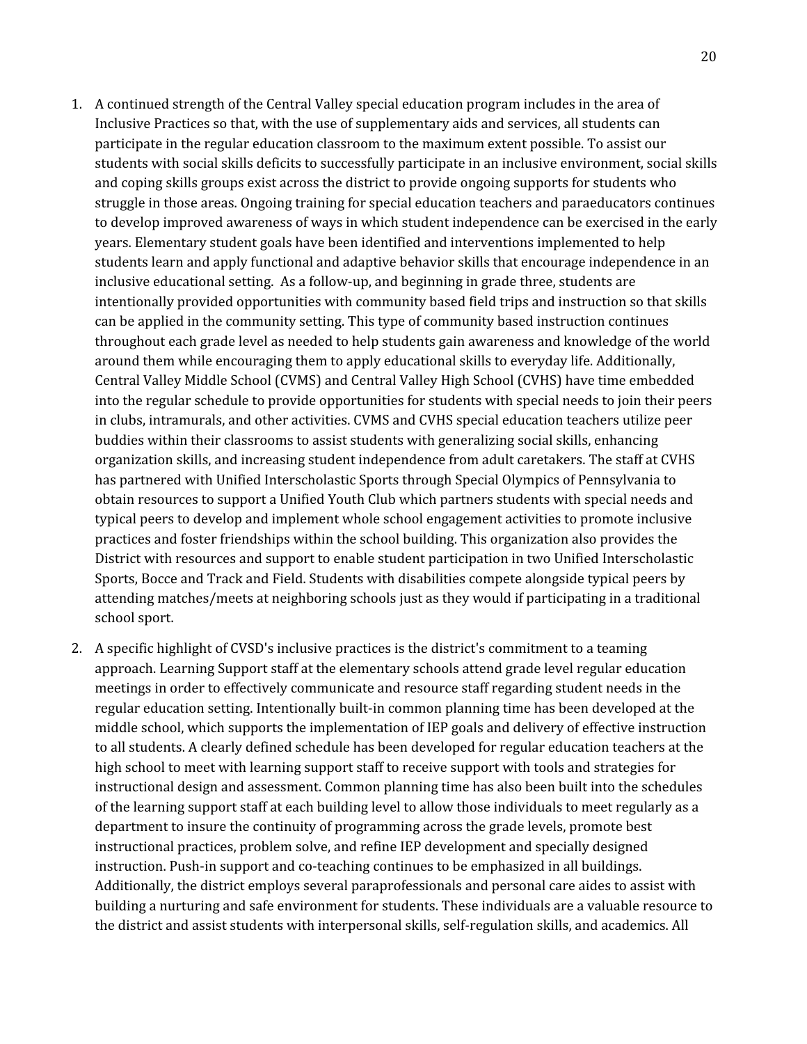1. A continued strength of the Central Valley special education program includes in the area of Inclusive Practices so that, with the use of supplementary aids and services, all students can participate in the regular education classroom to the maximum extent possible. To assist our students with social skills deficits to successfully participate in an inclusive environment, social skills and coping skills groups exist across the district to provide ongoing supports for students who struggle in those areas. Ongoing training for special education teachers and paraeducators continues to develop improved awareness of ways in which student independence can be exercised in the early years. Elementary student goals have been identified and interventions implemented to help students learn and apply functional and adaptive behavior skills that encourage independence in an inclusive educational setting. As a follow-up, and beginning in grade three, students are intentionally provided opportunities with community based field trips and instruction so that skills can be applied in the community setting. This type of community based instruction continues throughout each grade level as needed to help students gain awareness and knowledge of the world around them while encouraging them to apply educational skills to everyday life. Additionally, Central Valley Middle School (CVMS) and Central Valley High School (CVHS) have time embedded into the regular schedule to provide opportunities for students with special needs to join their peers in clubs, intramurals, and other activities. CVMS and CVHS special education teachers utilize peer buddies within their classrooms to assist students with generalizing social skills, enhancing organization skills, and increasing student independence from adult caretakers. The staff at CVHS has partnered with Unified Interscholastic Sports through Special Olympics of Pennsylvania to obtain resources to support a Unified Youth Club which partners students with special needs and typical peers to develop and implement whole school engagement activities to promote inclusive practices and foster friendships within the school building. This organization also provides the District with resources and support to enable student participation in two Unified Interscholastic Sports, Bocce and Track and Field. Students with disabilities compete alongside typical peers by attending matches/meets at neighboring schools just as they would if participating in a traditional school sport.

2. A specific highlight of CVSD's inclusive practices is the district's commitment to a teaming approach. Learning Support staff at the elementary schools attend grade level regular education meetings in order to effectively communicate and resource staff regarding student needs in the regular education setting. Intentionally built-in common planning time has been developed at the middle school, which supports the implementation of IEP goals and delivery of effective instruction to all students. A clearly defined schedule has been developed for regular education teachers at the high school to meet with learning support staff to receive support with tools and strategies for instructional design and assessment. Common planning time has also been built into the schedules of the learning support staff at each building level to allow those individuals to meet regularly as a department to insure the continuity of programming across the grade levels, promote best instructional practices, problem solve, and refine IEP development and specially designed instruction. Push-in support and co-teaching continues to be emphasized in all buildings. Additionally, the district employs several paraprofessionals and personal care aides to assist with building a nurturing and safe environment for students. These individuals are a valuable resource to the district and assist students with interpersonal skills, self-regulation skills, and academics. All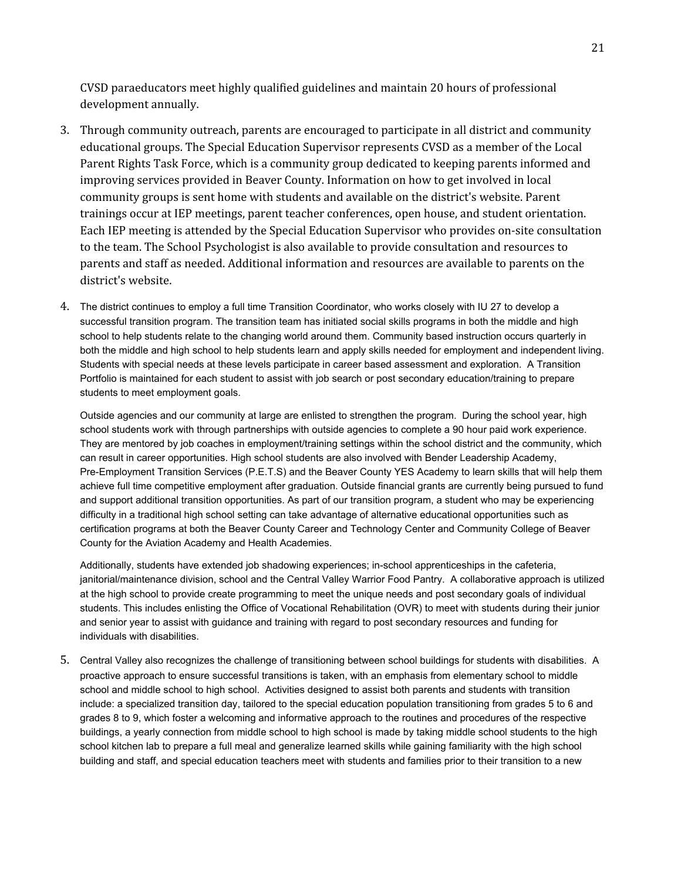CVSD paraeducators meet highly qualified guidelines and maintain 20 hours of professional development annually.

3. Through community outreach, parents are encouraged to participate in all district and community educational groups. The Special Education Supervisor represents CVSD as a member of the Local Parent Rights Task Force, which is a community group dedicated to keeping parents informed and improving services provided in Beaver County. Information on how to get involved in local community groups is sent home with students and available on the district's website. Parent trainings occur at IEP meetings, parent teacher conferences, open house, and student orientation. Each IEP meeting is attended by the Special Education Supervisor who provides on-site consultation to the team. The School Psychologist is also available to provide consultation and resources to parents and staff as needed. Additional information and resources are available to parents on the district's website.

4. The district continues to employ a full time Transition Coordinator, who works closely with IU 27 to develop a successful transition program. The transition team has initiated social skills programs in both the middle and high school to help students relate to the changing world around them. Community based instruction occurs quarterly in both the middle and high school to help students learn and apply skills needed for employment and independent living. Students with special needs at these levels participate in career based assessment and exploration. A Transition Portfolio is maintained for each student to assist with job search or post secondary education/training to prepare students to meet employment goals.

   Outside agencies and our community at large are enlisted to strengthen the program. During the school year, high school students work with through partnerships with outside agencies to complete a 90 hour paid work experience. They are mentored by job coaches in employment/training settings within the school district and the community, which can result in career opportunities. High school students are also involved with Bender Leadership Academy, Pre-Employment Transition Services (P.E.T.S) and the Beaver County YES Academy to learn skills that will help them achieve full time competitive employment after graduation. Outside financial grants are currently being pursued to fund and support additional transition opportunities. As part of our transition program, a student who may be experiencing difficulty in a traditional high school setting can take advantage of alternative educational opportunities such as certification programs at both the Beaver County Career and Technology Center and Community College of Beaver County for the Aviation Academy and Health Academies.

   Additionally, students have extended job shadowing experiences; in-school apprenticeships in the cafeteria, janitorial/maintenance division, school and the Central Valley Warrior Food Pantry. A collaborative approach is utilized at the high school to provide create programming to meet the unique needs and post secondary goals of individual students. This includes enlisting the Office of Vocational Rehabilitation (OVR) to meet with students during their junior and senior year to assist with guidance and training with regard to post secondary resources and funding for individuals with disabilities.

5. Central Valley also recognizes the challenge of transitioning between school buildings for students with disabilities. A proactive approach to ensure successful transitions is taken, with an emphasis from elementary school to middle school and middle school to high school. Activities designed to assist both parents and students with transition include: a specialized transition day, tailored to the special education population transitioning from grades 5 to 6 and grades 8 to 9, which foster a welcoming and informative approach to the routines and procedures of the respective buildings, a yearly connection from middle school to high school is made by taking middle school students to the high school kitchen lab to prepare a full meal and generalize learned skills while gaining familiarity with the high school building and staff, and special education teachers meet with students and families prior to their transition to a new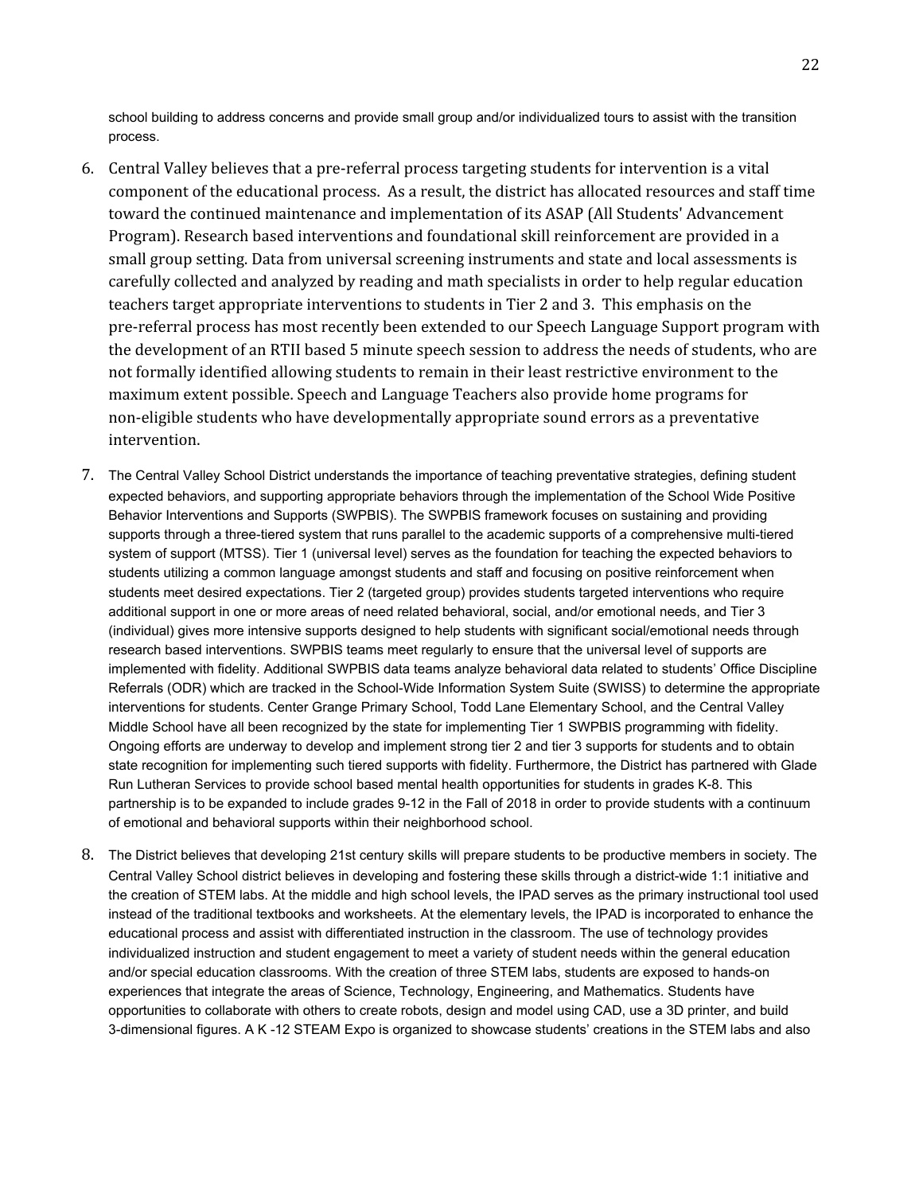school building to address concerns and provide small group and/or individualized tours to assist with the transition process.

6. Central Valley believes that a pre-referral process targeting students for intervention is a vital component of the educational process. As a result, the district has allocated resources and staff time toward the continued maintenance and implementation of its ASAP (All Students' Advancement Program). Research based interventions and foundational skill reinforcement are provided in a small group setting. Data from universal screening instruments and state and local assessments is carefully collected and analyzed by reading and math specialists in order to help regular education teachers target appropriate interventions to students in Tier 2 and 3. This emphasis on the pre-referral process has most recently been extended to our Speech Language Support program with the development of an RTII based 5 minute speech session to address the needs of students, who are not formally identified allowing students to remain in their least restrictive environment to the maximum extent possible. Speech and Language Teachers also provide home programs for non-eligible students who have developmentally appropriate sound errors as a preventative intervention.

7. The Central Valley School District understands the importance of teaching preventative strategies, defining student expected behaviors, and supporting appropriate behaviors through the implementation of the School Wide Positive Behavior Interventions and Supports (SWPBIS). The SWPBIS framework focuses on sustaining and providing supports through a three-tiered system that runs parallel to the academic supports of a comprehensive multi-tiered system of support (MTSS). Tier 1 (universal level) serves as the foundation for teaching the expected behaviors to students utilizing a common language amongst students and staff and focusing on positive reinforcement when students meet desired expectations. Tier 2 (targeted group) provides students targeted interventions who require additional support in one or more areas of need related behavioral, social, and/or emotional needs, and Tier 3 (individual) gives more intensive supports designed to help students with significant social/emotional needs through research based interventions. SWPBIS teams meet regularly to ensure that the universal level of supports are implemented with fidelity. Additional SWPBIS data teams analyze behavioral data related to students' Office Discipline Referrals (ODR) which are tracked in the School-Wide Information System Suite (SWISS) to determine the appropriate interventions for students. Center Grange Primary School, Todd Lane Elementary School, and the Central Valley Middle School have all been recognized by the state for implementing Tier 1 SWPBIS programming with fidelity. Ongoing efforts are underway to develop and implement strong tier 2 and tier 3 supports for students and to obtain state recognition for implementing such tiered supports with fidelity. Furthermore, the District has partnered with Glade Run Lutheran Services to provide school based mental health opportunities for students in grades K-8. This partnership is to be expanded to include grades 9-12 in the Fall of 2018 in order to provide students with a continuum of emotional and behavioral supports within their neighborhood school.

8. The District believes that developing 21st century skills will prepare students to be productive members in society. The Central Valley School district believes in developing and fostering these skills through a district-wide 1:1 initiative and the creation of STEM labs. At the middle and high school levels, the IPAD serves as the primary instructional tool used instead of the traditional textbooks and worksheets. At the elementary levels, the IPAD is incorporated to enhance the educational process and assist with differentiated instruction in the classroom. The use of technology provides individualized instruction and student engagement to meet a variety of student needs within the general education and/or special education classrooms. With the creation of three STEM labs, students are exposed to hands-on experiences that integrate the areas of Science, Technology, Engineering, and Mathematics. Students have opportunities to collaborate with others to create robots, design and model using CAD, use a 3D printer, and build 3-dimensional figures. A K -12 STEAM Expo is organized to showcase students' creations in the STEM labs and also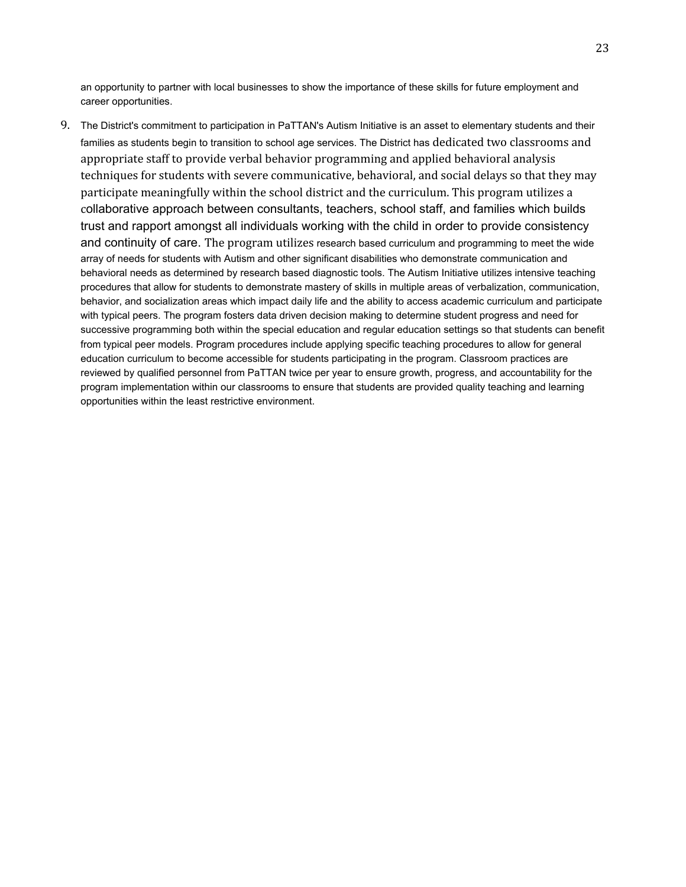an opportunity to partner with local businesses to show the importance of these skills for future employment and career opportunities.

9. The District's commitment to participation in PaTTAN's Autism Initiative is an asset to elementary students and their families as students begin to transition to school age services. The District has dedicated two classrooms and appropriate staff to provide verbal behavior programming and applied behavioral analysis techniques for students with severe communicative, behavioral, and social delays so that they may participate meaningfully within the school district and the curriculum. This program utilizes a collaborative approach between consultants, teachers, school staff, and families which builds trust and rapport amongst all individuals working with the child in order to provide consistency and continuity of care. The program utilizes research based curriculum and programming to meet the wide array of needs for students with Autism and other significant disabilities who demonstrate communication and behavioral needs as determined by research based diagnostic tools. The Autism Initiative utilizes intensive teaching procedures that allow for students to demonstrate mastery of skills in multiple areas of verbalization, communication, behavior, and socialization areas which impact daily life and the ability to access academic curriculum and participate with typical peers. The program fosters data driven decision making to determine student progress and need for successive programming both within the special education and regular education settings so that students can benefit from typical peer models. Program procedures include applying specific teaching procedures to allow for general education curriculum to become accessible for students participating in the program. Classroom practices are reviewed by qualified personnel from PaTTAN twice per year to ensure growth, progress, and accountability for the program implementation within our classrooms to ensure that students are provided quality teaching and learning opportunities within the least restrictive environment.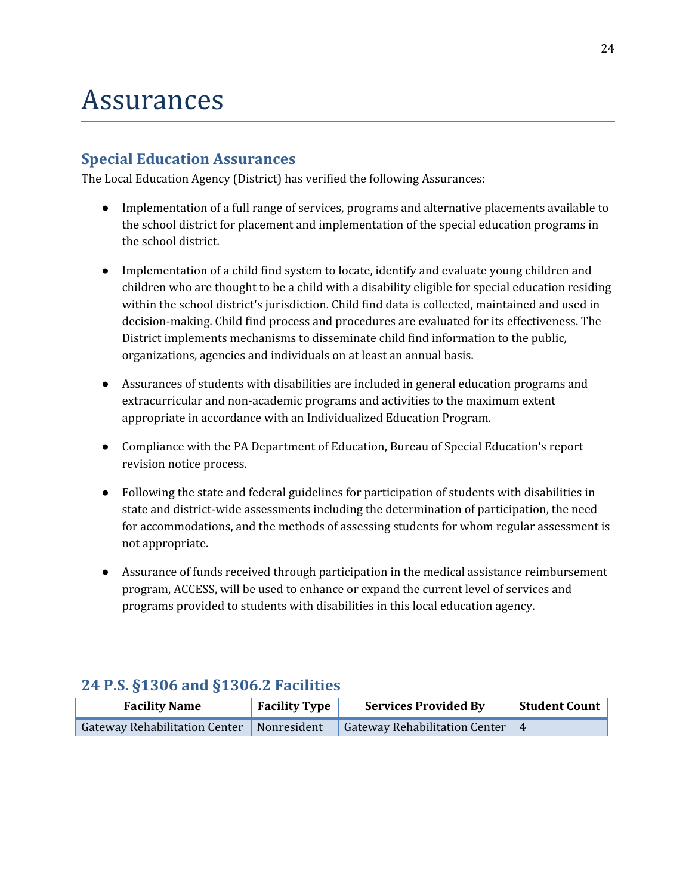# Assurances

## Special Education Assurances

The Local Education Agency (District) has verified the following Assurances:

- Implementation of a full range of services, programs and alternative placements available to the school district for placement and implementation of the special education programs in the school district.

- Implementation of a child find system to locate, identify and evaluate young children and children who are thought to be a child with a disability eligible for special education residing within the school district's jurisdiction. Child find data is collected, maintained and used in decision-making. Child find process and procedures are evaluated for its effectiveness. The District implements mechanisms to disseminate child find information to the public, organizations, agencies and individuals on at least an annual basis.

- Assurances of students with disabilities are included in general education programs and extracurricular and non-academic programs and activities to the maximum extent appropriate in accordance with an Individualized Education Program.

- Compliance with the PA Department of Education, Bureau of Special Education's report revision notice process.

- Following the state and federal guidelines for participation of students with disabilities in state and district-wide assessments including the determination of participation, the need for accommodations, and the methods of assessing students for whom regular assessment is not appropriate.

- Assurance of funds received through participation in the medical assistance reimbursement program, ACCESS, will be used to enhance or expand the current level of services and programs provided to students with disabilities in this local education agency.

## 24 P.S. §1306 and §1306.2 Facilities

| Facility Name | Facility Type | Services Provided By | Student Count |
| --- | --- | --- | --- |
| Gateway Rehabilitation Center | Nonresident | Gateway Rehabilitation Center | 4 |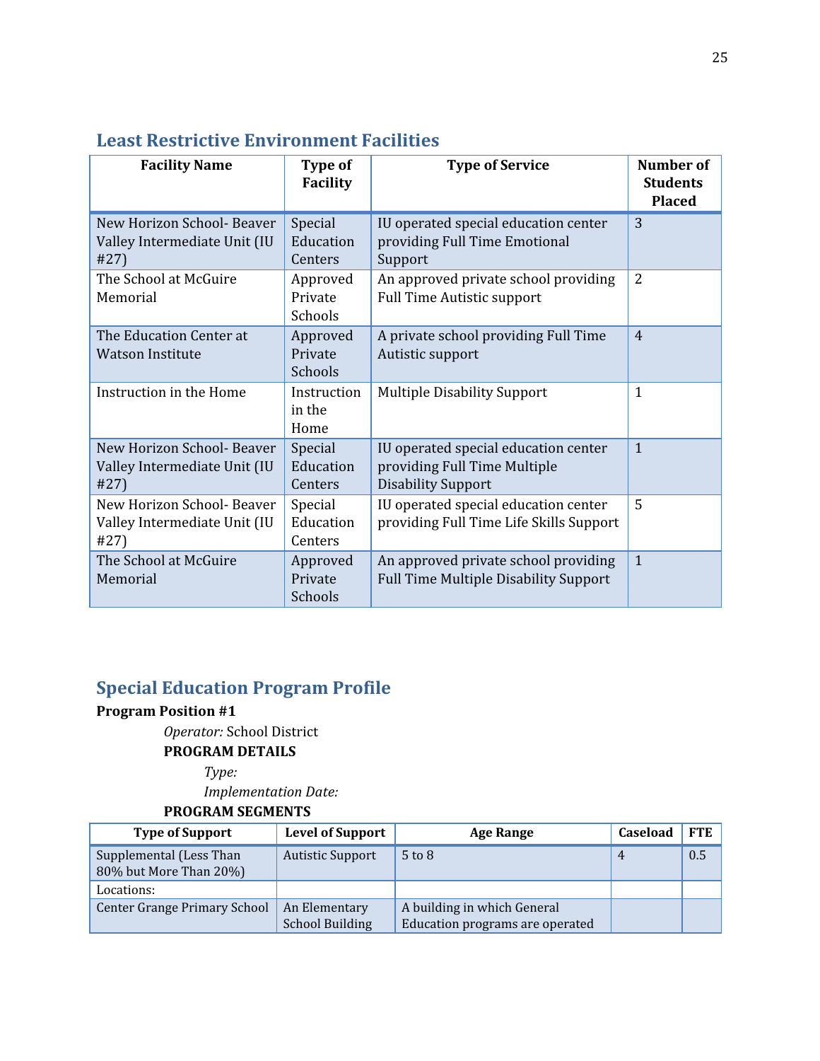## Least Restrictive Environment Facilities

| Facility Name | Type of Facility | Type of Service | Number of Students Placed |
|---|---|---|---|
| New Horizon School- Beaver Valley Intermediate Unit (IU #27) | Special Education Centers | IU operated special education center providing Full Time Emotional Support | 3 |
| The School at McGuire Memorial | Approved Private Schools | An approved private school providing Full Time Autistic support | 2 |
| The Education Center at Watson Institute | Approved Private Schools | A private school providing Full Time Autistic support | 4 |
| Instruction in the Home | Instruction in the Home | Multiple Disability Support | 1 |
| New Horizon School- Beaver Valley Intermediate Unit (IU #27) | Special Education Centers | IU operated special education center providing Full Time Multiple Disability Support | 1 |
| New Horizon School- Beaver Valley Intermediate Unit (IU #27) | Special Education Centers | IU operated special education center providing Full Time Life Skills Support | 5 |
| The School at McGuire Memorial | Approved Private Schools | An approved private school providing Full Time Multiple Disability Support | 1 |

## Special Education Program Profile

**Program Position #1**

*Operator:* School District

**PROGRAM DETAILS**

*Type:*

*Implementation Date:*

**PROGRAM SEGMENTS**

| Type of Support | Level of Support | Age Range | Caseload | FTE |
|---|---|---|---|---|
| Supplemental (Less Than 80% but More Than 20%) | Autistic Support | 5 to 8 | 4 | 0.5 |
| Locations: | | | | |
| Center Grange Primary School | An Elementary School Building | A building in which General Education programs are operated | | |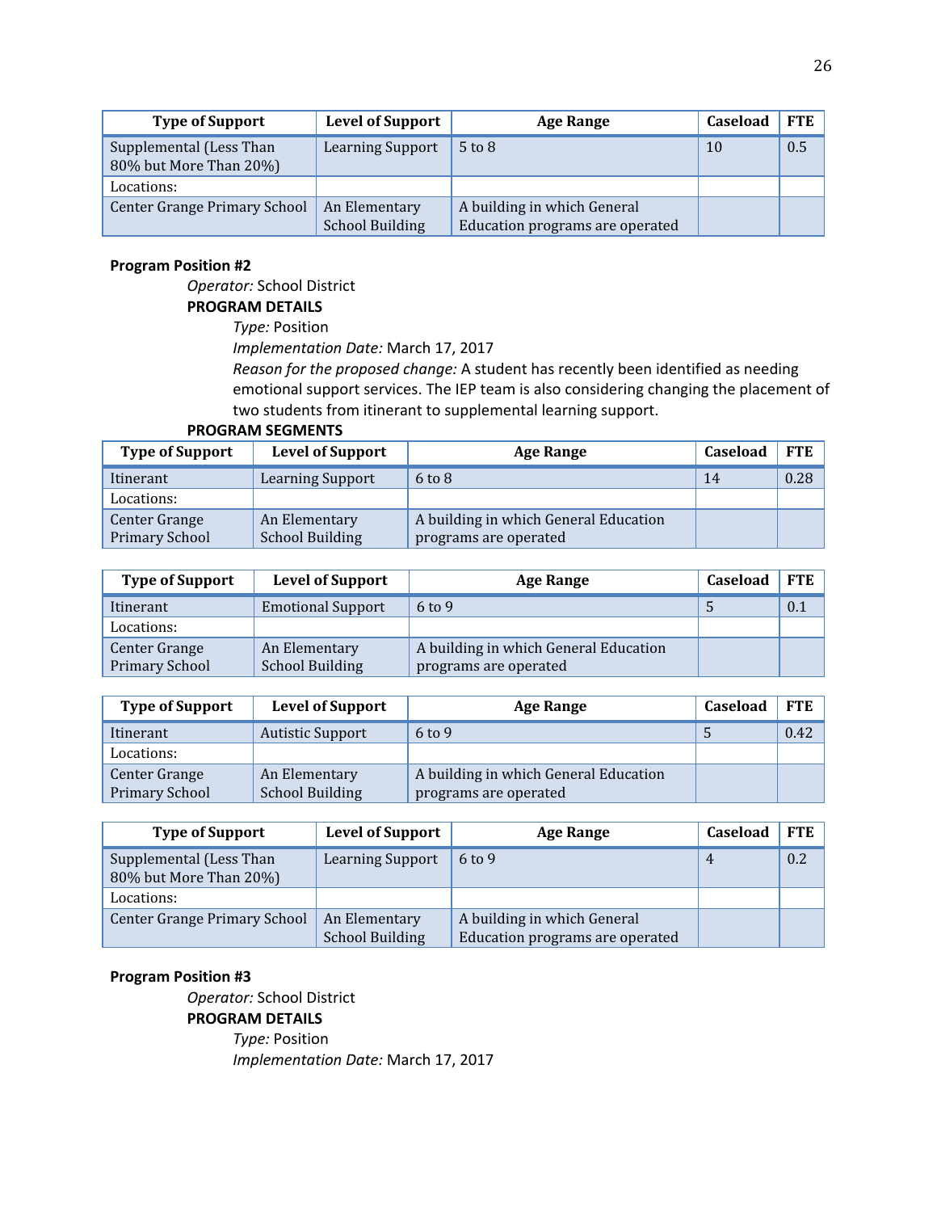| Type of Support | Level of Support | Age Range | Caseload | FTE |
|---|---|---|---|---|
| Supplemental (Less Than 80% but More Than 20%) | Learning Support | 5 to 8 | 10 | 0.5 |
| Locations: | | | | |
| Center Grange Primary School | An Elementary School Building | A building in which General Education programs are operated | | |

**Program Position #2**

*Operator:* School District

**PROGRAM DETAILS**

*Type:* Position

*Implementation Date:* March 17, 2017

*Reason for the proposed change:* A student has recently been identified as needing emotional support services. The IEP team is also considering changing the placement of two students from itinerant to supplemental learning support.

**PROGRAM SEGMENTS**

| Type of Support | Level of Support | Age Range | Caseload | FTE |
|---|---|---|---|---|
| Itinerant | Learning Support | 6 to 8 | 14 | 0.28 |
| Locations: | | | | |
| Center Grange Primary School | An Elementary School Building | A building in which General Education programs are operated | | |

| Type of Support | Level of Support | Age Range | Caseload | FTE |
|---|---|---|---|---|
| Itinerant | Emotional Support | 6 to 9 | 5 | 0.1 |
| Locations: | | | | |
| Center Grange Primary School | An Elementary School Building | A building in which General Education programs are operated | | |

| Type of Support | Level of Support | Age Range | Caseload | FTE |
|---|---|---|---|---|
| Itinerant | Autistic Support | 6 to 9 | 5 | 0.42 |
| Locations: | | | | |
| Center Grange Primary School | An Elementary School Building | A building in which General Education programs are operated | | |

| Type of Support | Level of Support | Age Range | Caseload | FTE |
|---|---|---|---|---|
| Supplemental (Less Than 80% but More Than 20%) | Learning Support | 6 to 9 | 4 | 0.2 |
| Locations: | | | | |
| Center Grange Primary School | An Elementary School Building | A building in which General Education programs are operated | | |

**Program Position #3**

*Operator:* School District

**PROGRAM DETAILS**

*Type:* Position

*Implementation Date:* March 17, 2017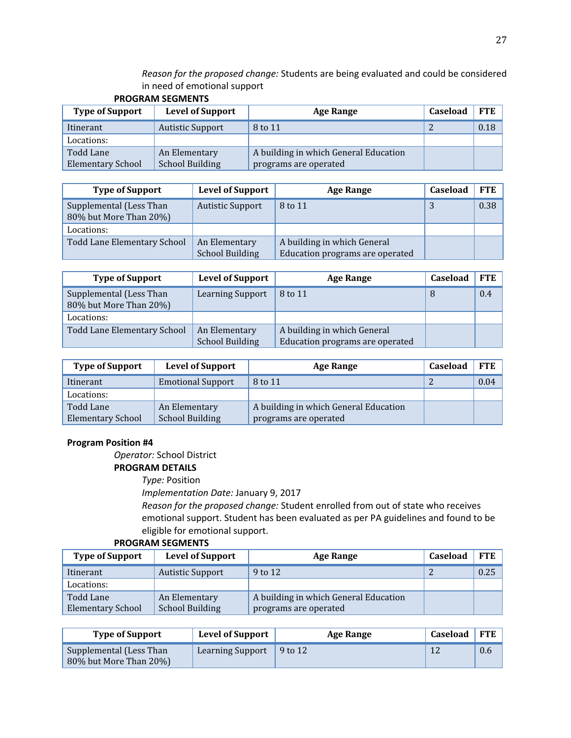*Reason for the proposed change:* Students are being evaluated and could be considered in need of emotional support

**PROGRAM SEGMENTS**

| Type of Support | Level of Support | Age Range | Caseload | FTE |
|---|---|---|---|---|
| Itinerant | Autistic Support | 8 to 11 | 2 | 0.18 |
| Locations: | | | | |
| Todd Lane Elementary School | An Elementary School Building | A building in which General Education programs are operated | | |

| Type of Support | Level of Support | Age Range | Caseload | FTE |
|---|---|---|---|---|
| Supplemental (Less Than 80% but More Than 20%) | Autistic Support | 8 to 11 | 3 | 0.38 |
| Locations: | | | | |
| Todd Lane Elementary School | An Elementary School Building | A building in which General Education programs are operated | | |

| Type of Support | Level of Support | Age Range | Caseload | FTE |
|---|---|---|---|---|
| Supplemental (Less Than 80% but More Than 20%) | Learning Support | 8 to 11 | 8 | 0.4 |
| Locations: | | | | |
| Todd Lane Elementary School | An Elementary School Building | A building in which General Education programs are operated | | |

| Type of Support | Level of Support | Age Range | Caseload | FTE |
|---|---|---|---|---|
| Itinerant | Emotional Support | 8 to 11 | 2 | 0.04 |
| Locations: | | | | |
| Todd Lane Elementary School | An Elementary School Building | A building in which General Education programs are operated | | |

**Program Position #4**

*Operator:* School District

**PROGRAM DETAILS**

*Type:* Position

*Implementation Date:* January 9, 2017

*Reason for the proposed change:* Student enrolled from out of state who receives emotional support. Student has been evaluated as per PA guidelines and found to be eligible for emotional support.

**PROGRAM SEGMENTS**

| Type of Support | Level of Support | Age Range | Caseload | FTE |
|---|---|---|---|---|
| Itinerant | Autistic Support | 9 to 12 | 2 | 0.25 |
| Locations: | | | | |
| Todd Lane Elementary School | An Elementary School Building | A building in which General Education programs are operated | | |

| Type of Support | Level of Support | Age Range | Caseload | FTE |
|---|---|---|---|---|
| Supplemental (Less Than 80% but More Than 20%) | Learning Support | 9 to 12 | 12 | 0.6 |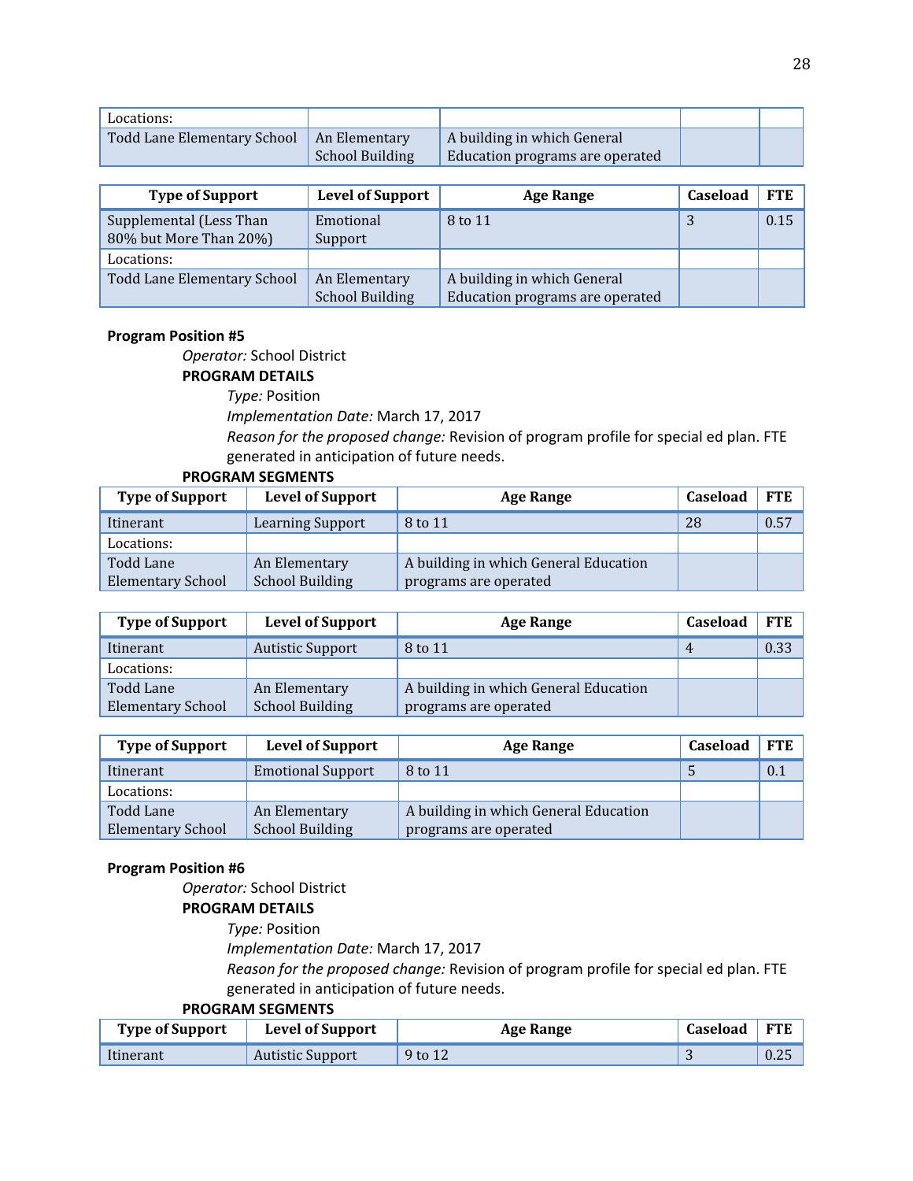| Locations: | | | | |
|---|---|---|---|---|
| Todd Lane Elementary School | An Elementary School Building | A building in which General Education programs are operated | | |

| Type of Support | Level of Support | Age Range | Caseload | FTE |
|---|---|---|---|---|
| Supplemental (Less Than 80% but More Than 20%) | Emotional Support | 8 to 11 | 3 | 0.15 |
| Locations: | | | | |
| Todd Lane Elementary School | An Elementary School Building | A building in which General Education programs are operated | | |

**Program Position #5**

*Operator:* School District

**PROGRAM DETAILS**

*Type:* Position

*Implementation Date:* March 17, 2017

*Reason for the proposed change:* Revision of program profile for special ed plan. FTE generated in anticipation of future needs.

**PROGRAM SEGMENTS**

| Type of Support | Level of Support | Age Range | Caseload | FTE |
|---|---|---|---|---|
| Itinerant | Learning Support | 8 to 11 | 28 | 0.57 |
| Locations: | | | | |
| Todd Lane Elementary School | An Elementary School Building | A building in which General Education programs are operated | | |

| Type of Support | Level of Support | Age Range | Caseload | FTE |
|---|---|---|---|---|
| Itinerant | Autistic Support | 8 to 11 | 4 | 0.33 |
| Locations: | | | | |
| Todd Lane Elementary School | An Elementary School Building | A building in which General Education programs are operated | | |

| Type of Support | Level of Support | Age Range | Caseload | FTE |
|---|---|---|---|---|
| Itinerant | Emotional Support | 8 to 11 | 5 | 0.1 |
| Locations: | | | | |
| Todd Lane Elementary School | An Elementary School Building | A building in which General Education programs are operated | | |

**Program Position #6**

*Operator:* School District

**PROGRAM DETAILS**

*Type:* Position

*Implementation Date:* March 17, 2017

*Reason for the proposed change:* Revision of program profile for special ed plan. FTE generated in anticipation of future needs.

**PROGRAM SEGMENTS**

| Type of Support | Level of Support | Age Range | Caseload | FTE |
|---|---|---|---|---|
| Itinerant | Autistic Support | 9 to 12 | 3 | 0.25 |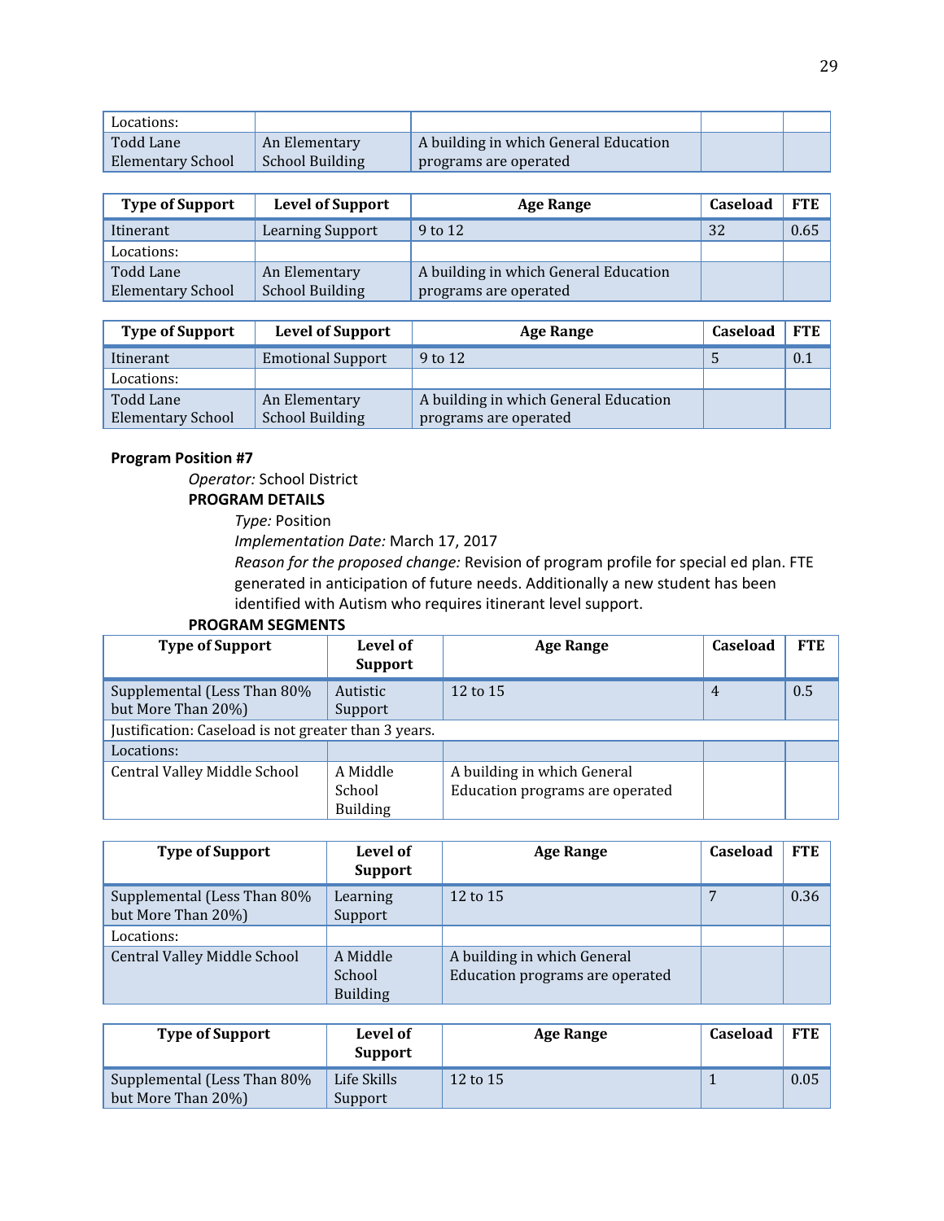| Locations: | | | | |
|---|---|---|---|---|
| Todd Lane Elementary School | An Elementary School Building | A building in which General Education programs are operated | | |

| Type of Support | Level of Support | Age Range | Caseload | FTE |
|---|---|---|---|---|
| Itinerant | Learning Support | 9 to 12 | 32 | 0.65 |
| Locations: | | | | |
| Todd Lane Elementary School | An Elementary School Building | A building in which General Education programs are operated | | |

| Type of Support | Level of Support | Age Range | Caseload | FTE |
|---|---|---|---|---|
| Itinerant | Emotional Support | 9 to 12 | 5 | 0.1 |
| Locations: | | | | |
| Todd Lane Elementary School | An Elementary School Building | A building in which General Education programs are operated | | |

**Program Position #7**

*Operator:* School District

**PROGRAM DETAILS**

*Type:* Position

*Implementation Date:* March 17, 2017

*Reason for the proposed change:* Revision of program profile for special ed plan. FTE generated in anticipation of future needs. Additionally a new student has been identified with Autism who requires itinerant level support.

**PROGRAM SEGMENTS**

| Type of Support | Level of Support | Age Range | Caseload | FTE |
|---|---|---|---|---|
| Supplemental (Less Than 80% but More Than 20%) | Autistic Support | 12 to 15 | 4 | 0.5 |
| Justification: Caseload is not greater than 3 years. | | | | |
| Locations: | | | | |
| Central Valley Middle School | A Middle School Building | A building in which General Education programs are operated | | |

| Type of Support | Level of Support | Age Range | Caseload | FTE |
|---|---|---|---|---|
| Supplemental (Less Than 80% but More Than 20%) | Learning Support | 12 to 15 | 7 | 0.36 |
| Locations: | | | | |
| Central Valley Middle School | A Middle School Building | A building in which General Education programs are operated | | |

| Type of Support | Level of Support | Age Range | Caseload | FTE |
|---|---|---|---|---|
| Supplemental (Less Than 80% but More Than 20%) | Life Skills Support | 12 to 15 | 1 | 0.05 |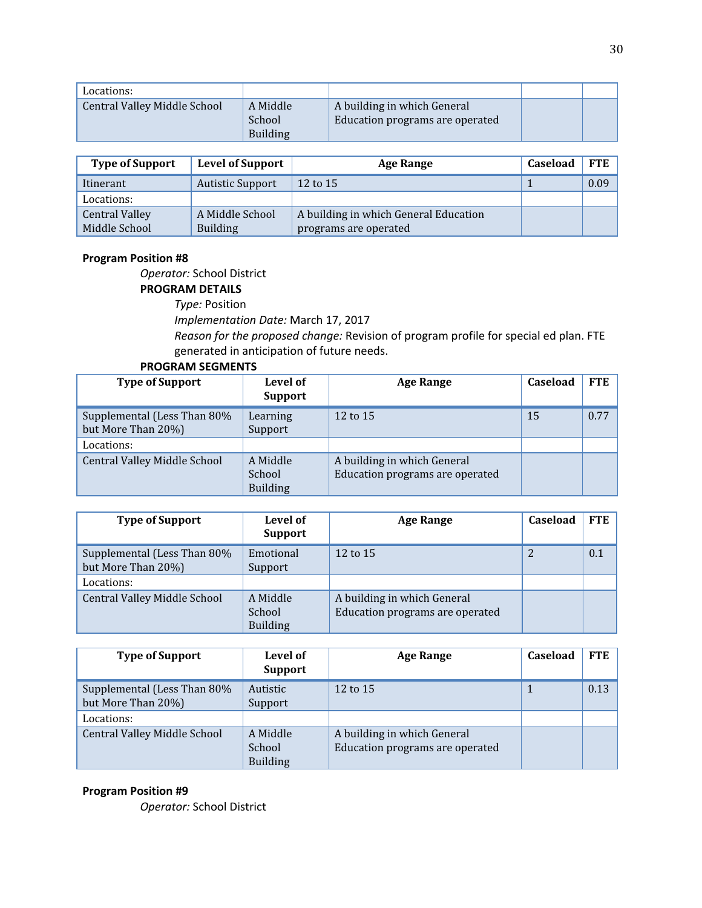| Locations: | | | | |
|---|---|---|---|---|
| Central Valley Middle School | A Middle School Building | A building in which General Education programs are operated | | |

| Type of Support | Level of Support | Age Range | Caseload | FTE |
|---|---|---|---|---|
| Itinerant | Autistic Support | 12 to 15 | 1 | 0.09 |
| Locations: | | | | |
| Central Valley Middle School | A Middle School Building | A building in which General Education programs are operated | | |

**Program Position #8**

*Operator:* School District

**PROGRAM DETAILS**

*Type:* Position

*Implementation Date:* March 17, 2017

*Reason for the proposed change:* Revision of program profile for special ed plan. FTE generated in anticipation of future needs.

**PROGRAM SEGMENTS**

| Type of Support | Level of Support | Age Range | Caseload | FTE |
|---|---|---|---|---|
| Supplemental (Less Than 80% but More Than 20%) | Learning Support | 12 to 15 | 15 | 0.77 |
| Locations: | | | | |
| Central Valley Middle School | A Middle School Building | A building in which General Education programs are operated | | |

| Type of Support | Level of Support | Age Range | Caseload | FTE |
|---|---|---|---|---|
| Supplemental (Less Than 80% but More Than 20%) | Emotional Support | 12 to 15 | 2 | 0.1 |
| Locations: | | | | |
| Central Valley Middle School | A Middle School Building | A building in which General Education programs are operated | | |

| Type of Support | Level of Support | Age Range | Caseload | FTE |
|---|---|---|---|---|
| Supplemental (Less Than 80% but More Than 20%) | Autistic Support | 12 to 15 | 1 | 0.13 |
| Locations: | | | | |
| Central Valley Middle School | A Middle School Building | A building in which General Education programs are operated | | |

**Program Position #9**

*Operator:* School District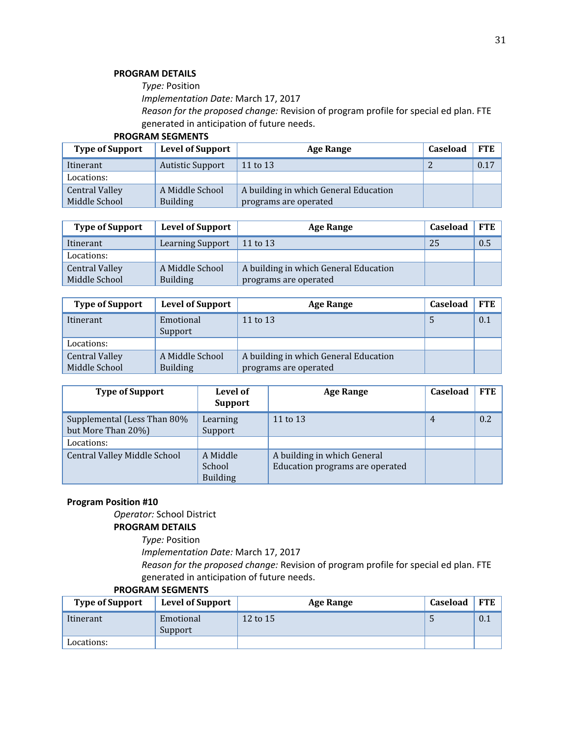**PROGRAM DETAILS**

*Type:* Position

*Implementation Date:* March 17, 2017

*Reason for the proposed change:* Revision of program profile for special ed plan. FTE generated in anticipation of future needs.

**PROGRAM SEGMENTS**

| Type of Support | Level of Support | Age Range | Caseload | FTE |
|---|---|---|---|---|
| Itinerant | Autistic Support | 11 to 13 | 2 | 0.17 |
| Locations: | | | | |
| Central Valley Middle School | A Middle School Building | A building in which General Education programs are operated | | |

| Type of Support | Level of Support | Age Range | Caseload | FTE |
|---|---|---|---|---|
| Itinerant | Learning Support | 11 to 13 | 25 | 0.5 |
| Locations: | | | | |
| Central Valley Middle School | A Middle School Building | A building in which General Education programs are operated | | |

| Type of Support | Level of Support | Age Range | Caseload | FTE |
|---|---|---|---|---|
| Itinerant | Emotional Support | 11 to 13 | 5 | 0.1 |
| Locations: | | | | |
| Central Valley Middle School | A Middle School Building | A building in which General Education programs are operated | | |

| Type of Support | Level of Support | Age Range | Caseload | FTE |
|---|---|---|---|---|
| Supplemental (Less Than 80% but More Than 20%) | Learning Support | 11 to 13 | 4 | 0.2 |
| Locations: | | | | |
| Central Valley Middle School | A Middle School Building | A building in which General Education programs are operated | | |

**Program Position #10**

*Operator:* School District

**PROGRAM DETAILS**

*Type:* Position

*Implementation Date:* March 17, 2017

*Reason for the proposed change:* Revision of program profile for special ed plan. FTE generated in anticipation of future needs.

**PROGRAM SEGMENTS**

| Type of Support | Level of Support | Age Range | Caseload | FTE |
|---|---|---|---|---|
| Itinerant | Emotional Support | 12 to 15 | 5 | 0.1 |
| Locations: | | | | |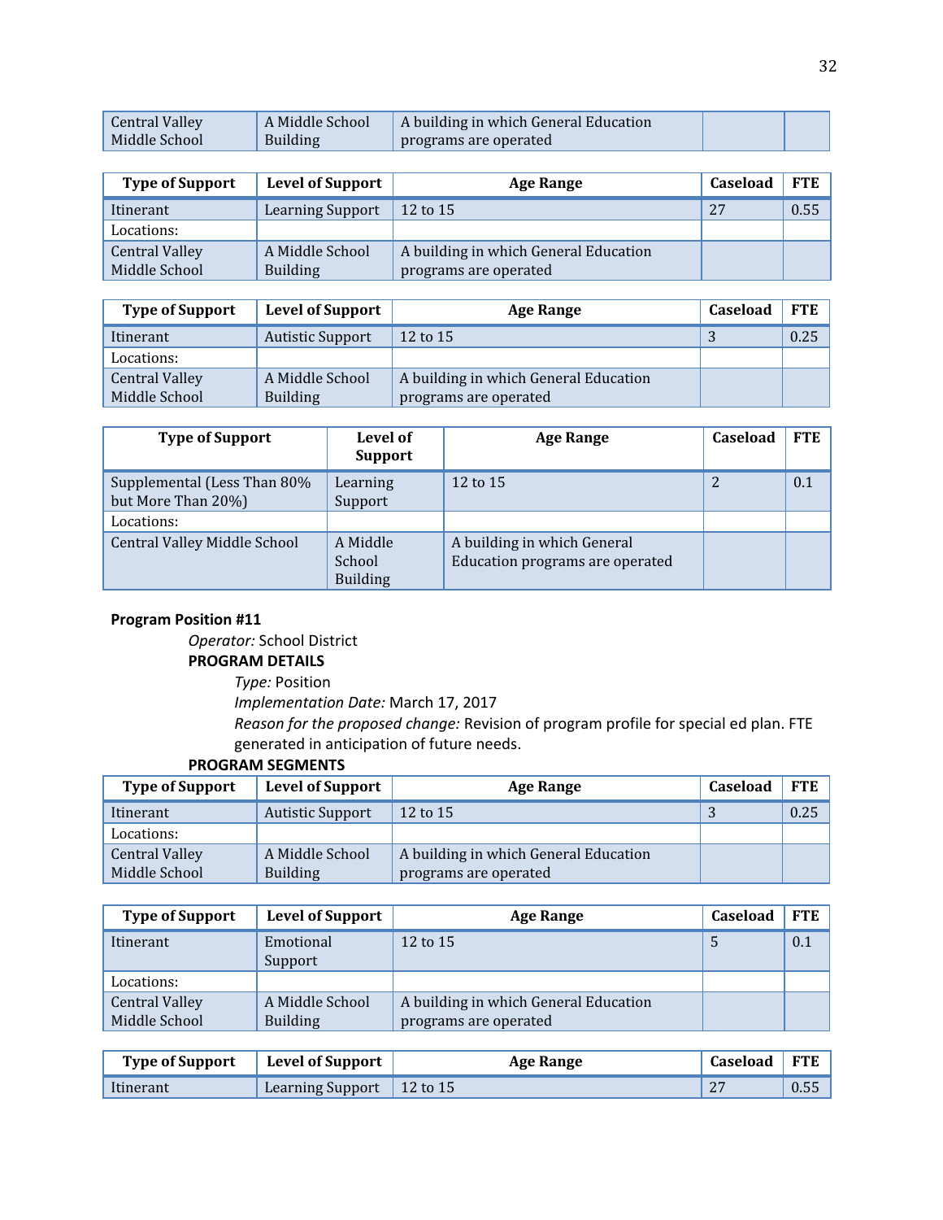| Central Valley Middle School | A Middle School Building | A building in which General Education programs are operated | | |
|---|---|---|---|---|

| Type of Support | Level of Support | Age Range | Caseload | FTE |
|---|---|---|---|---|
| Itinerant | Learning Support | 12 to 15 | 27 | 0.55 |
| Locations: | | | | |
| Central Valley Middle School | A Middle School Building | A building in which General Education programs are operated | | |

| Type of Support | Level of Support | Age Range | Caseload | FTE |
|---|---|---|---|---|
| Itinerant | Autistic Support | 12 to 15 | 3 | 0.25 |
| Locations: | | | | |
| Central Valley Middle School | A Middle School Building | A building in which General Education programs are operated | | |

| Type of Support | Level of Support | Age Range | Caseload | FTE |
|---|---|---|---|---|
| Supplemental (Less Than 80% but More Than 20%) | Learning Support | 12 to 15 | 2 | 0.1 |
| Locations: | | | | |
| Central Valley Middle School | A Middle School Building | A building in which General Education programs are operated | | |

**Program Position #11**

*Operator:* School District

**PROGRAM DETAILS**

*Type:* Position

*Implementation Date:* March 17, 2017

*Reason for the proposed change:* Revision of program profile for special ed plan. FTE generated in anticipation of future needs.

**PROGRAM SEGMENTS**

| Type of Support | Level of Support | Age Range | Caseload | FTE |
|---|---|---|---|---|
| Itinerant | Autistic Support | 12 to 15 | 3 | 0.25 |
| Locations: | | | | |
| Central Valley Middle School | A Middle School Building | A building in which General Education programs are operated | | |

| Type of Support | Level of Support | Age Range | Caseload | FTE |
|---|---|---|---|---|
| Itinerant | Emotional Support | 12 to 15 | 5 | 0.1 |
| Locations: | | | | |
| Central Valley Middle School | A Middle School Building | A building in which General Education programs are operated | | |

| Type of Support | Level of Support | Age Range | Caseload | FTE |
|---|---|---|---|---|
| Itinerant | Learning Support | 12 to 15 | 27 | 0.55 |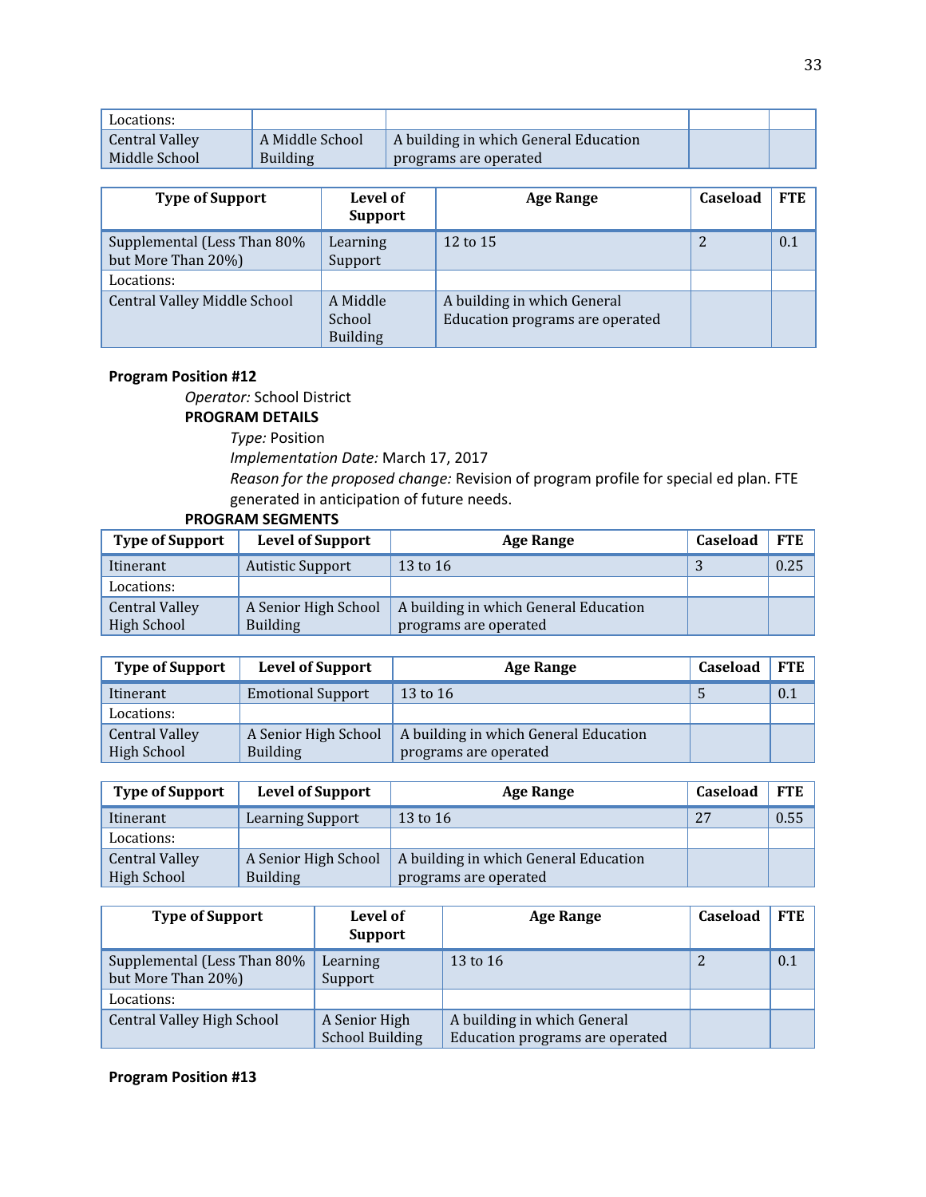| Locations: | | | | |
|---|---|---|---|---|
| Central Valley Middle School | A Middle School Building | A building in which General Education programs are operated | | |

| Type of Support | Level of Support | Age Range | Caseload | FTE |
|---|---|---|---|---|
| Supplemental (Less Than 80% but More Than 20%) | Learning Support | 12 to 15 | 2 | 0.1 |
| Locations: | | | | |
| Central Valley Middle School | A Middle School Building | A building in which General Education programs are operated | | |

**Program Position #12**

*Operator:* School District

**PROGRAM DETAILS**

*Type:* Position

*Implementation Date:* March 17, 2017

*Reason for the proposed change:* Revision of program profile for special ed plan. FTE generated in anticipation of future needs.

**PROGRAM SEGMENTS**

| Type of Support | Level of Support | Age Range | Caseload | FTE |
|---|---|---|---|---|
| Itinerant | Autistic Support | 13 to 16 | 3 | 0.25 |
| Locations: | | | | |
| Central Valley High School | A Senior High School Building | A building in which General Education programs are operated | | |

| Type of Support | Level of Support | Age Range | Caseload | FTE |
|---|---|---|---|---|
| Itinerant | Emotional Support | 13 to 16 | 5 | 0.1 |
| Locations: | | | | |
| Central Valley High School | A Senior High School Building | A building in which General Education programs are operated | | |

| Type of Support | Level of Support | Age Range | Caseload | FTE |
|---|---|---|---|---|
| Itinerant | Learning Support | 13 to 16 | 27 | 0.55 |
| Locations: | | | | |
| Central Valley High School | A Senior High School Building | A building in which General Education programs are operated | | |

| Type of Support | Level of Support | Age Range | Caseload | FTE |
|---|---|---|---|---|
| Supplemental (Less Than 80% but More Than 20%) | Learning Support | 13 to 16 | 2 | 0.1 |
| Locations: | | | | |
| Central Valley High School | A Senior High School Building | A building in which General Education programs are operated | | |

**Program Position #13**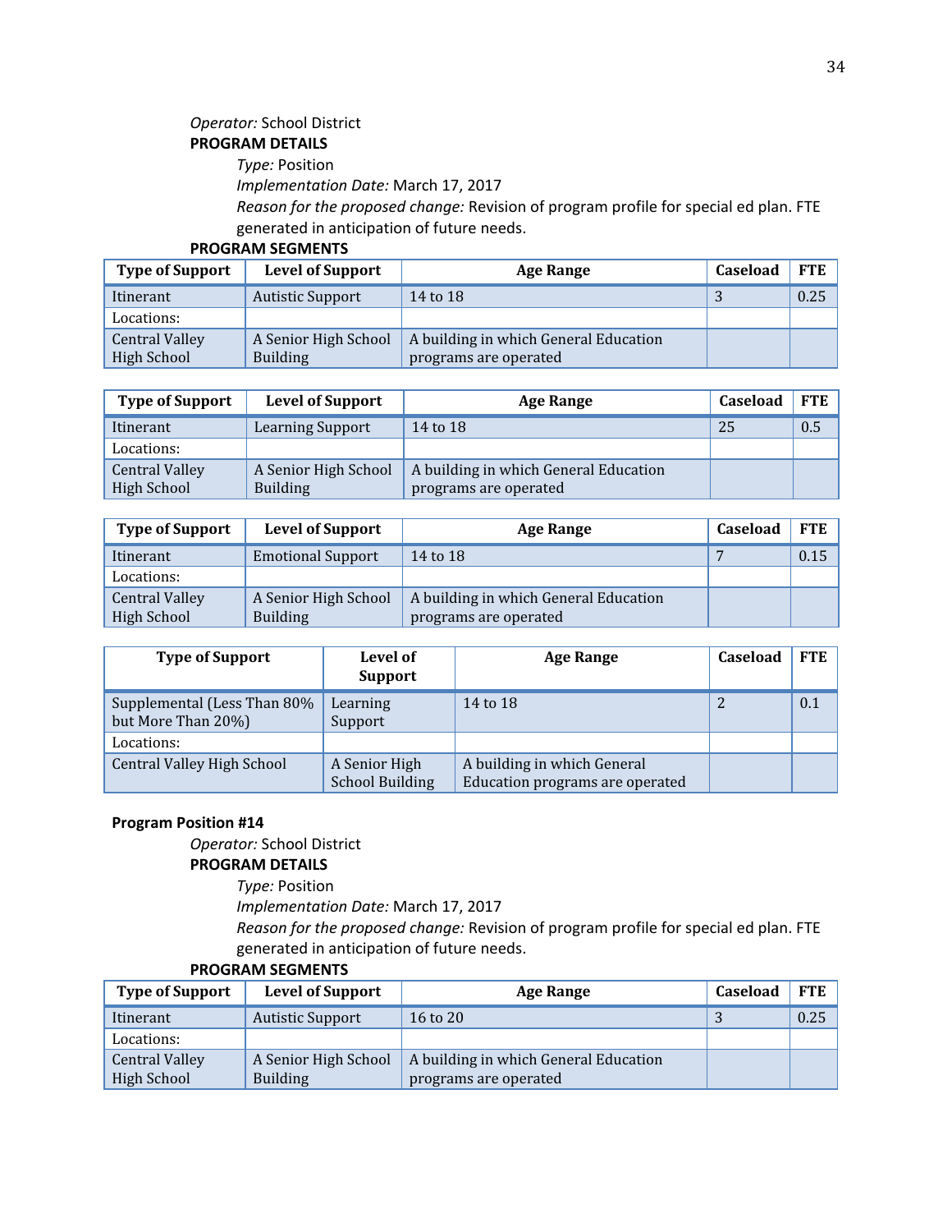*Operator:* School District

**PROGRAM DETAILS**

*Type:* Position

*Implementation Date:* March 17, 2017

*Reason for the proposed change:* Revision of program profile for special ed plan. FTE generated in anticipation of future needs.

**PROGRAM SEGMENTS**

| Type of Support | Level of Support | Age Range | Caseload | FTE |
|---|---|---|---|---|
| Itinerant | Autistic Support | 14 to 18 | 3 | 0.25 |
| Locations: | | | | |
| Central Valley High School | A Senior High School Building | A building in which General Education programs are operated | | |

| Type of Support | Level of Support | Age Range | Caseload | FTE |
|---|---|---|---|---|
| Itinerant | Learning Support | 14 to 18 | 25 | 0.5 |
| Locations: | | | | |
| Central Valley High School | A Senior High School Building | A building in which General Education programs are operated | | |

| Type of Support | Level of Support | Age Range | Caseload | FTE |
|---|---|---|---|---|
| Itinerant | Emotional Support | 14 to 18 | 7 | 0.15 |
| Locations: | | | | |
| Central Valley High School | A Senior High School Building | A building in which General Education programs are operated | | |

| Type of Support | Level of Support | Age Range | Caseload | FTE |
|---|---|---|---|---|
| Supplemental (Less Than 80% but More Than 20%) | Learning Support | 14 to 18 | 2 | 0.1 |
| Locations: | | | | |
| Central Valley High School | A Senior High School Building | A building in which General Education programs are operated | | |

**Program Position #14**

*Operator:* School District

**PROGRAM DETAILS**

*Type:* Position

*Implementation Date:* March 17, 2017

*Reason for the proposed change:* Revision of program profile for special ed plan. FTE generated in anticipation of future needs.

**PROGRAM SEGMENTS**

| Type of Support | Level of Support | Age Range | Caseload | FTE |
|---|---|---|---|---|
| Itinerant | Autistic Support | 16 to 20 | 3 | 0.25 |
| Locations: | | | | |
| Central Valley High School | A Senior High School Building | A building in which General Education programs are operated | | |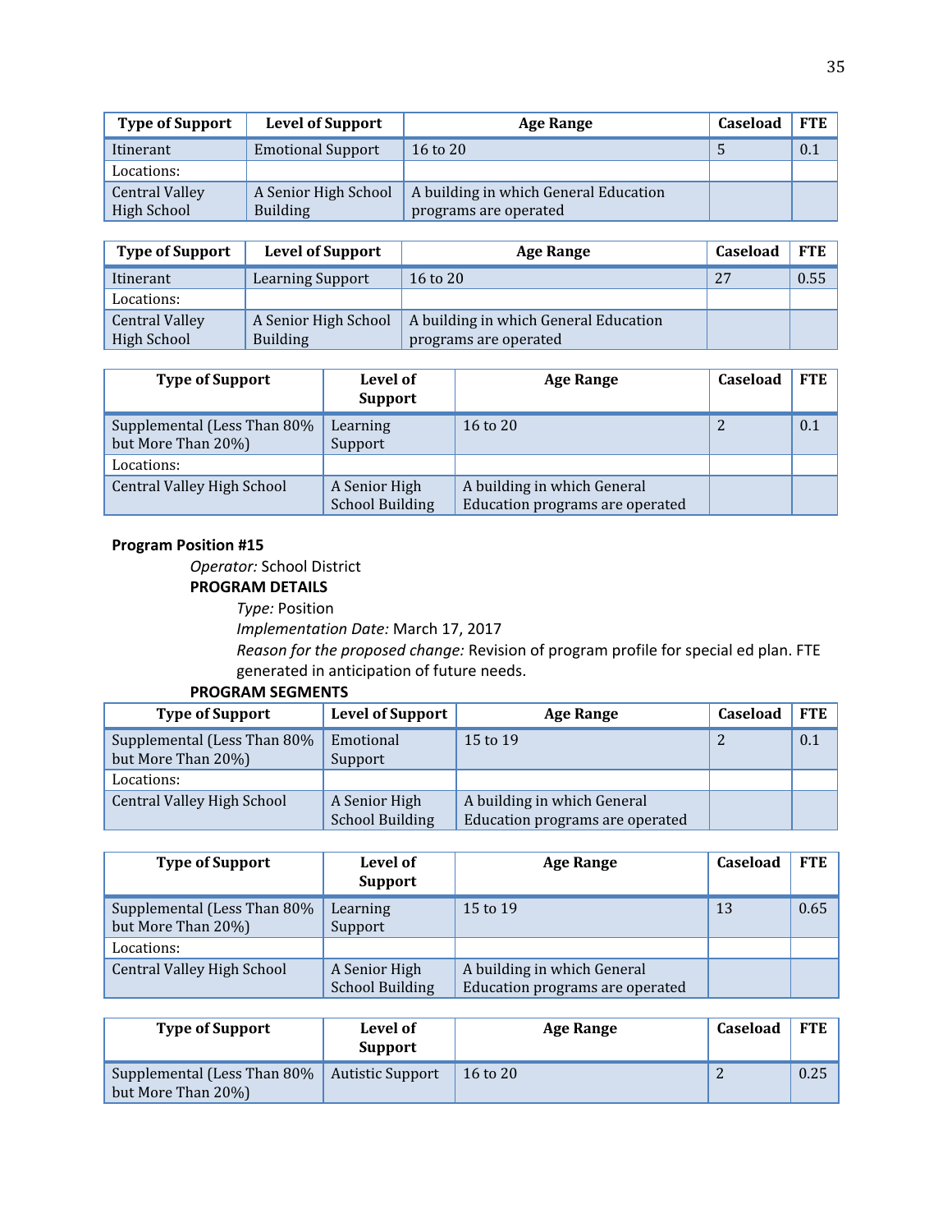| Type of Support | Level of Support | Age Range | Caseload | FTE |
|---|---|---|---|---|
| Itinerant | Emotional Support | 16 to 20 | 5 | 0.1 |
| Locations: | | | | |
| Central Valley High School | A Senior High School Building | A building in which General Education programs are operated | | |

| Type of Support | Level of Support | Age Range | Caseload | FTE |
|---|---|---|---|---|
| Itinerant | Learning Support | 16 to 20 | 27 | 0.55 |
| Locations: | | | | |
| Central Valley High School | A Senior High School Building | A building in which General Education programs are operated | | |

| Type of Support | Level of Support | Age Range | Caseload | FTE |
|---|---|---|---|---|
| Supplemental (Less Than 80% but More Than 20%) | Learning Support | 16 to 20 | 2 | 0.1 |
| Locations: | | | | |
| Central Valley High School | A Senior High School Building | A building in which General Education programs are operated | | |

**Program Position #15**

*Operator:* School District

**PROGRAM DETAILS**

*Type:* Position

*Implementation Date:* March 17, 2017

*Reason for the proposed change:* Revision of program profile for special ed plan. FTE generated in anticipation of future needs.

**PROGRAM SEGMENTS**

| Type of Support | Level of Support | Age Range | Caseload | FTE |
|---|---|---|---|---|
| Supplemental (Less Than 80% but More Than 20%) | Emotional Support | 15 to 19 | 2 | 0.1 |
| Locations: | | | | |
| Central Valley High School | A Senior High School Building | A building in which General Education programs are operated | | |

| Type of Support | Level of Support | Age Range | Caseload | FTE |
|---|---|---|---|---|
| Supplemental (Less Than 80% but More Than 20%) | Learning Support | 15 to 19 | 13 | 0.65 |
| Locations: | | | | |
| Central Valley High School | A Senior High School Building | A building in which General Education programs are operated | | |

| Type of Support | Level of Support | Age Range | Caseload | FTE |
|---|---|---|---|---|
| Supplemental (Less Than 80% but More Than 20%) | Autistic Support | 16 to 20 | 2 | 0.25 |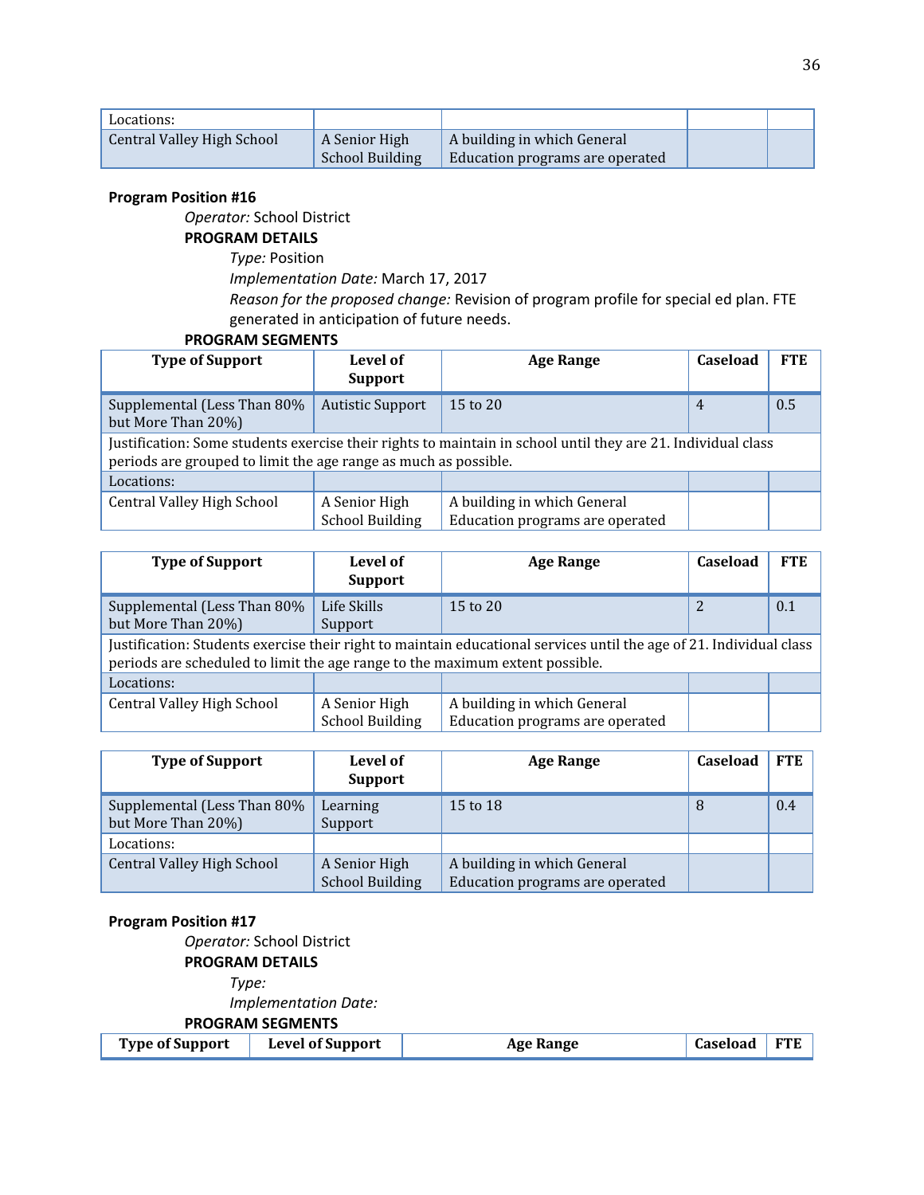| Locations: | | | | |
|---|---|---|---|---|
| Central Valley High School | A Senior High School Building | A building in which General Education programs are operated | | |

**Program Position #16**

*Operator:* School District

**PROGRAM DETAILS**

*Type:* Position

*Implementation Date:* March 17, 2017

*Reason for the proposed change:* Revision of program profile for special ed plan. FTE generated in anticipation of future needs.

**PROGRAM SEGMENTS**

| Type of Support | Level of Support | Age Range | Caseload | FTE |
|---|---|---|---|---|
| Supplemental (Less Than 80% but More Than 20%) | Autistic Support | 15 to 20 | 4 | 0.5 |
| Justification: Some students exercise their rights to maintain in school until they are 21. Individual class periods are grouped to limit the age range as much as possible. | | | | |
| Locations: | | | | |
| Central Valley High School | A Senior High School Building | A building in which General Education programs are operated | | |

| Type of Support | Level of Support | Age Range | Caseload | FTE |
|---|---|---|---|---|
| Supplemental (Less Than 80% but More Than 20%) | Life Skills Support | 15 to 20 | 2 | 0.1 |
| Justification: Students exercise their right to maintain educational services until the age of 21. Individual class periods are scheduled to limit the age range to the maximum extent possible. | | | | |
| Locations: | | | | |
| Central Valley High School | A Senior High School Building | A building in which General Education programs are operated | | |

| Type of Support | Level of Support | Age Range | Caseload | FTE |
|---|---|---|---|---|
| Supplemental (Less Than 80% but More Than 20%) | Learning Support | 15 to 18 | 8 | 0.4 |
| Locations: | | | | |
| Central Valley High School | A Senior High School Building | A building in which General Education programs are operated | | |

**Program Position #17**

*Operator:* School District

**PROGRAM DETAILS**

*Type:*

*Implementation Date:*

**PROGRAM SEGMENTS**

| Type of Support | Level of Support | Age Range | Caseload | FTE |
|---|---|---|---|---|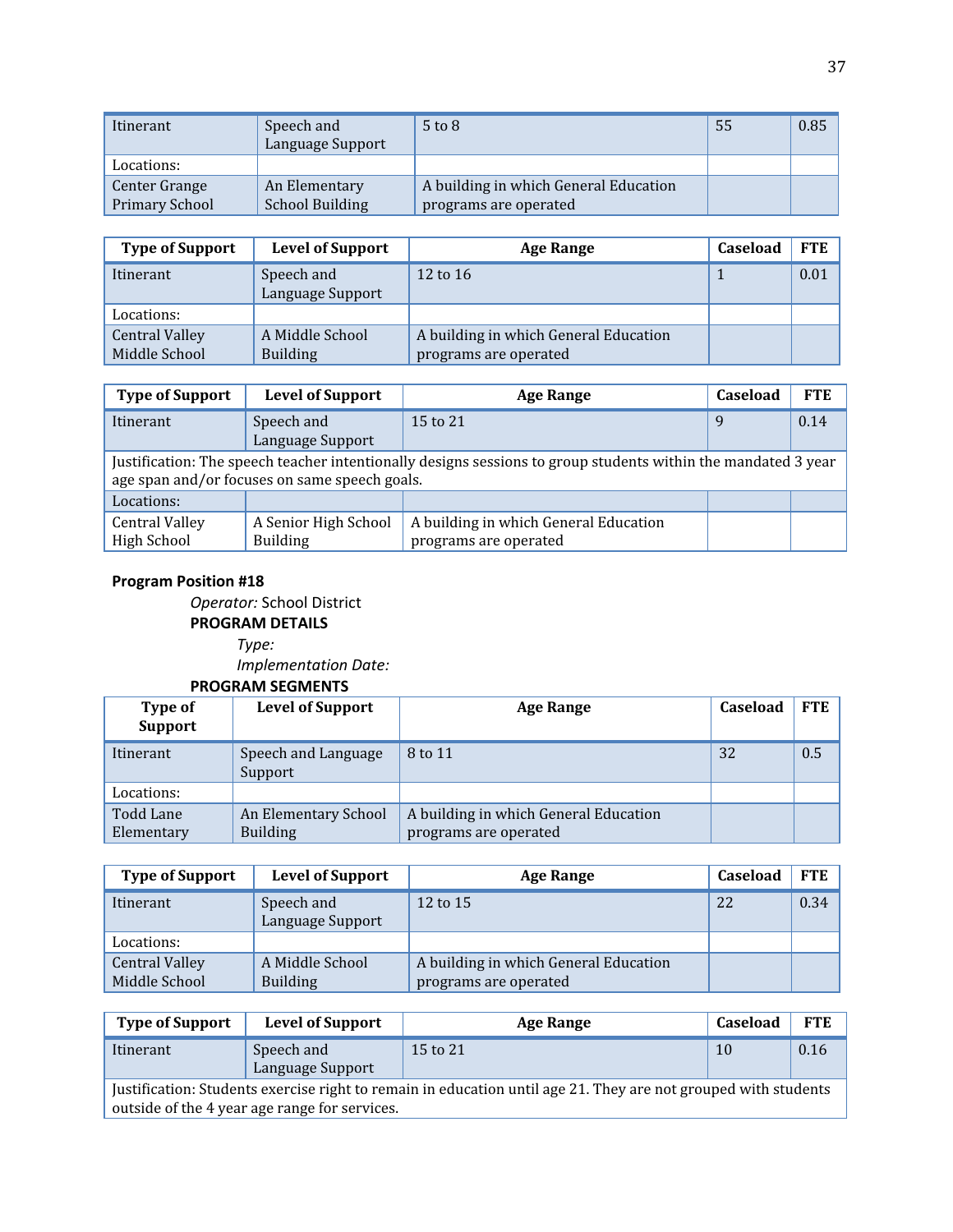| Itinerant | Speech and Language Support | 5 to 8 | 55 | 0.85 |
|---|---|---|---|---|
| Locations: | | | | |
| Center Grange Primary School | An Elementary School Building | A building in which General Education programs are operated | | |

| Type of Support | Level of Support | Age Range | Caseload | FTE |
|---|---|---|---|---|
| Itinerant | Speech and Language Support | 12 to 16 | 1 | 0.01 |
| Locations: | | | | |
| Central Valley Middle School | A Middle School Building | A building in which General Education programs are operated | | |

| Type of Support | Level of Support | Age Range | Caseload | FTE |
|---|---|---|---|---|
| Itinerant | Speech and Language Support | 15 to 21 | 9 | 0.14 |
| Justification: The speech teacher intentionally designs sessions to group students within the mandated 3 year age span and/or focuses on same speech goals. | | | | |
| Locations: | | | | |
| Central Valley High School | A Senior High School Building | A building in which General Education programs are operated | | |

**Program Position #18**

*Operator:* School District

**PROGRAM DETAILS**

*Type:*

*Implementation Date:*

**PROGRAM SEGMENTS**

| Type of Support | Level of Support | Age Range | Caseload | FTE |
|---|---|---|---|---|
| Itinerant | Speech and Language Support | 8 to 11 | 32 | 0.5 |
| Locations: | | | | |
| Todd Lane Elementary | An Elementary School Building | A building in which General Education programs are operated | | |

| Type of Support | Level of Support | Age Range | Caseload | FTE |
|---|---|---|---|---|
| Itinerant | Speech and Language Support | 12 to 15 | 22 | 0.34 |
| Locations: | | | | |
| Central Valley Middle School | A Middle School Building | A building in which General Education programs are operated | | |

| Type of Support | Level of Support | Age Range | Caseload | FTE |
|---|---|---|---|---|
| Itinerant | Speech and Language Support | 15 to 21 | 10 | 0.16 |
| Justification: Students exercise right to remain in education until age 21. They are not grouped with students outside of the 4 year age range for services. | | | | |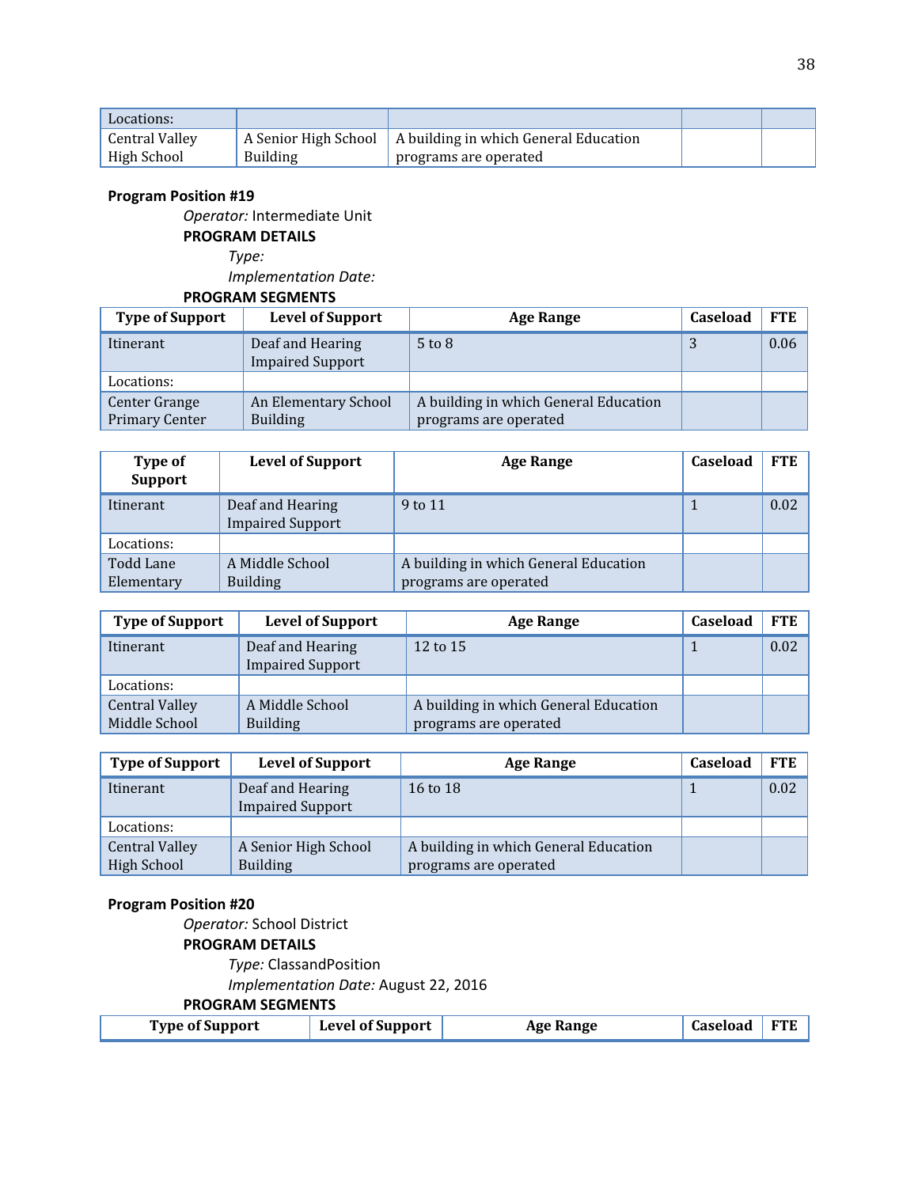| Locations: | | | | |
|---|---|---|---|---|
| Central Valley High School | A Senior High School Building | A building in which General Education programs are operated | | |

**Program Position #19**

*Operator:* Intermediate Unit

**PROGRAM DETAILS**

*Type:*

*Implementation Date:*

**PROGRAM SEGMENTS**

| Type of Support | Level of Support | Age Range | Caseload | FTE |
|---|---|---|---|---|
| Itinerant | Deaf and Hearing Impaired Support | 5 to 8 | 3 | 0.06 |
| Locations: | | | | |
| Center Grange Primary Center | An Elementary School Building | A building in which General Education programs are operated | | |

| Type of Support | Level of Support | Age Range | Caseload | FTE |
|---|---|---|---|---|
| Itinerant | Deaf and Hearing Impaired Support | 9 to 11 | 1 | 0.02 |
| Locations: | | | | |
| Todd Lane Elementary | A Middle School Building | A building in which General Education programs are operated | | |

| Type of Support | Level of Support | Age Range | Caseload | FTE |
|---|---|---|---|---|
| Itinerant | Deaf and Hearing Impaired Support | 12 to 15 | 1 | 0.02 |
| Locations: | | | | |
| Central Valley Middle School | A Middle School Building | A building in which General Education programs are operated | | |

| Type of Support | Level of Support | Age Range | Caseload | FTE |
|---|---|---|---|---|
| Itinerant | Deaf and Hearing Impaired Support | 16 to 18 | 1 | 0.02 |
| Locations: | | | | |
| Central Valley High School | A Senior High School Building | A building in which General Education programs are operated | | |

**Program Position #20**

*Operator:* School District

**PROGRAM DETAILS**

*Type:* ClassandPosition

*Implementation Date:* August 22, 2016

**PROGRAM SEGMENTS**

| Type of Support | Level of Support | Age Range | Caseload | FTE |
|---|---|---|---|---|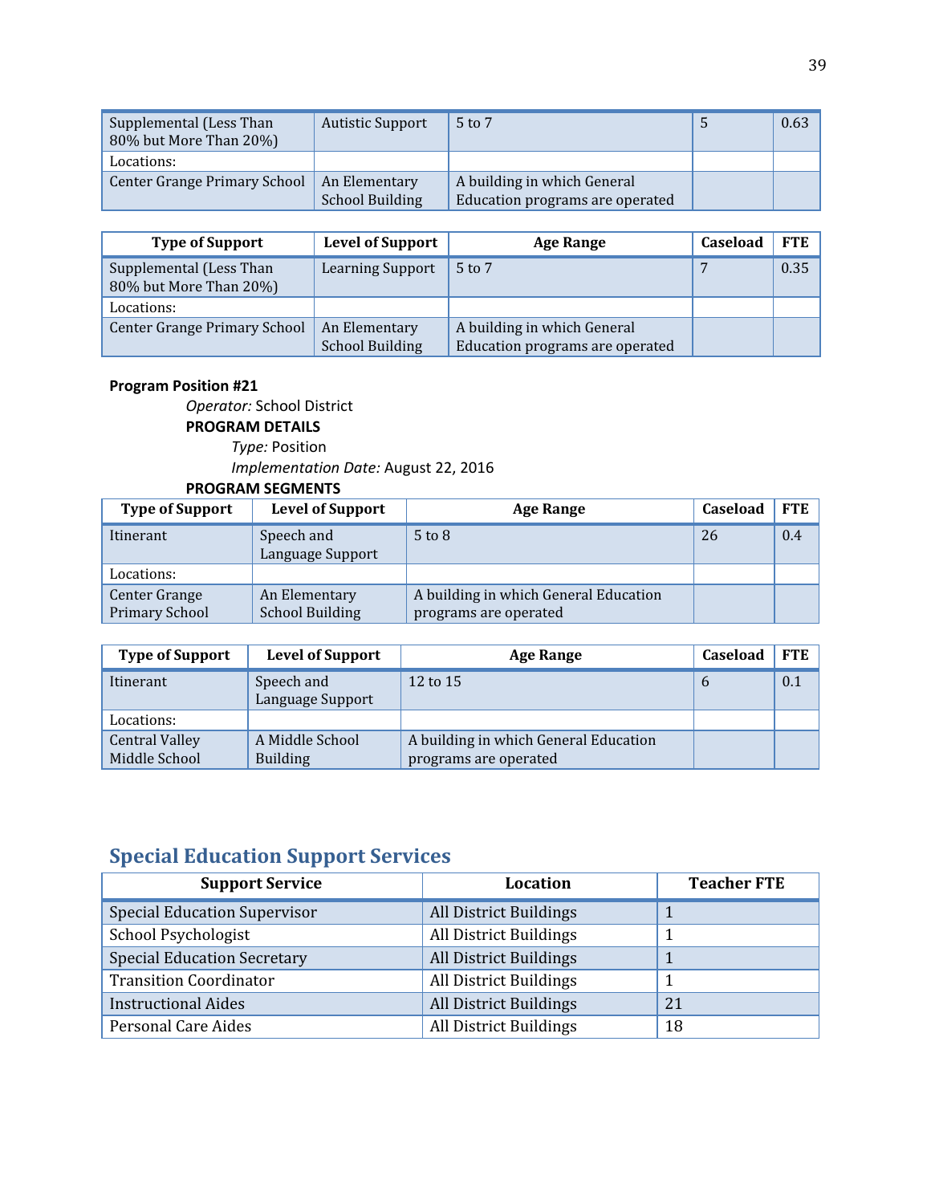| | | | | |
|---|---|---|---|---|
| Supplemental (Less Than 80% but More Than 20%) | Autistic Support | 5 to 7 | 5 | 0.63 |
| Locations: | | | | |
| Center Grange Primary School | An Elementary School Building | A building in which General Education programs are operated | | |

| Type of Support | Level of Support | Age Range | Caseload | FTE |
|---|---|---|---|---|
| Supplemental (Less Than 80% but More Than 20%) | Learning Support | 5 to 7 | 7 | 0.35 |
| Locations: | | | | |
| Center Grange Primary School | An Elementary School Building | A building in which General Education programs are operated | | |

**Program Position #21**

*Operator:* School District

**PROGRAM DETAILS**

*Type:* Position

*Implementation Date:* August 22, 2016

**PROGRAM SEGMENTS**

| Type of Support | Level of Support | Age Range | Caseload | FTE |
|---|---|---|---|---|
| Itinerant | Speech and Language Support | 5 to 8 | 26 | 0.4 |
| Locations: | | | | |
| Center Grange Primary School | An Elementary School Building | A building in which General Education programs are operated | | |

| Type of Support | Level of Support | Age Range | Caseload | FTE |
|---|---|---|---|---|
| Itinerant | Speech and Language Support | 12 to 15 | 6 | 0.1 |
| Locations: | | | | |
| Central Valley Middle School | A Middle School Building | A building in which General Education programs are operated | | |

## Special Education Support Services

| Support Service | Location | Teacher FTE |
|---|---|---|
| Special Education Supervisor | All District Buildings | 1 |
| School Psychologist | All District Buildings | 1 |
| Special Education Secretary | All District Buildings | 1 |
| Transition Coordinator | All District Buildings | 1 |
| Instructional Aides | All District Buildings | 21 |
| Personal Care Aides | All District Buildings | 18 |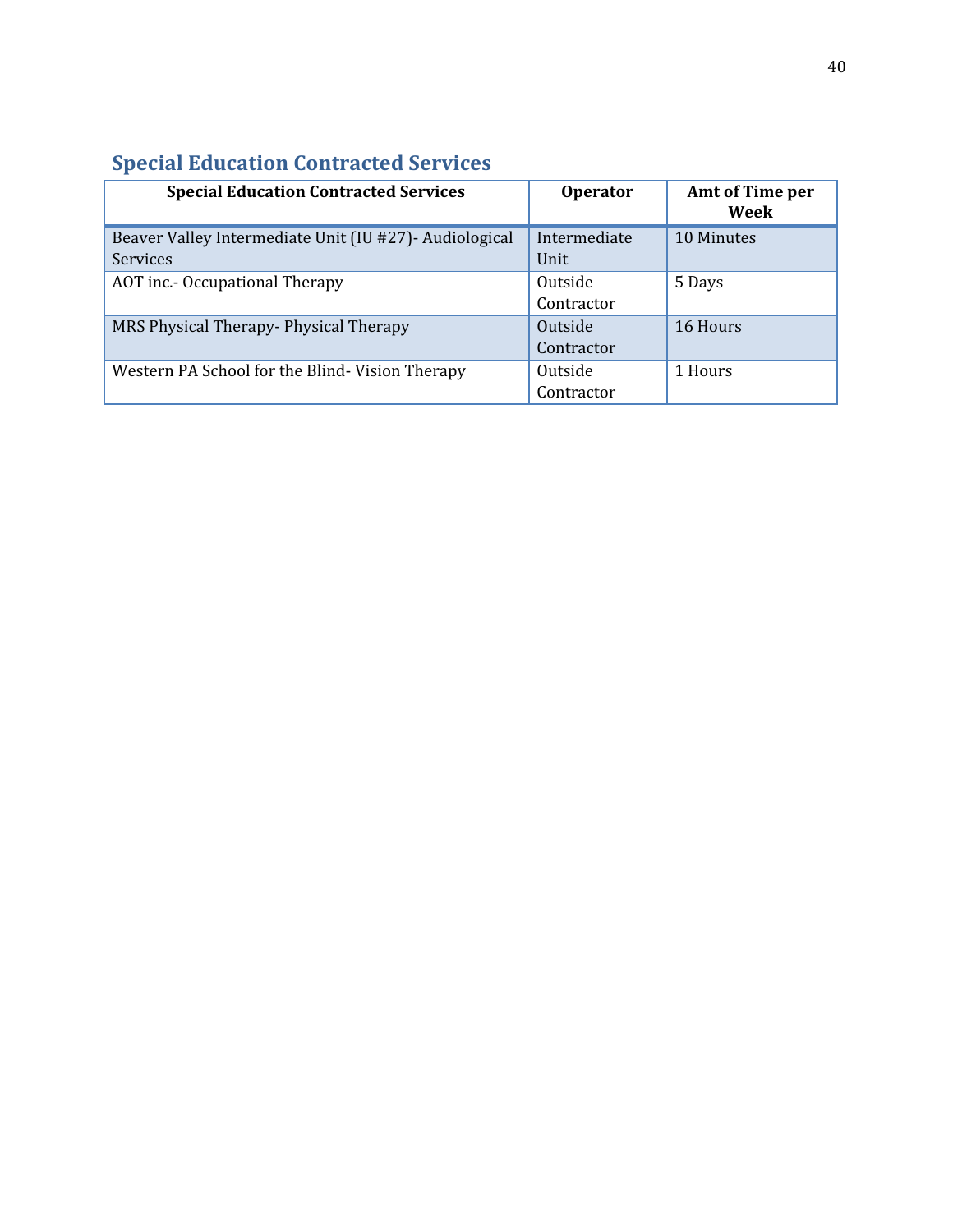## Special Education Contracted Services

| Special Education Contracted Services | Operator | Amt of Time per Week |
|---|---|---|
| Beaver Valley Intermediate Unit (IU #27)- Audiological Services | Intermediate Unit | 10 Minutes |
| AOT inc.- Occupational Therapy | Outside Contractor | 5 Days |
| MRS Physical Therapy- Physical Therapy | Outside Contractor | 16 Hours |
| Western PA School for the Blind- Vision Therapy | Outside Contractor | 1 Hours |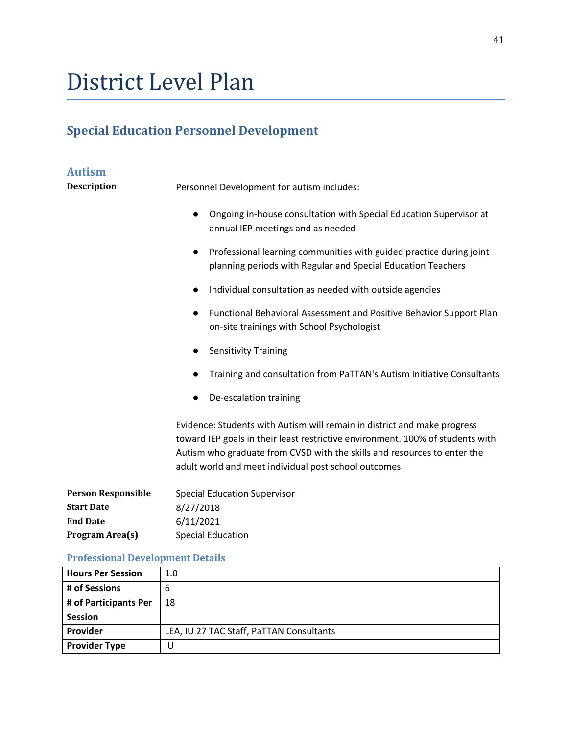# District Level Plan

## Special Education Personnel Development

### Autism

**Description**

Personnel Development for autism includes:

- Ongoing in-house consultation with Special Education Supervisor at annual IEP meetings and as needed
- Professional learning communities with guided practice during joint planning periods with Regular and Special Education Teachers
- Individual consultation as needed with outside agencies
- Functional Behavioral Assessment and Positive Behavior Support Plan on-site trainings with School Psychologist
- Sensitivity Training
- Training and consultation from PaTTAN's Autism Initiative Consultants
- De-escalation training

Evidence: Students with Autism will remain in district and make progress toward IEP goals in their least restrictive environment. 100% of students with Autism who graduate from CVSD with the skills and resources to enter the adult world and meet individual post school outcomes.

**Person Responsible** Special Education Supervisor
**Start Date** 8/27/2018
**End Date** 6/11/2021
**Program Area(s)** Special Education

#### Professional Development Details

| | |
|---|---|
| **Hours Per Session** | 1.0 |
| **# of Sessions** | 6 |
| **# of Participants Per Session** | 18 |
| **Provider** | LEA, IU 27 TAC Staff, PaTTAN Consultants |
| **Provider Type** | IU |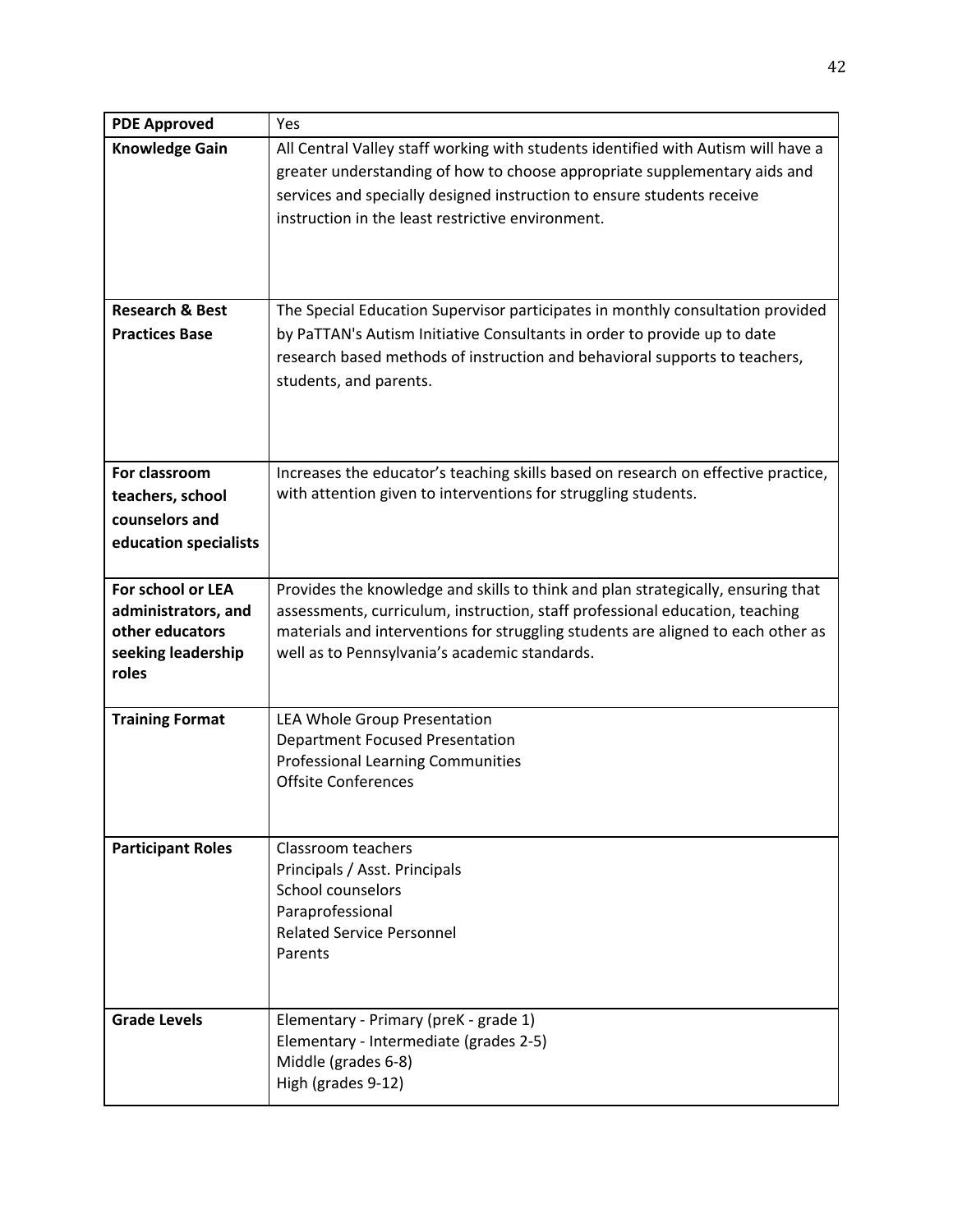| PDE Approved | Yes |
|---|---|
| **Knowledge Gain** | All Central Valley staff working with students identified with Autism will have a greater understanding of how to choose appropriate supplementary aids and services and specially designed instruction to ensure students receive instruction in the least restrictive environment. |
| **Research & Best Practices Base** | The Special Education Supervisor participates in monthly consultation provided by PaTTAN's Autism Initiative Consultants in order to provide up to date research based methods of instruction and behavioral supports to teachers, students, and parents. |
| **For classroom teachers, school counselors and education specialists** | Increases the educator's teaching skills based on research on effective practice, with attention given to interventions for struggling students. |
| **For school or LEA administrators, and other educators seeking leadership roles** | Provides the knowledge and skills to think and plan strategically, ensuring that assessments, curriculum, instruction, staff professional education, teaching materials and interventions for struggling students are aligned to each other as well as to Pennsylvania's academic standards. |
| **Training Format** | LEA Whole Group Presentation<br>Department Focused Presentation<br>Professional Learning Communities<br>Offsite Conferences |
| **Participant Roles** | Classroom teachers<br>Principals / Asst. Principals<br>School counselors<br>Paraprofessional<br>Related Service Personnel<br>Parents |
| **Grade Levels** | Elementary - Primary (preK - grade 1)<br>Elementary - Intermediate (grades 2-5)<br>Middle (grades 6-8)<br>High (grades 9-12) |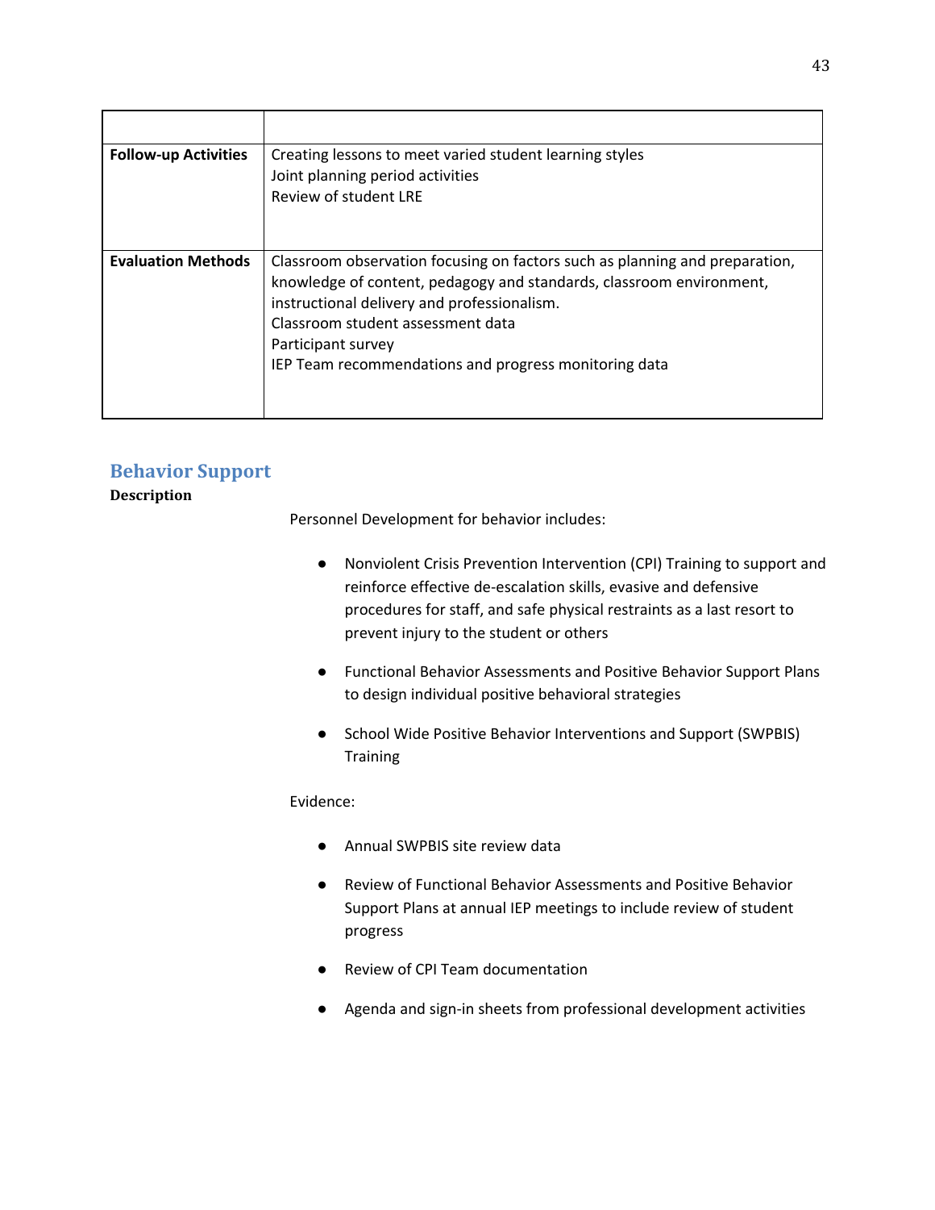| | |
|---|---|
| **Follow-up Activities** | Creating lessons to meet varied student learning styles<br>Joint planning period activities<br>Review of student LRE |
| **Evaluation Methods** | Classroom observation focusing on factors such as planning and preparation, knowledge of content, pedagogy and standards, classroom environment, instructional delivery and professionalism.<br>Classroom student assessment data<br>Participant survey<br>IEP Team recommendations and progress monitoring data |

## Behavior Support

**Description**

Personnel Development for behavior includes:

- Nonviolent Crisis Prevention Intervention (CPI) Training to support and reinforce effective de-escalation skills, evasive and defensive procedures for staff, and safe physical restraints as a last resort to prevent injury to the student or others
- Functional Behavior Assessments and Positive Behavior Support Plans to design individual positive behavioral strategies
- School Wide Positive Behavior Interventions and Support (SWPBIS) Training

Evidence:

- Annual SWPBIS site review data
- Review of Functional Behavior Assessments and Positive Behavior Support Plans at annual IEP meetings to include review of student progress
- Review of CPI Team documentation
- Agenda and sign-in sheets from professional development activities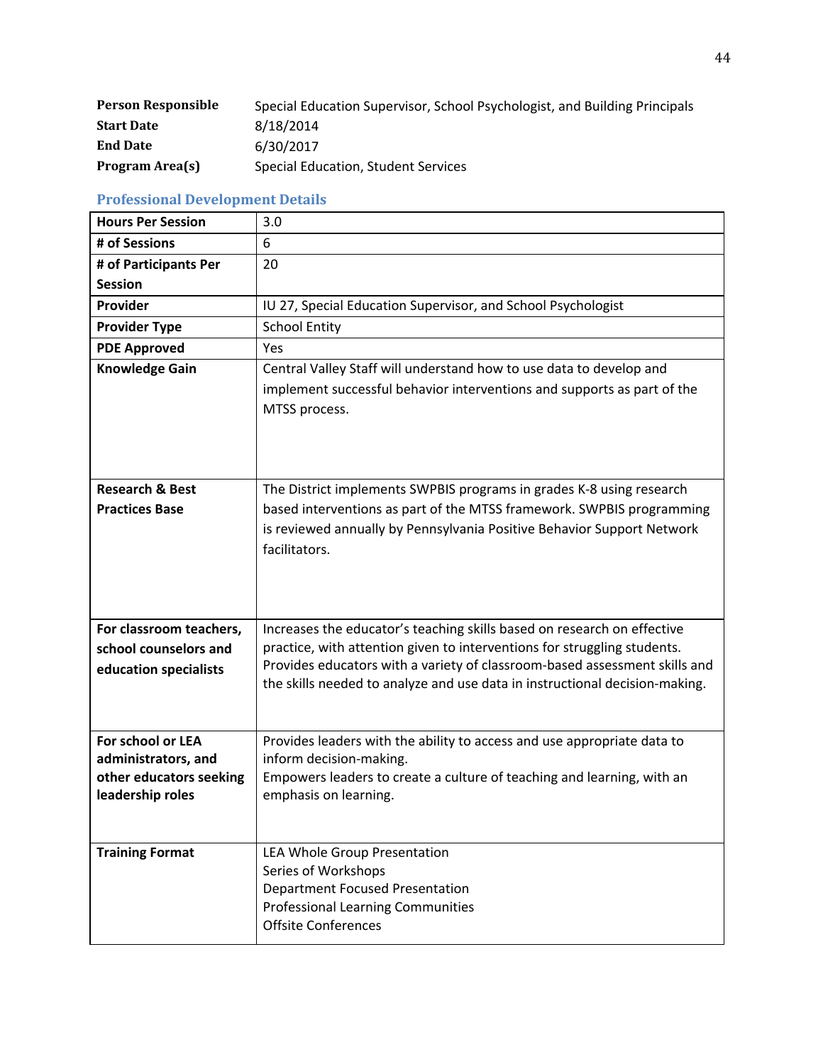| | |
|---|---|
| **Person Responsible** | Special Education Supervisor, School Psychologist, and Building Principals |
| **Start Date** | 8/18/2014 |
| **End Date** | 6/30/2017 |
| **Program Area(s)** | Special Education, Student Services |

### Professional Development Details

| | |
|---|---|
| **Hours Per Session** | 3.0 |
| **# of Sessions** | 6 |
| **# of Participants Per Session** | 20 |
| **Provider** | IU 27, Special Education Supervisor, and School Psychologist |
| **Provider Type** | School Entity |
| **PDE Approved** | Yes |
| **Knowledge Gain** | Central Valley Staff will understand how to use data to develop and implement successful behavior interventions and supports as part of the MTSS process. |
| **Research & Best Practices Base** | The District implements SWPBIS programs in grades K-8 using research based interventions as part of the MTSS framework. SWPBIS programming is reviewed annually by Pennsylvania Positive Behavior Support Network facilitators. |
| **For classroom teachers, school counselors and education specialists** | Increases the educator's teaching skills based on research on effective practice, with attention given to interventions for struggling students.<br>Provides educators with a variety of classroom-based assessment skills and the skills needed to analyze and use data in instructional decision-making. |
| **For school or LEA administrators, and other educators seeking leadership roles** | Provides leaders with the ability to access and use appropriate data to inform decision-making.<br>Empowers leaders to create a culture of teaching and learning, with an emphasis on learning. |
| **Training Format** | LEA Whole Group Presentation<br>Series of Workshops<br>Department Focused Presentation<br>Professional Learning Communities<br>Offsite Conferences |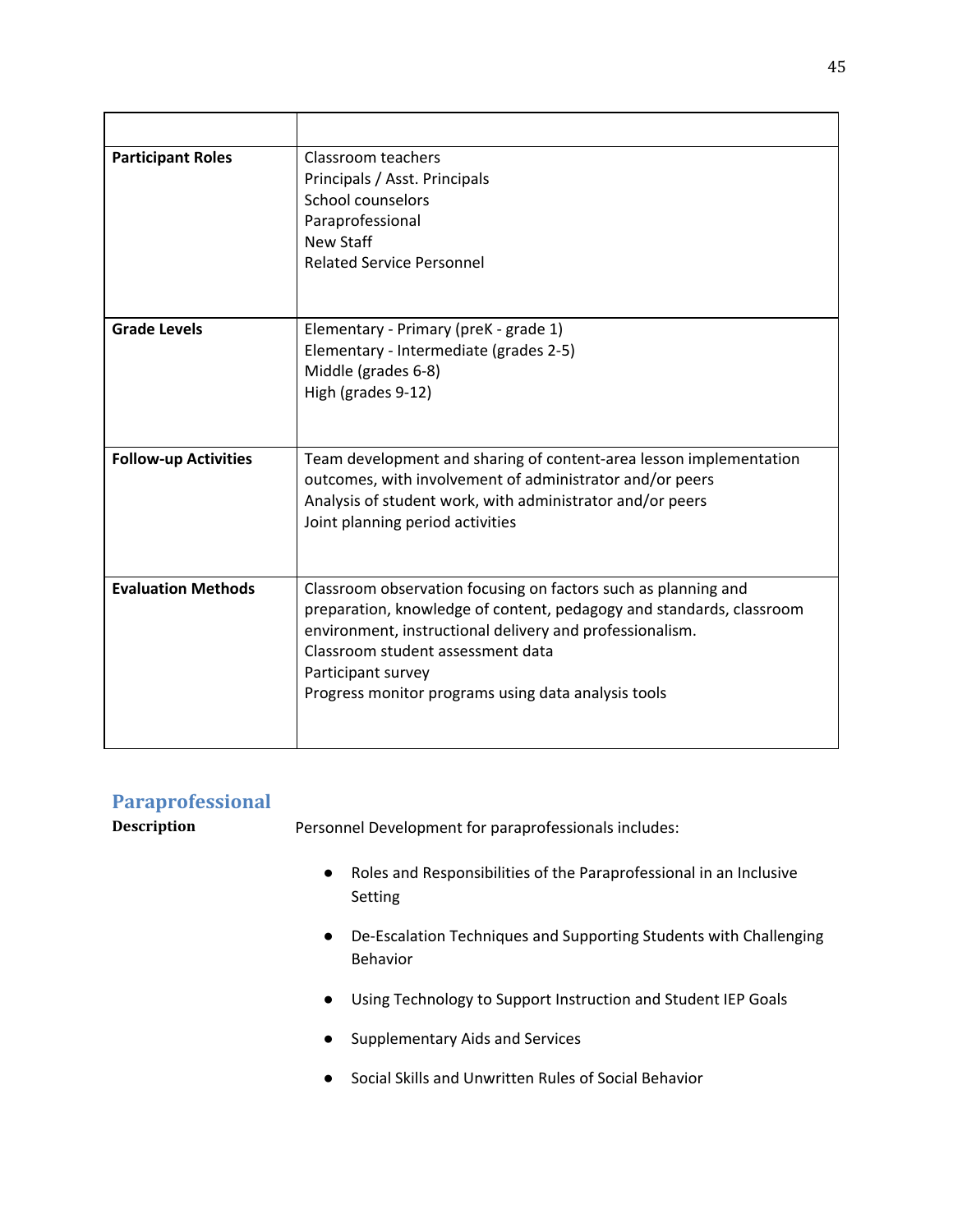| | |
|---|---|
| **Participant Roles** | Classroom teachers<br>Principals / Asst. Principals<br>School counselors<br>Paraprofessional<br>New Staff<br>Related Service Personnel |
| **Grade Levels** | Elementary - Primary (preK - grade 1)<br>Elementary - Intermediate (grades 2-5)<br>Middle (grades 6-8)<br>High (grades 9-12) |
| **Follow-up Activities** | Team development and sharing of content-area lesson implementation outcomes, with involvement of administrator and/or peers<br>Analysis of student work, with administrator and/or peers<br>Joint planning period activities |
| **Evaluation Methods** | Classroom observation focusing on factors such as planning and preparation, knowledge of content, pedagogy and standards, classroom environment, instructional delivery and professionalism.<br>Classroom student assessment data<br>Participant survey<br>Progress monitor programs using data analysis tools |

## Paraprofessional

**Description**

Personnel Development for paraprofessionals includes:

- Roles and Responsibilities of the Paraprofessional in an Inclusive Setting
- De-Escalation Techniques and Supporting Students with Challenging Behavior
- Using Technology to Support Instruction and Student IEP Goals
- Supplementary Aids and Services
- Social Skills and Unwritten Rules of Social Behavior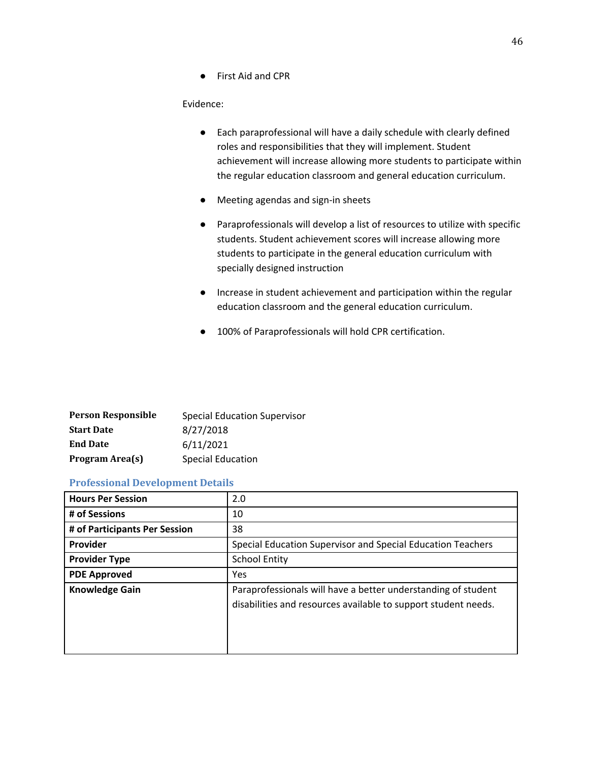- First Aid and CPR

Evidence:

- Each paraprofessional will have a daily schedule with clearly defined roles and responsibilities that they will implement. Student achievement will increase allowing more students to participate within the regular education classroom and general education curriculum.
- Meeting agendas and sign-in sheets
- Paraprofessionals will develop a list of resources to utilize with specific students. Student achievement scores will increase allowing more students to participate in the general education curriculum with specially designed instruction
- Increase in student achievement and participation within the regular education classroom and the general education curriculum.
- 100% of Paraprofessionals will hold CPR certification.

| | |
|---|---|
| **Person Responsible** | Special Education Supervisor |
| **Start Date** | 8/27/2018 |
| **End Date** | 6/11/2021 |
| **Program Area(s)** | Special Education |

### Professional Development Details

| | |
|---|---|
| **Hours Per Session** | 2.0 |
| **# of Sessions** | 10 |
| **# of Participants Per Session** | 38 |
| **Provider** | Special Education Supervisor and Special Education Teachers |
| **Provider Type** | School Entity |
| **PDE Approved** | Yes |
| **Knowledge Gain** | Paraprofessionals will have a better understanding of student disabilities and resources available to support student needs. |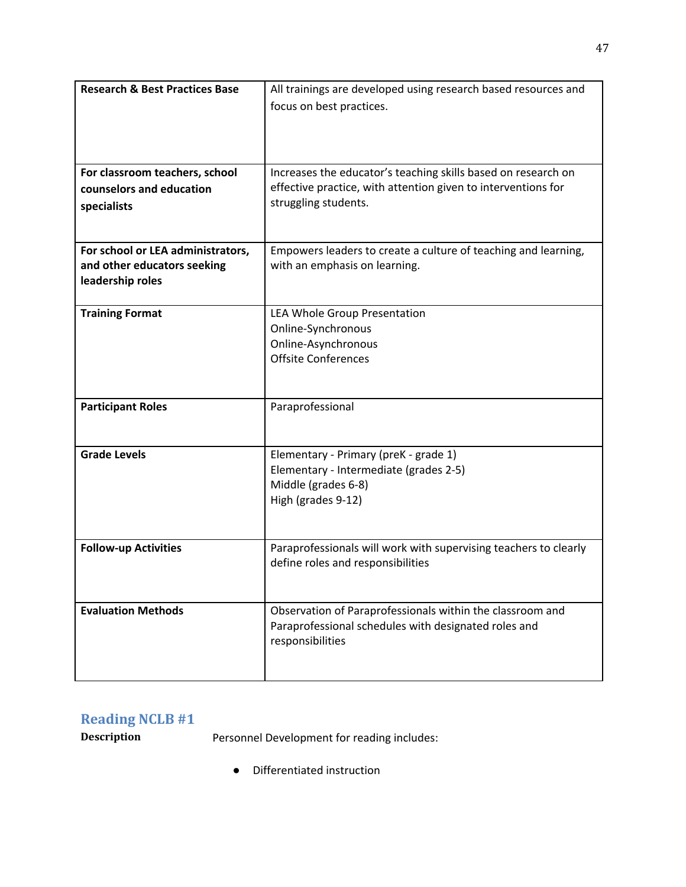| | |
|---|---|
| **Research & Best Practices Base** | All trainings are developed using research based resources and focus on best practices. |
| **For classroom teachers, school counselors and education specialists** | Increases the educator's teaching skills based on research on effective practice, with attention given to interventions for struggling students. |
| **For school or LEA administrators, and other educators seeking leadership roles** | Empowers leaders to create a culture of teaching and learning, with an emphasis on learning. |
| **Training Format** | LEA Whole Group Presentation<br>Online-Synchronous<br>Online-Asynchronous<br>Offsite Conferences |
| **Participant Roles** | Paraprofessional |
| **Grade Levels** | Elementary - Primary (preK - grade 1)<br>Elementary - Intermediate (grades 2-5)<br>Middle (grades 6-8)<br>High (grades 9-12) |
| **Follow-up Activities** | Paraprofessionals will work with supervising teachers to clearly define roles and responsibilities |
| **Evaluation Methods** | Observation of Paraprofessionals within the classroom and Paraprofessional schedules with designated roles and responsibilities |

## Reading NCLB #1

**Description** Personnel Development for reading includes:

- Differentiated instruction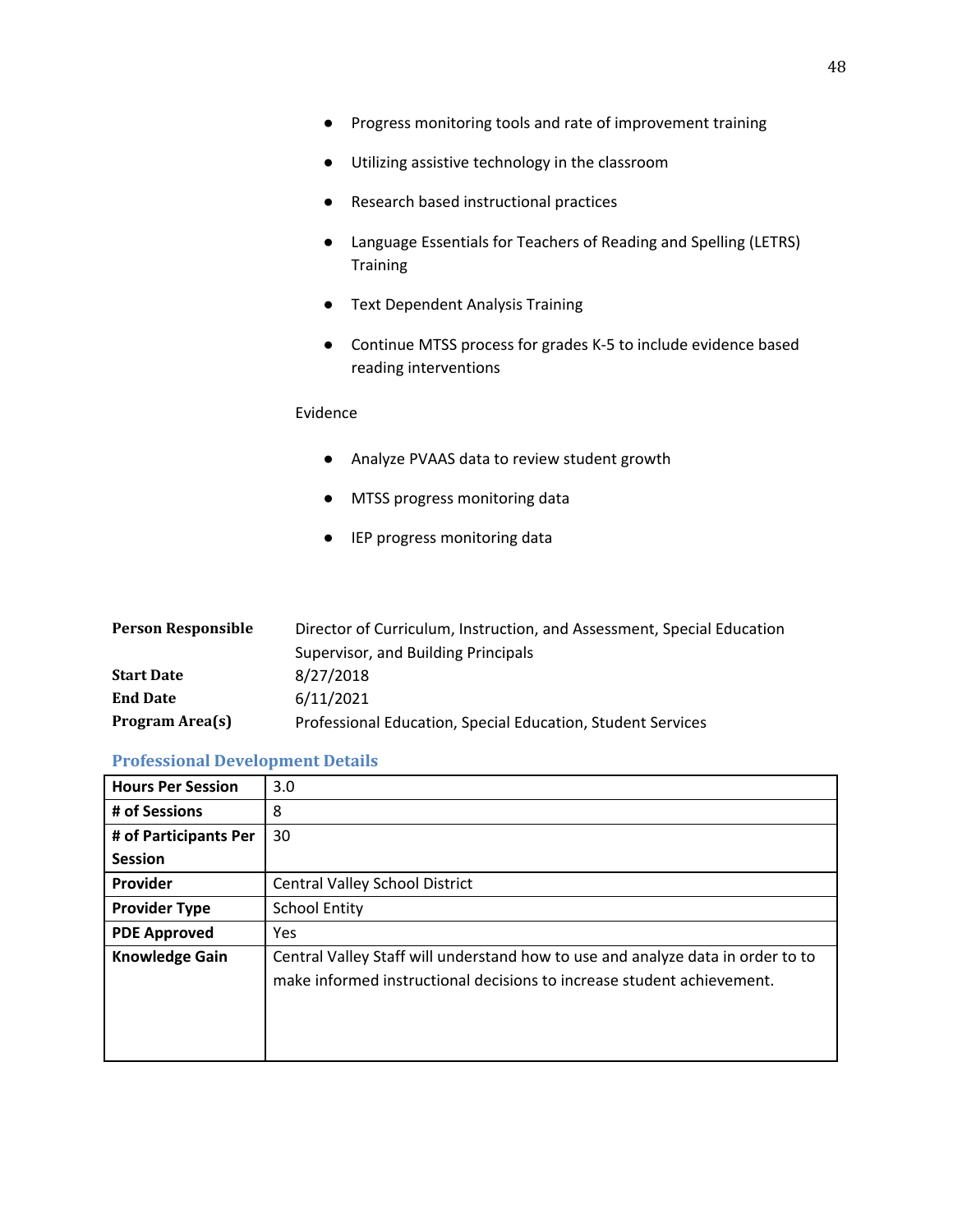- Progress monitoring tools and rate of improvement training
- Utilizing assistive technology in the classroom
- Research based instructional practices
- Language Essentials for Teachers of Reading and Spelling (LETRS) Training
- Text Dependent Analysis Training
- Continue MTSS process for grades K-5 to include evidence based reading interventions

Evidence

- Analyze PVAAS data to review student growth
- MTSS progress monitoring data
- IEP progress monitoring data

**Person Responsible** Director of Curriculum, Instruction, and Assessment, Special Education Supervisor, and Building Principals

**Start Date** 8/27/2018

**End Date** 6/11/2021

**Program Area(s)** Professional Education, Special Education, Student Services

### Professional Development Details

| | |
|---|---|
| **Hours Per Session** | 3.0 |
| **# of Sessions** | 8 |
| **# of Participants Per Session** | 30 |
| **Provider** | Central Valley School District |
| **Provider Type** | School Entity |
| **PDE Approved** | Yes |
| **Knowledge Gain** | Central Valley Staff will understand how to use and analyze data in order to to make informed instructional decisions to increase student achievement. |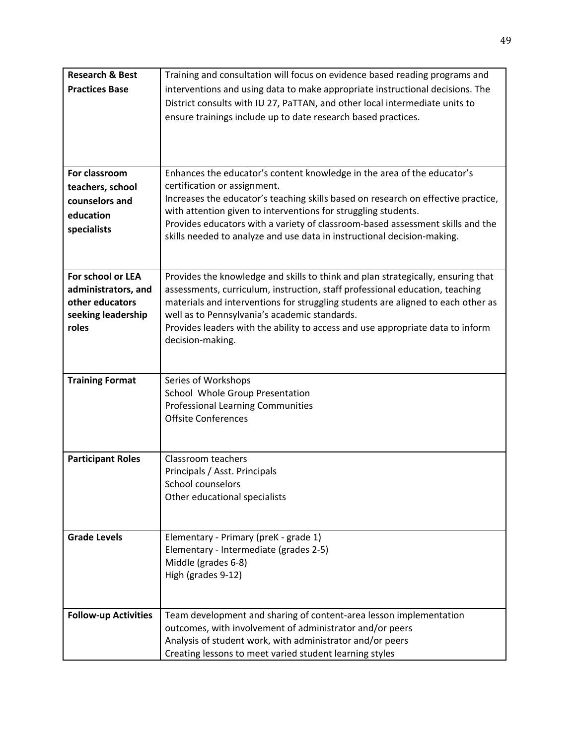| **Research & Best Practices Base** | Training and consultation will focus on evidence based reading programs and interventions and using data to make appropriate instructional decisions. The District consults with IU 27, PaTTAN, and other local intermediate units to ensure trainings include up to date research based practices. |
|---|---|
| **For classroom teachers, school counselors and education specialists** | Enhances the educator's content knowledge in the area of the educator's certification or assignment.<br>Increases the educator's teaching skills based on research on effective practice, with attention given to interventions for struggling students.<br>Provides educators with a variety of classroom-based assessment skills and the skills needed to analyze and use data in instructional decision-making. |
| **For school or LEA administrators, and other educators seeking leadership roles** | Provides the knowledge and skills to think and plan strategically, ensuring that assessments, curriculum, instruction, staff professional education, teaching materials and interventions for struggling students are aligned to each other as well as to Pennsylvania's academic standards.<br>Provides leaders with the ability to access and use appropriate data to inform decision-making. |
| **Training Format** | Series of Workshops<br>School Whole Group Presentation<br>Professional Learning Communities<br>Offsite Conferences |
| **Participant Roles** | Classroom teachers<br>Principals / Asst. Principals<br>School counselors<br>Other educational specialists |
| **Grade Levels** | Elementary - Primary (preK - grade 1)<br>Elementary - Intermediate (grades 2-5)<br>Middle (grades 6-8)<br>High (grades 9-12) |
| **Follow-up Activities** | Team development and sharing of content-area lesson implementation outcomes, with involvement of administrator and/or peers<br>Analysis of student work, with administrator and/or peers<br>Creating lessons to meet varied student learning styles |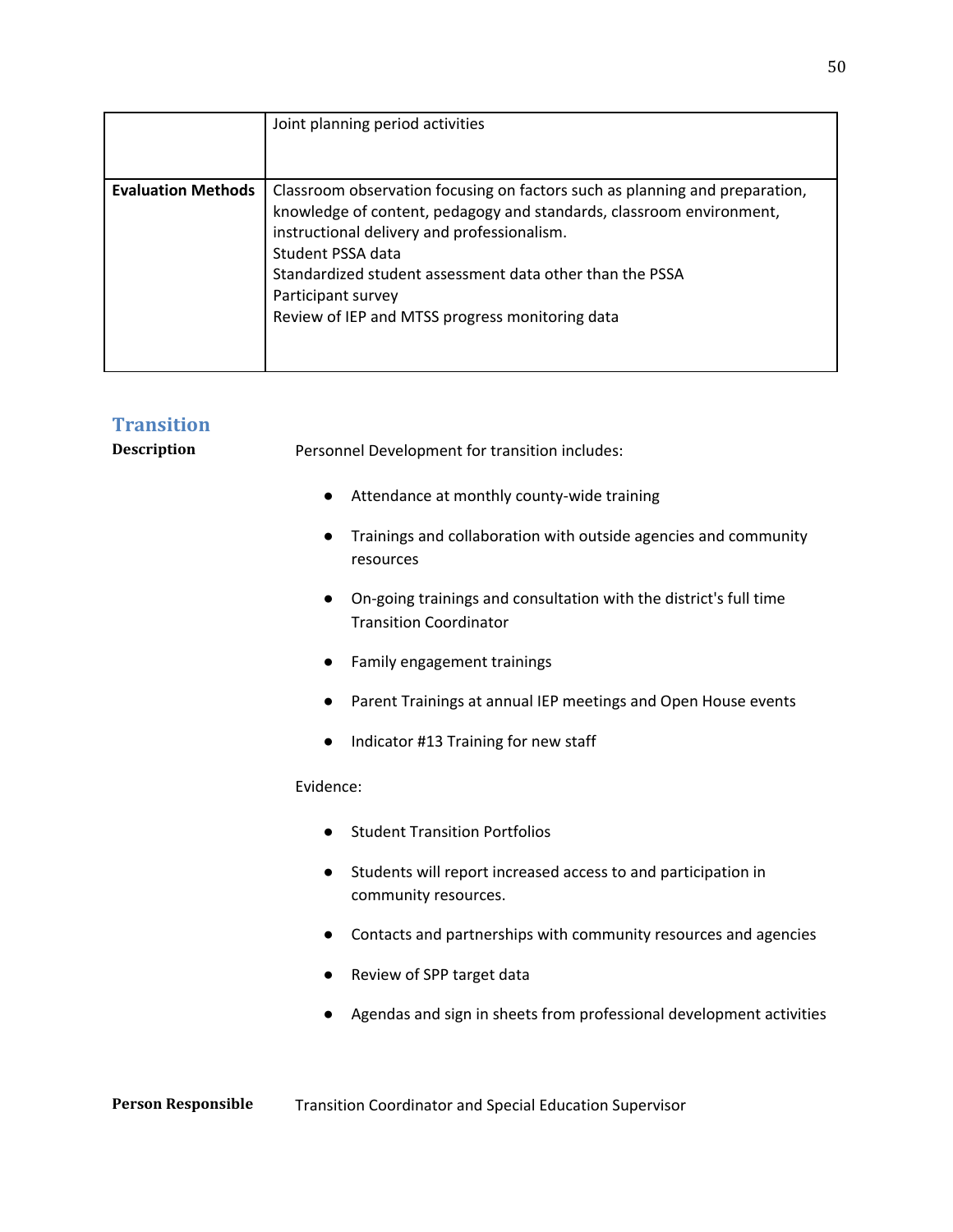|  |  |
|---|---|
|  | Joint planning period activities |
| **Evaluation Methods** | Classroom observation focusing on factors such as planning and preparation, knowledge of content, pedagogy and standards, classroom environment, instructional delivery and professionalism.<br>Student PSSA data<br>Standardized student assessment data other than the PSSA<br>Participant survey<br>Review of IEP and MTSS progress monitoring data |

## Transition

**Description**

Personnel Development for transition includes:

- Attendance at monthly county-wide training
- Trainings and collaboration with outside agencies and community resources
- On-going trainings and consultation with the district's full time Transition Coordinator
- Family engagement trainings
- Parent Trainings at annual IEP meetings and Open House events
- Indicator #13 Training for new staff

Evidence:

- Student Transition Portfolios
- Students will report increased access to and participation in community resources.
- Contacts and partnerships with community resources and agencies
- Review of SPP target data
- Agendas and sign in sheets from professional development activities

**Person Responsible**

Transition Coordinator and Special Education Supervisor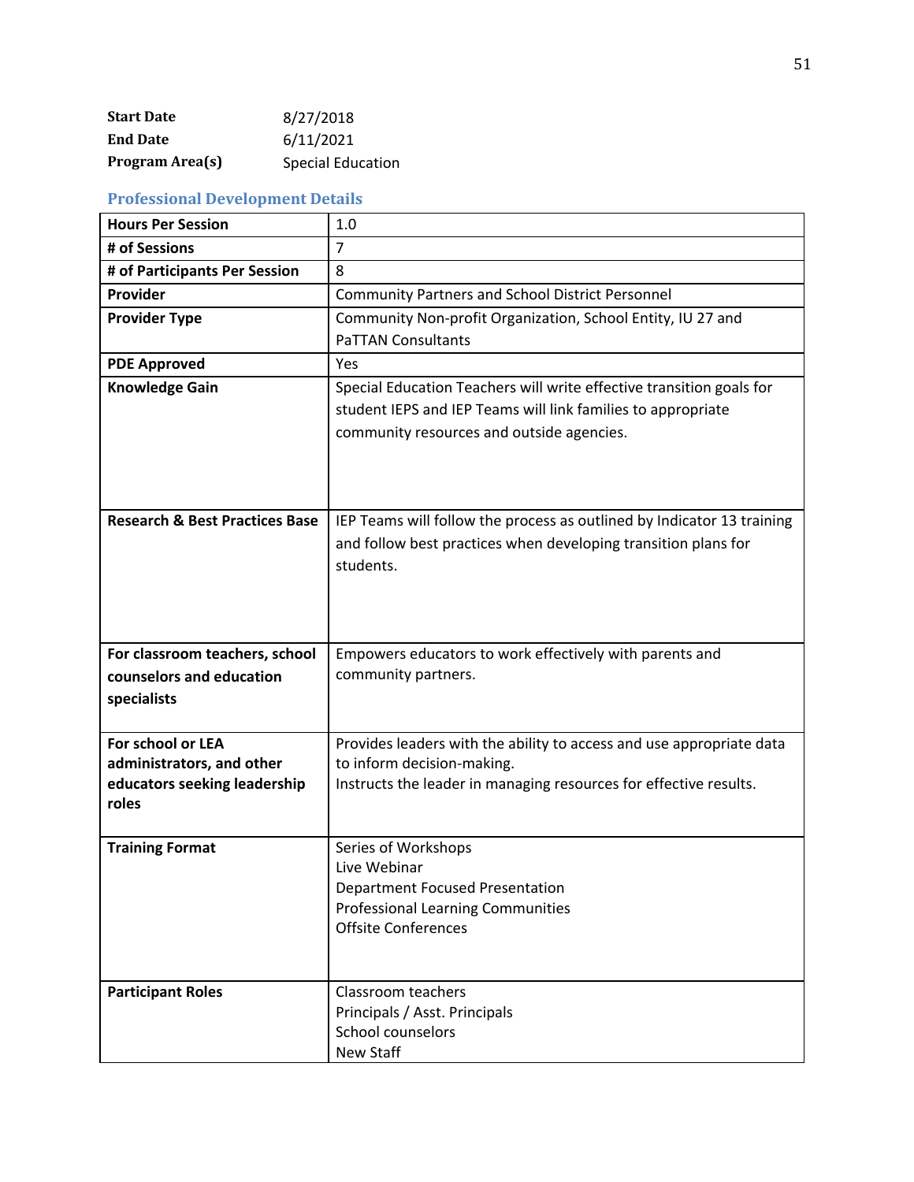| | |
|---|---|
| **Start Date** | 8/27/2018 |
| **End Date** | 6/11/2021 |
| **Program Area(s)** | Special Education |

### Professional Development Details

| | |
|---|---|
| **Hours Per Session** | 1.0 |
| **# of Sessions** | 7 |
| **# of Participants Per Session** | 8 |
| **Provider** | Community Partners and School District Personnel |
| **Provider Type** | Community Non-profit Organization, School Entity, IU 27 and PaTTAN Consultants |
| **PDE Approved** | Yes |
| **Knowledge Gain** | Special Education Teachers will write effective transition goals for student IEPS and IEP Teams will link families to appropriate community resources and outside agencies. |
| **Research & Best Practices Base** | IEP Teams will follow the process as outlined by Indicator 13 training and follow best practices when developing transition plans for students. |
| **For classroom teachers, school counselors and education specialists** | Empowers educators to work effectively with parents and community partners. |
| **For school or LEA administrators, and other educators seeking leadership roles** | Provides leaders with the ability to access and use appropriate data to inform decision-making.<br>Instructs the leader in managing resources for effective results. |
| **Training Format** | Series of Workshops<br>Live Webinar<br>Department Focused Presentation<br>Professional Learning Communities<br>Offsite Conferences |
| **Participant Roles** | Classroom teachers<br>Principals / Asst. Principals<br>School counselors<br>New Staff |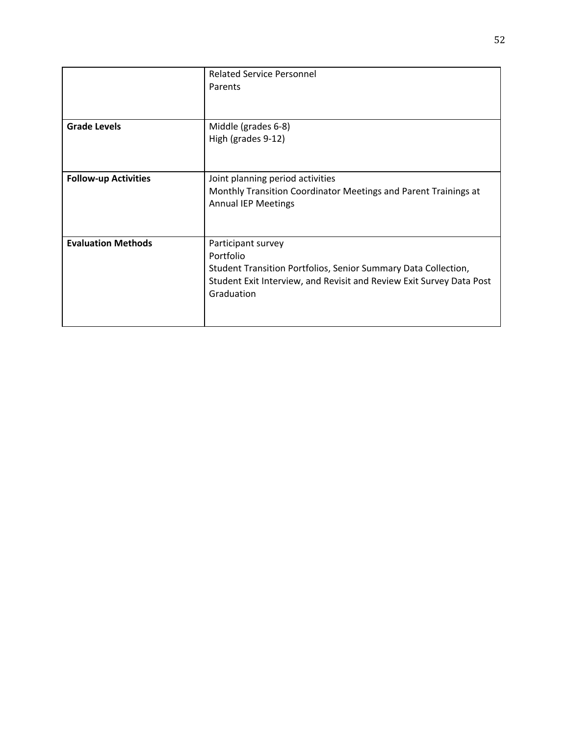| | |
|---|---|
| | Related Service Personnel<br>Parents |
| **Grade Levels** | Middle (grades 6-8)<br>High (grades 9-12) |
| **Follow-up Activities** | Joint planning period activities<br>Monthly Transition Coordinator Meetings and Parent Trainings at Annual IEP Meetings |
| **Evaluation Methods** | Participant survey<br>Portfolio<br>Student Transition Portfolios, Senior Summary Data Collection, Student Exit Interview, and Revisit and Review Exit Survey Data Post Graduation |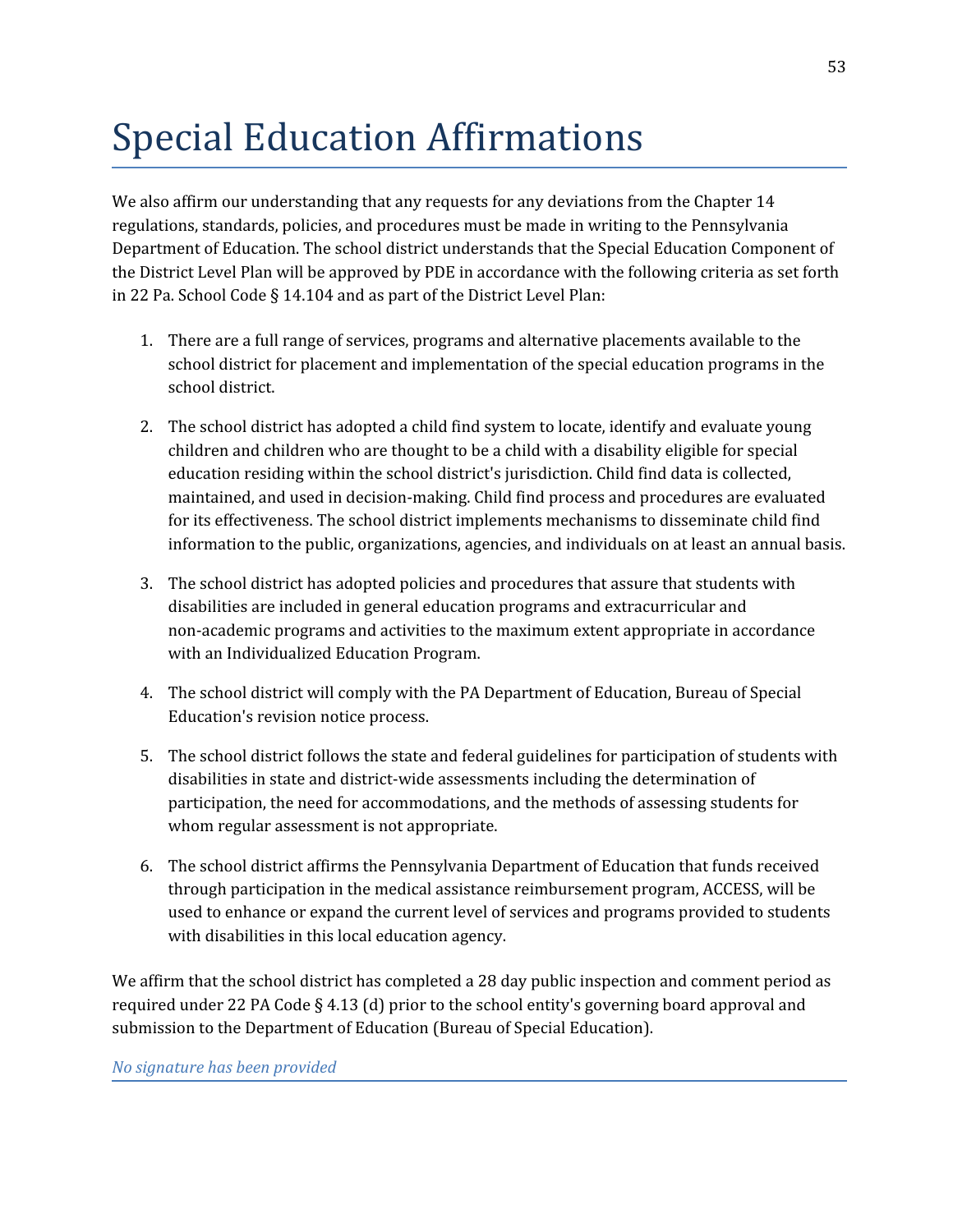# Special Education Affirmations

We also affirm our understanding that any requests for any deviations from the Chapter 14 regulations, standards, policies, and procedures must be made in writing to the Pennsylvania Department of Education. The school district understands that the Special Education Component of the District Level Plan will be approved by PDE in accordance with the following criteria as set forth in 22 Pa. School Code § 14.104 and as part of the District Level Plan:

1. There are a full range of services, programs and alternative placements available to the school district for placement and implementation of the special education programs in the school district.

2. The school district has adopted a child find system to locate, identify and evaluate young children and children who are thought to be a child with a disability eligible for special education residing within the school district's jurisdiction. Child find data is collected, maintained, and used in decision-making. Child find process and procedures are evaluated for its effectiveness. The school district implements mechanisms to disseminate child find information to the public, organizations, agencies, and individuals on at least an annual basis.

3. The school district has adopted policies and procedures that assure that students with disabilities are included in general education programs and extracurricular and non-academic programs and activities to the maximum extent appropriate in accordance with an Individualized Education Program.

4. The school district will comply with the PA Department of Education, Bureau of Special Education's revision notice process.

5. The school district follows the state and federal guidelines for participation of students with disabilities in state and district-wide assessments including the determination of participation, the need for accommodations, and the methods of assessing students for whom regular assessment is not appropriate.

6. The school district affirms the Pennsylvania Department of Education that funds received through participation in the medical assistance reimbursement program, ACCESS, will be used to enhance or expand the current level of services and programs provided to students with disabilities in this local education agency.

We affirm that the school district has completed a 28 day public inspection and comment period as required under 22 PA Code § 4.13 (d) prior to the school entity's governing board approval and submission to the Department of Education (Bureau of Special Education).

*No signature has been provided*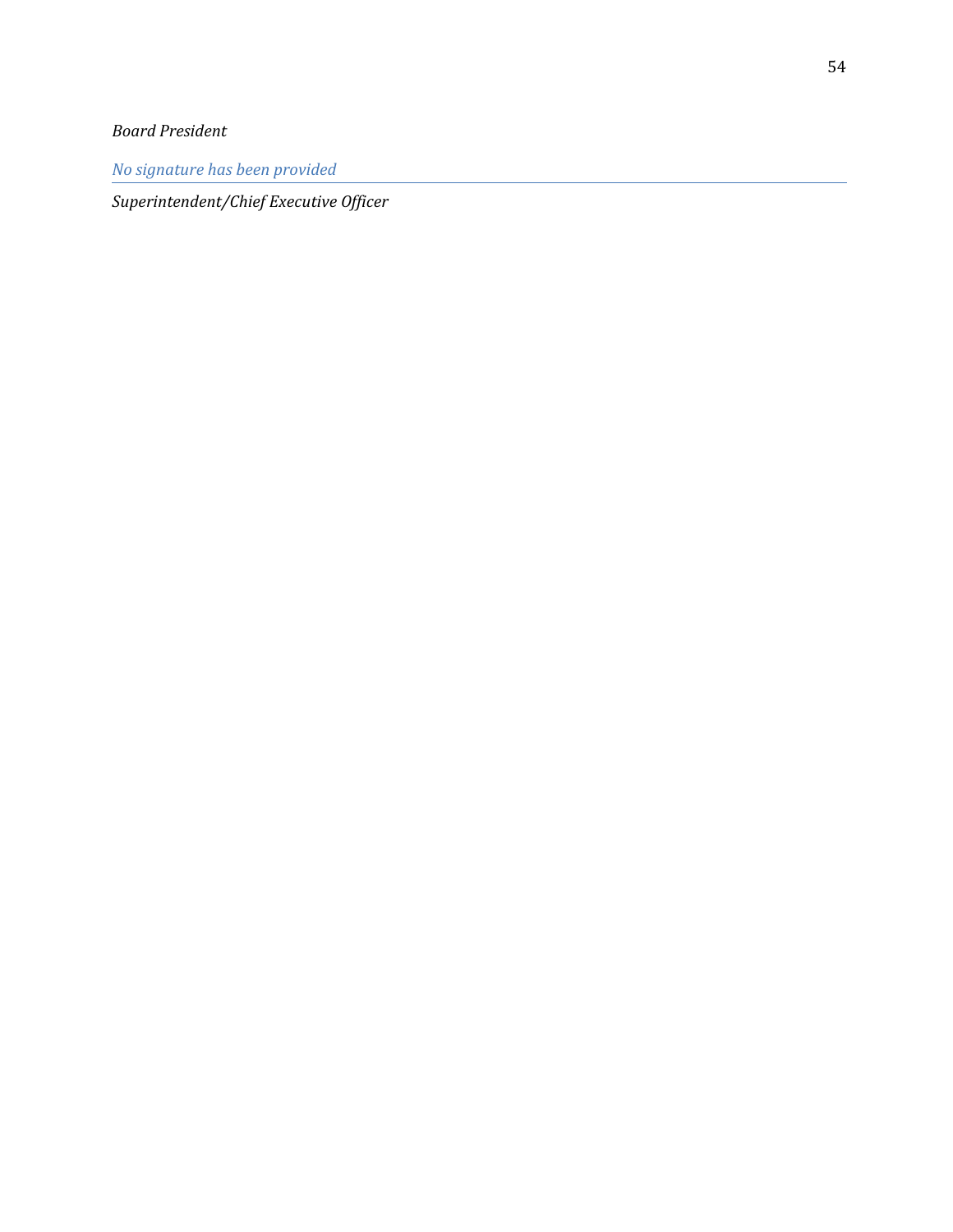*Board President*

*No signature has been provided*

---

*Superintendent/Chief Executive Officer*